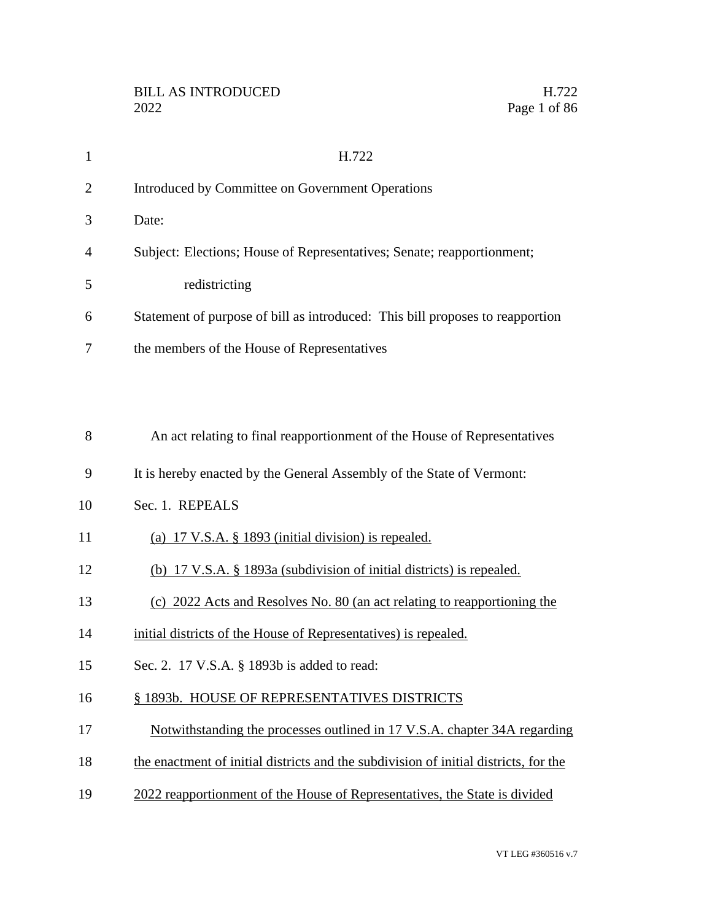H.722

Introduced by Committee on Government Operations

Date:

Subject: Elections; House of Representatives; Senate; reapportionment; redistricting

Statement of purpose of bill as introduced: This bill proposes to reapportion the members of the House of Representatives

An act relating to final reapportionment of the House of Representatives

It is hereby enacted by the General Assembly of the State of Vermont:

Sec. 1. REPEALS

(a) 17 V.S.A. § 1893 (initial division) is repealed.

(b) 17 V.S.A. § 1893a (subdivision of initial districts) is repealed.

(c) 2022 Acts and Resolves No. 80 (an act relating to reapportioning the initial districts of the House of Representatives) is repealed.

Sec. 2. 17 V.S.A. § 1893b is added to read:

§ 1893b. HOUSE OF REPRESENTATIVES DISTRICTS

Notwithstanding the processes outlined in 17 V.S.A. chapter 34A regarding the enactment of initial districts and the subdivision of initial districts, for the 2022 reapportionment of the House of Representatives, the State is divided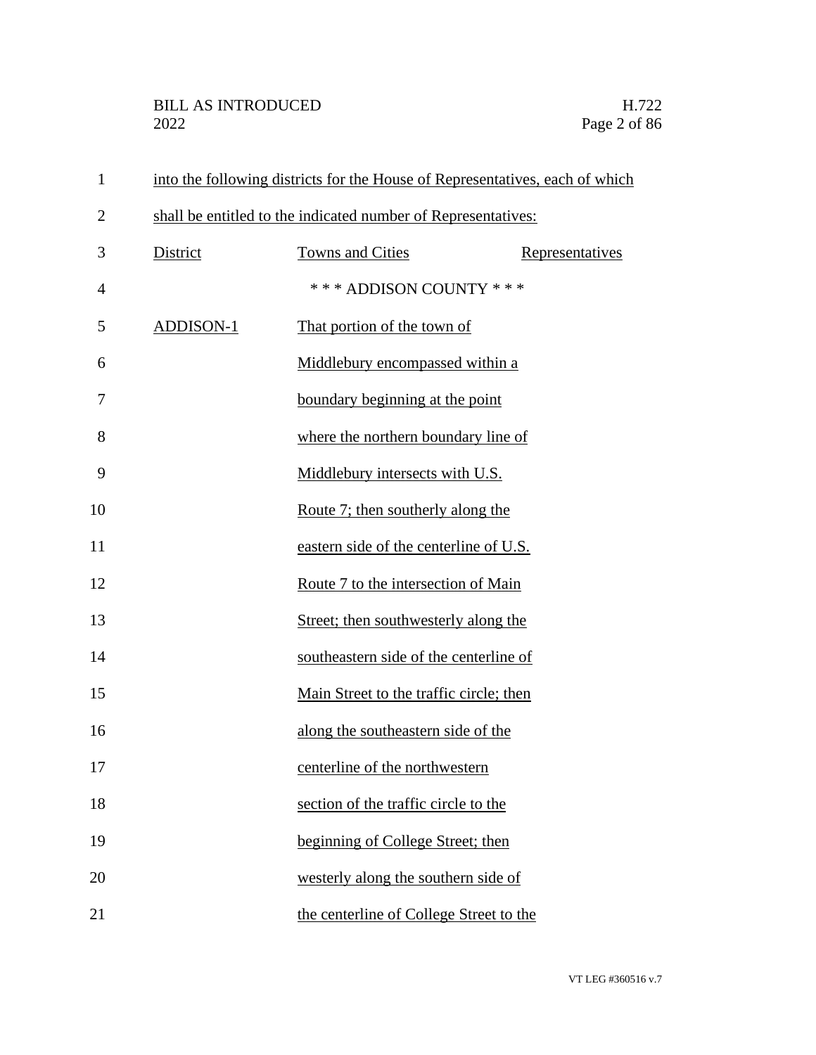into the following districts for the House of Representatives, each of which shall be entitled to the indicated number of Representatives:

| District | Towns and Cities | Representatives |
|---|---|---|
| | * * * ADDISON COUNTY * * * | |
| ADDISON-1 | That portion of the town of Middlebury encompassed within a boundary beginning at the point where the northern boundary line of Middlebury intersects with U.S. Route 7; then southerly along the eastern side of the centerline of U.S. Route 7 to the intersection of Main Street; then southwesterly along the southeastern side of the centerline of Main Street to the traffic circle; then along the southeastern side of the centerline of the northwestern section of the traffic circle to the beginning of College Street; then westerly along the southern side of the centerline of College Street to the | |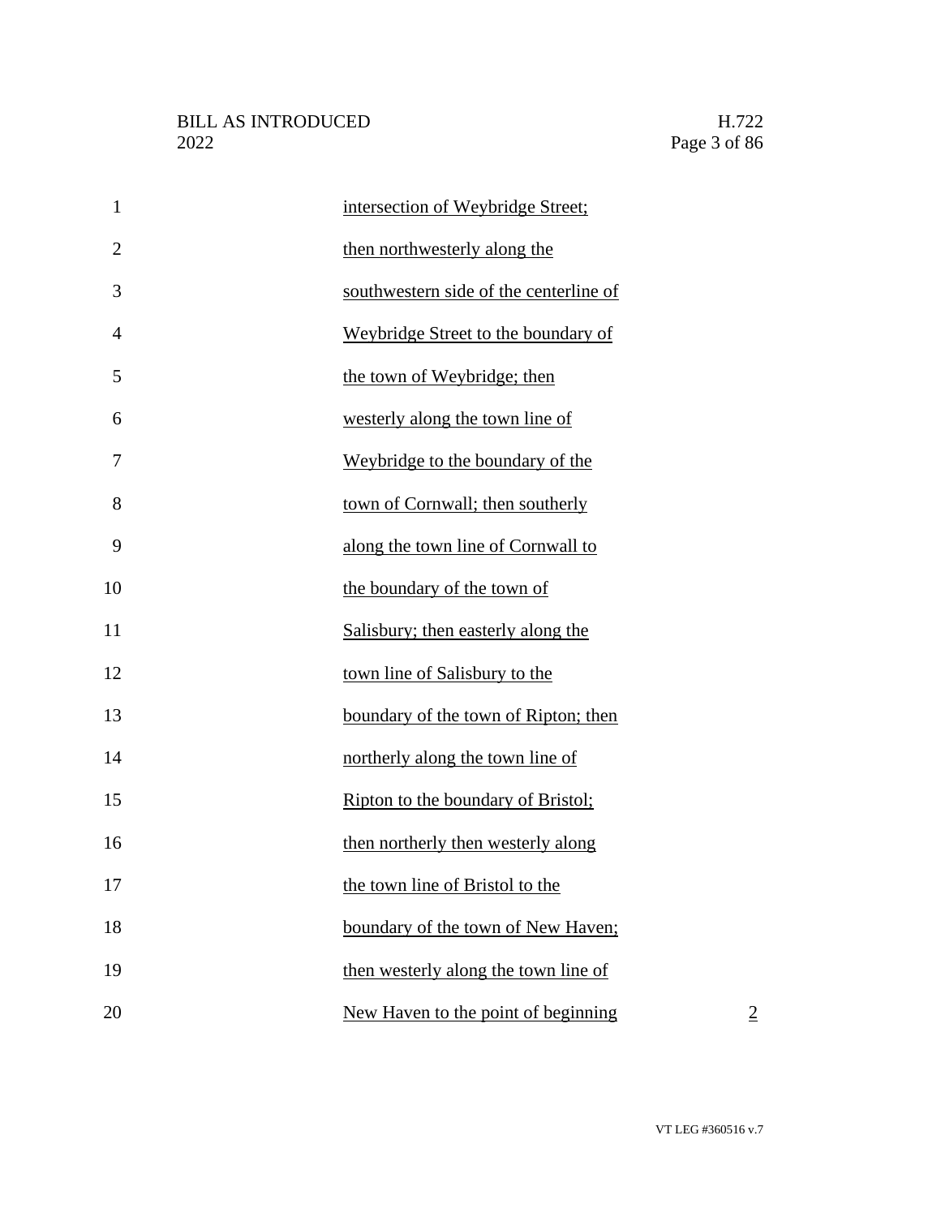intersection of Weybridge Street; then northwesterly along the southwestern side of the centerline of Weybridge Street to the boundary of the town of Weybridge; then westerly along the town line of Weybridge to the boundary of the town of Cornwall; then southerly along the town line of Cornwall to the boundary of the town of Salisbury; then easterly along the town line of Salisbury to the boundary of the town of Ripton; then northerly along the town line of Ripton to the boundary of Bristol; then northerly then westerly along the town line of Bristol to the boundary of the town of New Haven; then westerly along the town line of New Haven to the point of beginning 2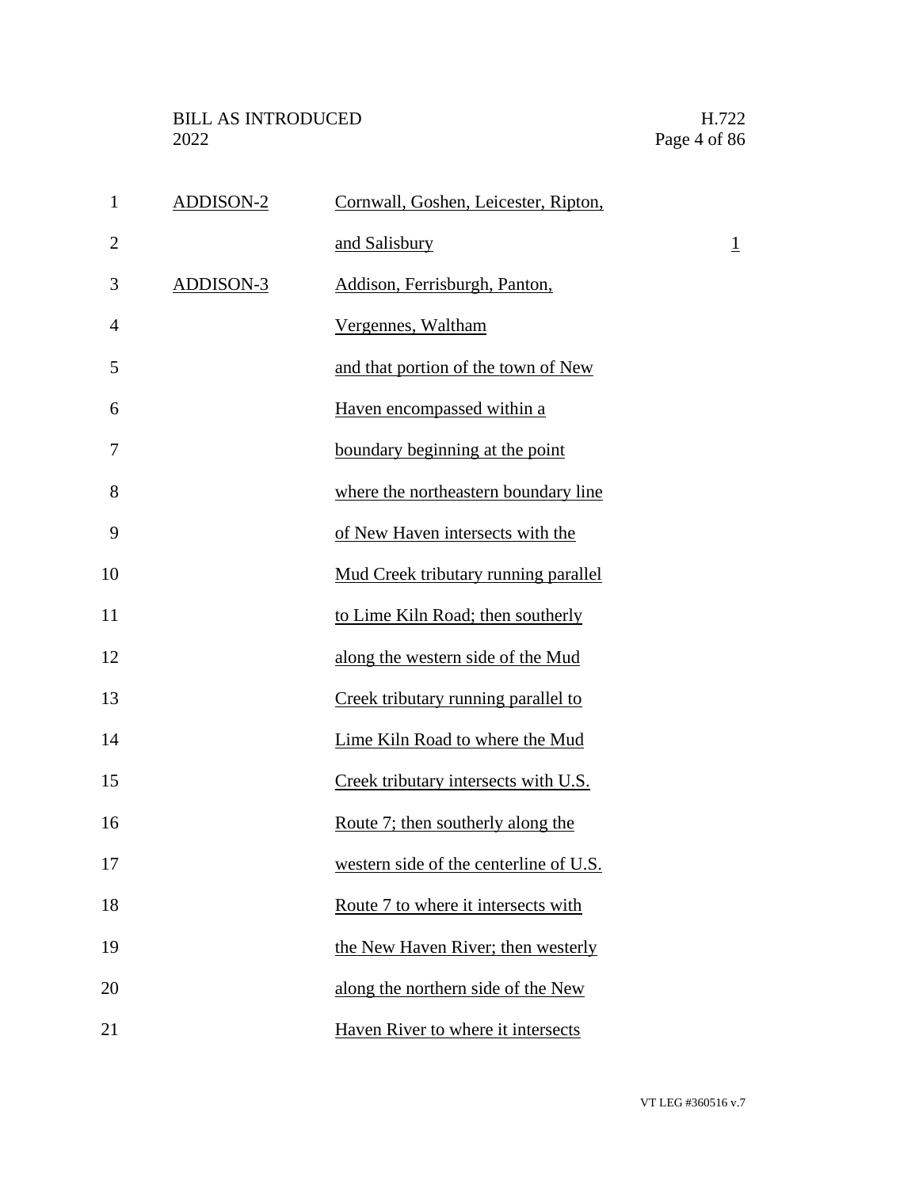| | | |
|---|---|---|
| ADDISON-2 | Cornwall, Goshen, Leicester, Ripton, and Salisbury | 1 |
| ADDISON-3 | Addison, Ferrisburgh, Panton, Vergennes, Waltham and that portion of the town of New Haven encompassed within a boundary beginning at the point where the northeastern boundary line of New Haven intersects with the Mud Creek tributary running parallel to Lime Kiln Road; then southerly along the western side of the Mud Creek tributary running parallel to Lime Kiln Road to where the Mud Creek tributary intersects with U.S. Route 7; then southerly along the western side of the centerline of U.S. Route 7 to where it intersects with the New Haven River; then westerly along the northern side of the New Haven River to where it intersects | |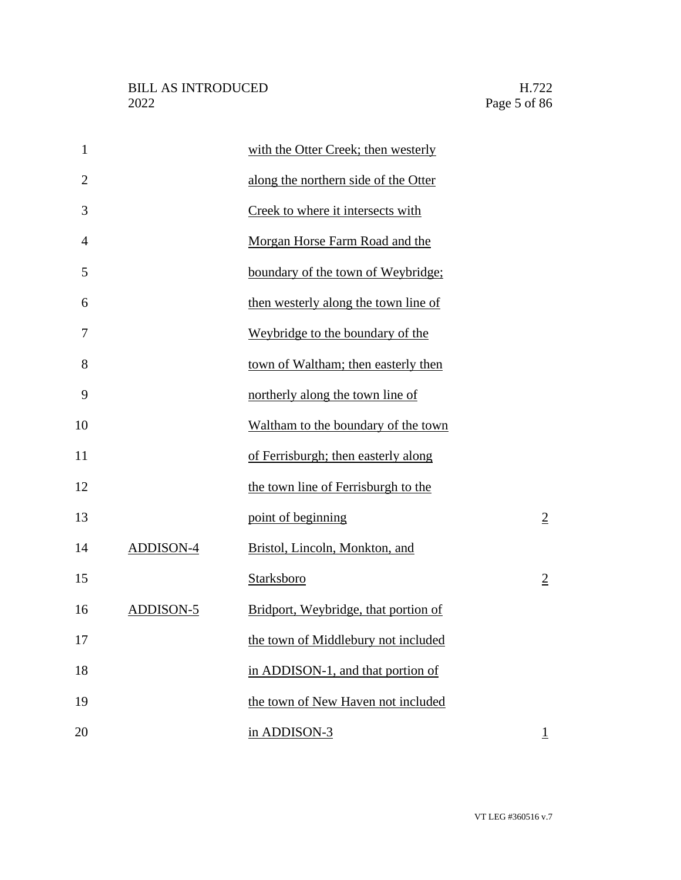| | | |
|---|---|---|
| | with the Otter Creek; then westerly along the northern side of the Otter Creek to where it intersects with Morgan Horse Farm Road and the boundary of the town of Weybridge; then westerly along the town line of Weybridge to the boundary of the town of Waltham; then easterly then northerly along the town line of Waltham to the boundary of the town of Ferrisburgh; then easterly along the town line of Ferrisburgh to the point of beginning | 2 |
| ADDISON-4 | Bristol, Lincoln, Monkton, and Starksboro | 2 |
| ADDISON-5 | Bridport, Weybridge, that portion of the town of Middlebury not included in ADDISON-1, and that portion of the town of New Haven not included in ADDISON-3 | 1 |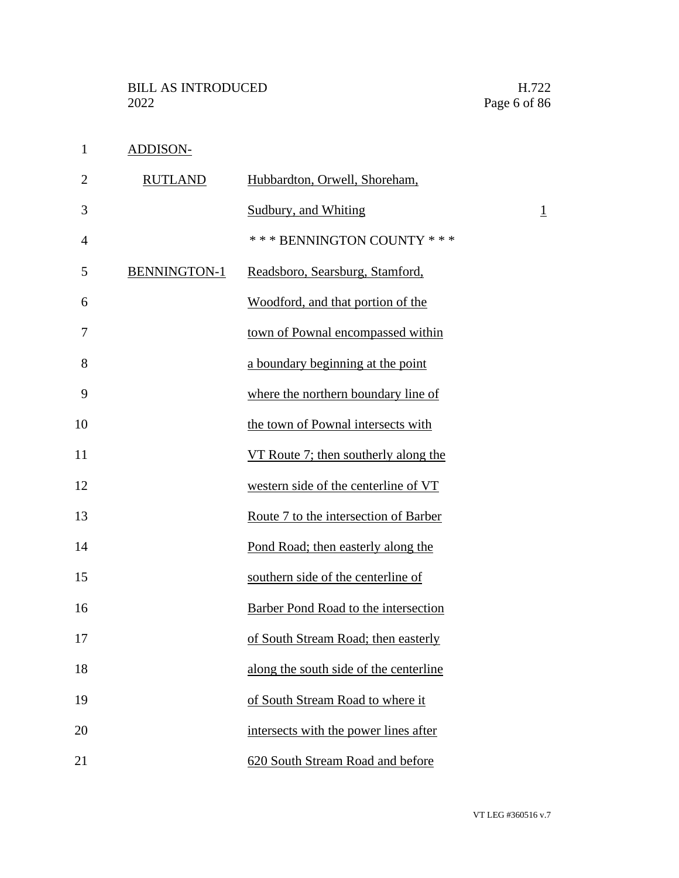ADDISON-

RUTLAND Hubbardton, Orwell, Shoreham, Sudbury, and Whiting 1

*** BENNINGTON COUNTY ***

BENNINGTON-1 Readsboro, Searsburg, Stamford, Woodford, and that portion of the town of Pownal encompassed within a boundary beginning at the point where the northern boundary line of the town of Pownal intersects with VT Route 7; then southerly along the western side of the centerline of VT Route 7 to the intersection of Barber Pond Road; then easterly along the southern side of the centerline of Barber Pond Road to the intersection of South Stream Road; then easterly along the south side of the centerline of South Stream Road to where it intersects with the power lines after 620 South Stream Road and before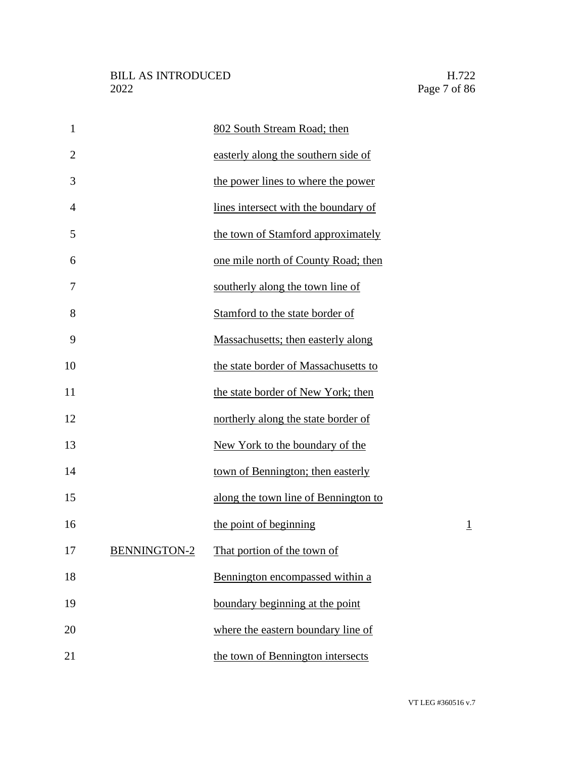| District | Description | Representatives |
|---|---|---|
| | 802 South Stream Road; then easterly along the southern side of the power lines to where the power lines intersect with the boundary of the town of Stamford approximately one mile north of County Road; then southerly along the town line of Stamford to the state border of Massachusetts; then easterly along the state border of Massachusetts to the state border of New York; then northerly along the state border of New York to the boundary of the town of Bennington; then easterly along the town line of Bennington to the point of beginning | 1 |
| BENNINGTON-2 | That portion of the town of Bennington encompassed within a boundary beginning at the point where the eastern boundary line of the town of Bennington intersects | |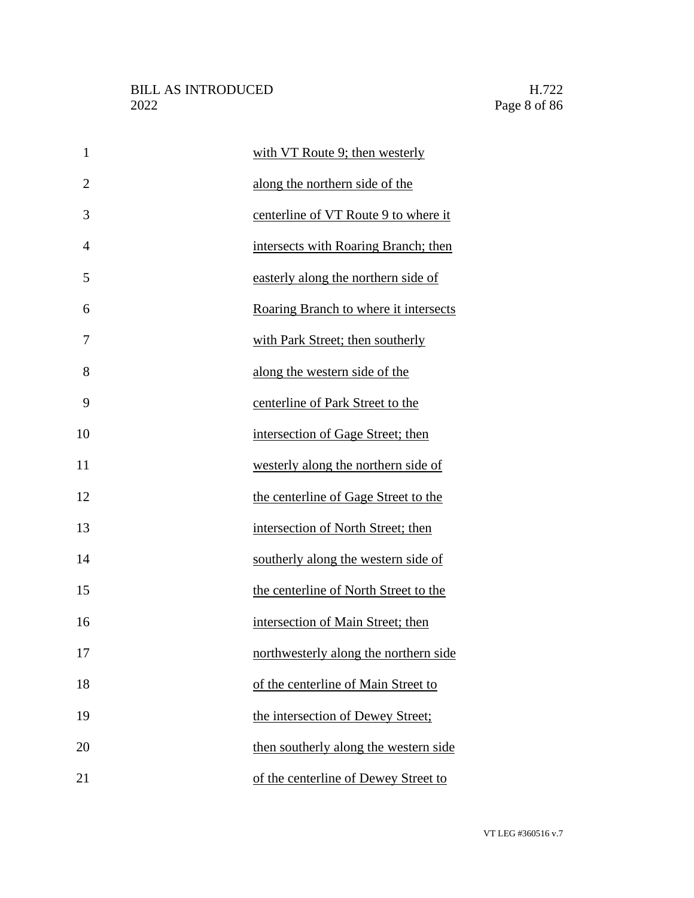with VT Route 9; then westerly along the northern side of the centerline of VT Route 9 to where it intersects with Roaring Branch; then easterly along the northern side of Roaring Branch to where it intersects with Park Street; then southerly along the western side of the centerline of Park Street to the intersection of Gage Street; then westerly along the northern side of the centerline of Gage Street to the intersection of North Street; then southerly along the western side of the centerline of North Street to the intersection of Main Street; then northwesterly along the northern side of the centerline of Main Street to the intersection of Dewey Street; then southerly along the western side of the centerline of Dewey Street to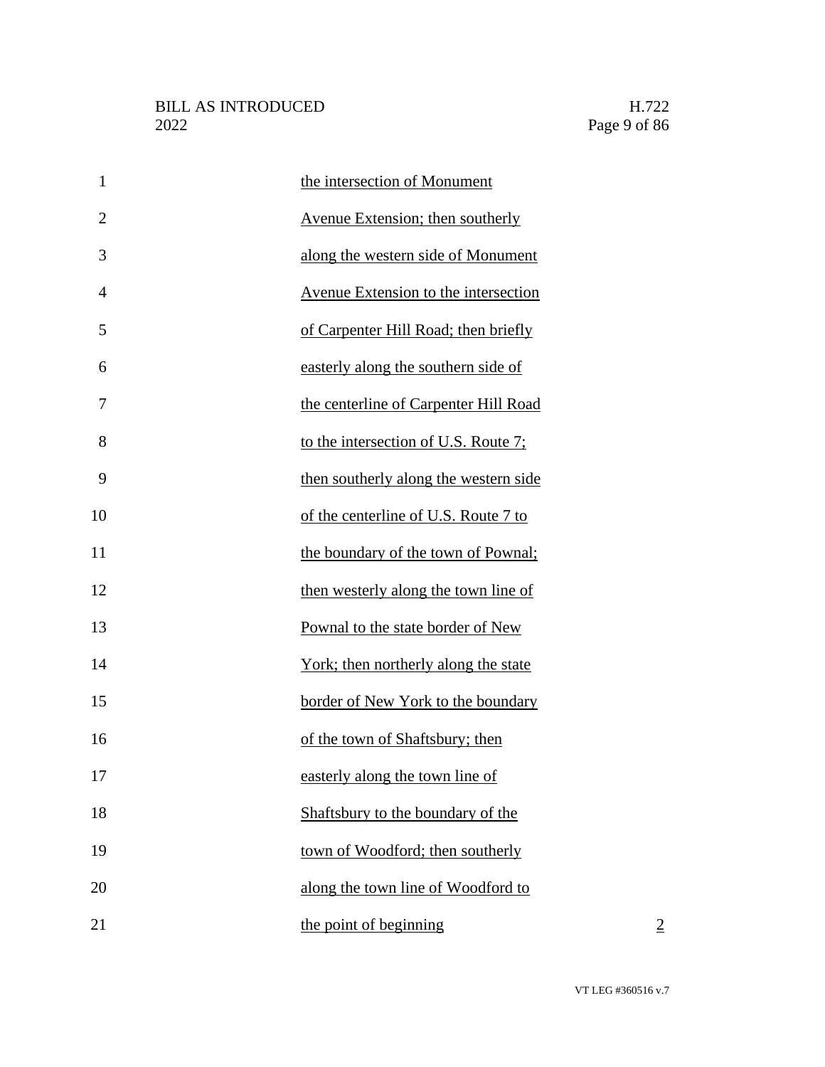the intersection of Monument Avenue Extension; then southerly along the western side of Monument Avenue Extension to the intersection of Carpenter Hill Road; then briefly easterly along the southern side of the centerline of Carpenter Hill Road to the intersection of U.S. Route 7; then southerly along the western side of the centerline of U.S. Route 7 to the boundary of the town of Pownal; then westerly along the town line of Pownal to the state border of New York; then northerly along the state border of New York to the boundary of the town of Shaftsbury; then easterly along the town line of Shaftsbury to the boundary of the town of Woodford; then southerly along the town line of Woodford to the point of beginning 2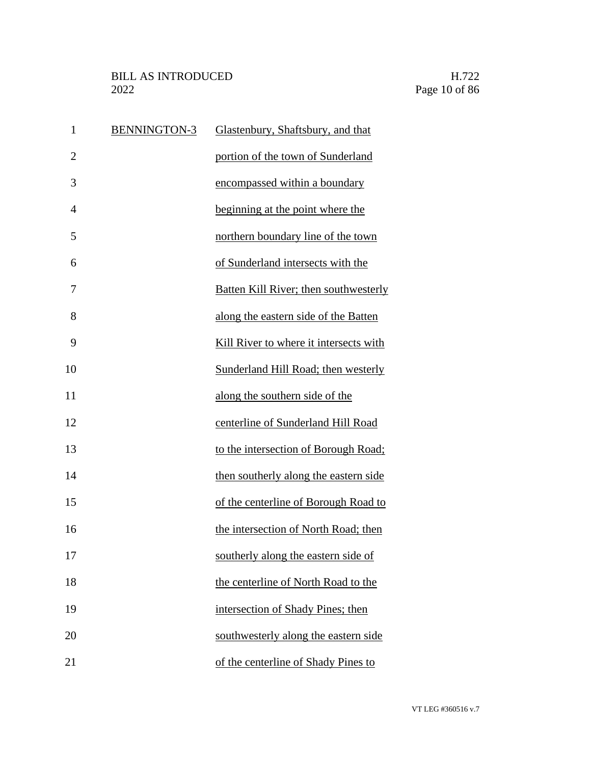| | |
|---|---|
| BENNINGTON-3 | Glastenbury, Shaftsbury, and that portion of the town of Sunderland encompassed within a boundary beginning at the point where the northern boundary line of the town of Sunderland intersects with the Batten Kill River; then southwesterly along the eastern side of the Batten Kill River to where it intersects with Sunderland Hill Road; then westerly along the southern side of the centerline of Sunderland Hill Road to the intersection of Borough Road; then southerly along the eastern side of the centerline of Borough Road to the intersection of North Road; then southerly along the eastern side of the centerline of North Road to the intersection of Shady Pines; then southwesterly along the eastern side of the centerline of Shady Pines to |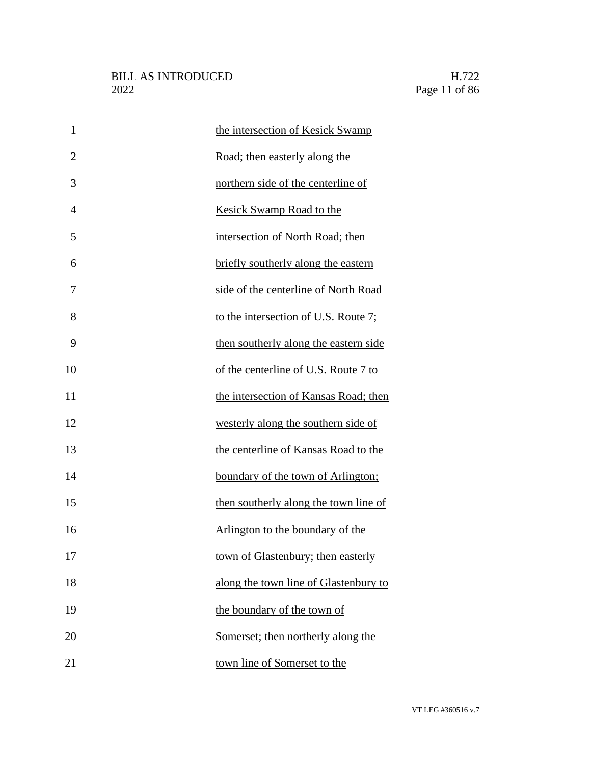the intersection of Kesick Swamp Road; then easterly along the northern side of the centerline of Kesick Swamp Road to the intersection of North Road; then briefly southerly along the eastern side of the centerline of North Road to the intersection of U.S. Route 7; then southerly along the eastern side of the centerline of U.S. Route 7 to the intersection of Kansas Road; then westerly along the southern side of the centerline of Kansas Road to the boundary of the town of Arlington; then southerly along the town line of Arlington to the boundary of the town of Glastenbury; then easterly along the town line of Glastenbury to the boundary of the town of Somerset; then northerly along the town line of Somerset to the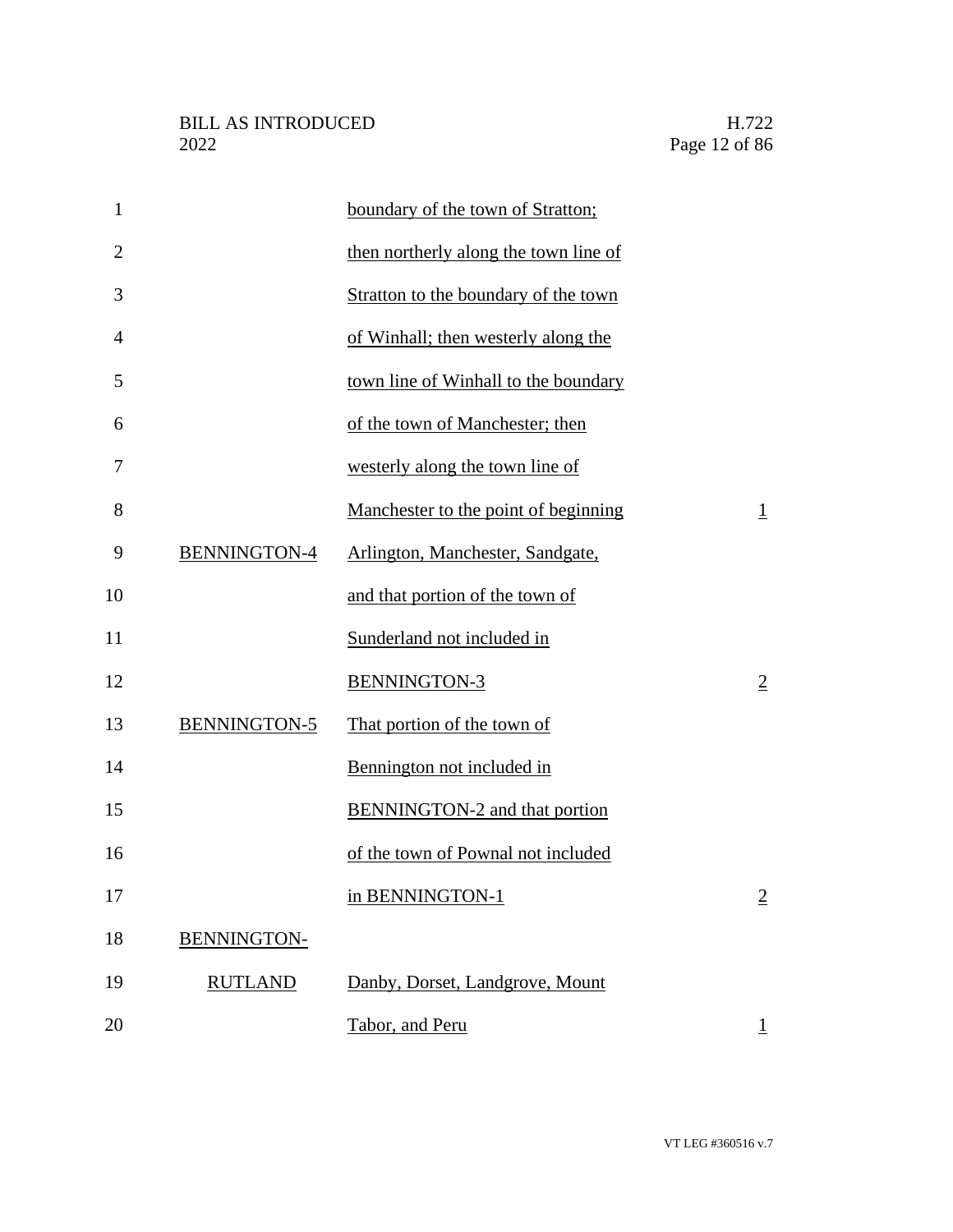| | | |
|---|---|---|
| | boundary of the town of Stratton; then northerly along the town line of Stratton to the boundary of the town of Winhall; then westerly along the town line of Winhall to the boundary of the town of Manchester; then westerly along the town line of Manchester to the point of beginning | 1 |
| BENNINGTON-4 | Arlington, Manchester, Sandgate, and that portion of the town of Sunderland not included in BENNINGTON-3 | 2 |
| BENNINGTON-5 | That portion of the town of Bennington not included in BENNINGTON-2 and that portion of the town of Pownal not included in BENNINGTON-1 | 2 |
| BENNINGTON-RUTLAND | Danby, Dorset, Landgrove, Mount Tabor, and Peru | 1 |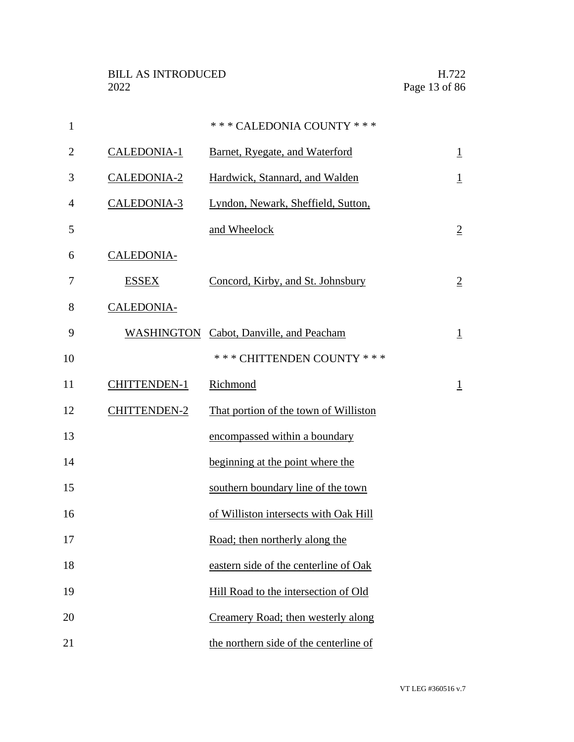\* \* \* CALEDONIA COUNTY \* \* \*

| District | Towns | Reps |
|---|---|---|
| CALEDONIA-1 | Barnet, Ryegate, and Waterford | 1 |
| CALEDONIA-2 | Hardwick, Stannard, and Walden | 1 |
| CALEDONIA-3 | Lyndon, Newark, Sheffield, Sutton, and Wheelock | 2 |
| CALEDONIA-ESSEX | Concord, Kirby, and St. Johnsbury | 2 |
| CALEDONIA-WASHINGTON | Cabot, Danville, and Peacham | 1 |

\* \* \* CHITTENDEN COUNTY \* \* \*

| District | Towns | Reps |
|---|---|---|
| CHITTENDEN-1 | Richmond | 1 |
| CHITTENDEN-2 | That portion of the town of Williston encompassed within a boundary beginning at the point where the southern boundary line of the town of Williston intersects with Oak Hill Road; then northerly along the eastern side of the centerline of Oak Hill Road to the intersection of Old Creamery Road; then westerly along the northern side of the centerline of | |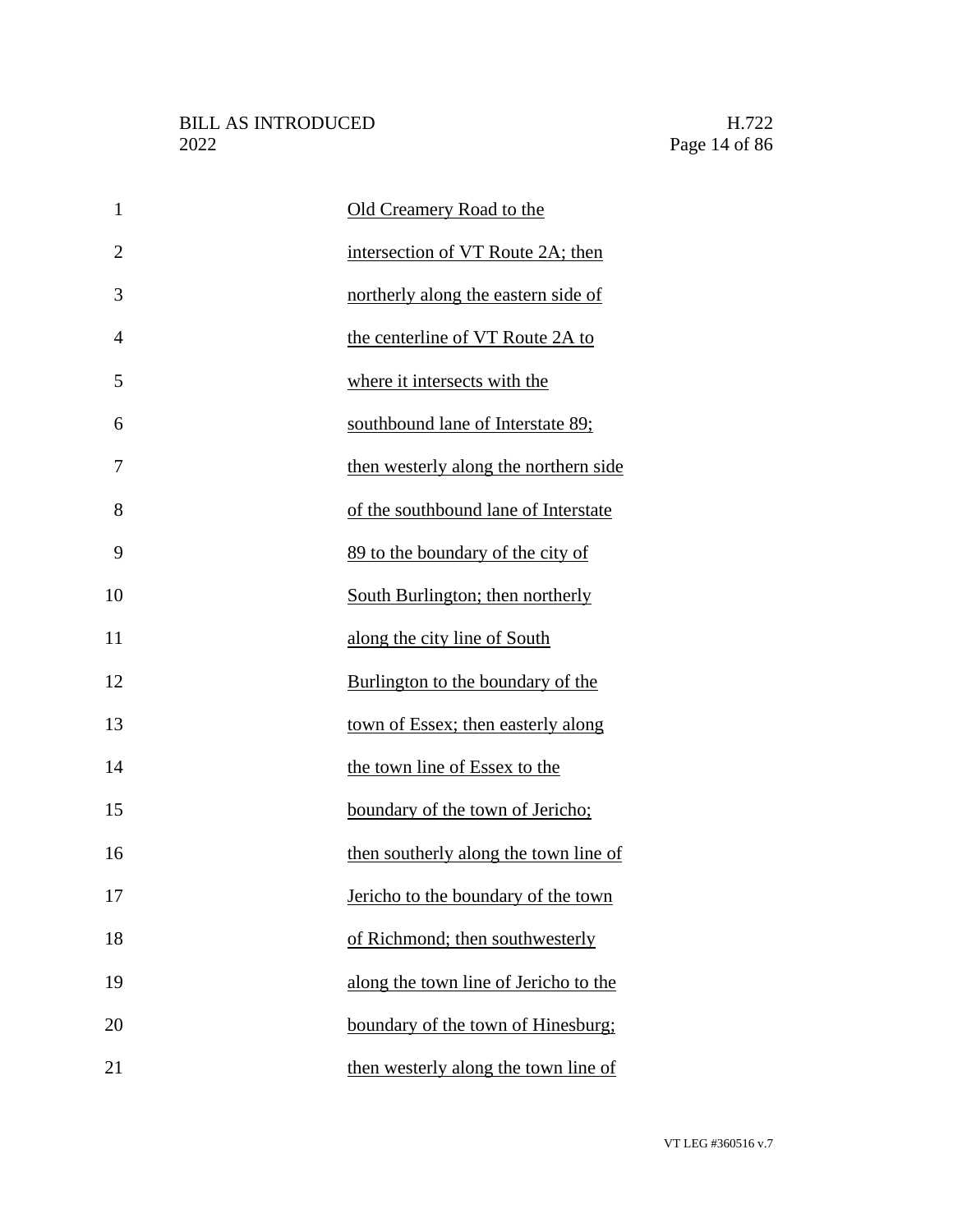Old Creamery Road to the intersection of VT Route 2A; then northerly along the eastern side of the centerline of VT Route 2A to where it intersects with the southbound lane of Interstate 89; then westerly along the northern side of the southbound lane of Interstate 89 to the boundary of the city of South Burlington; then northerly along the city line of South Burlington to the boundary of the town of Essex; then easterly along the town line of Essex to the boundary of the town of Jericho; then southerly along the town line of Jericho to the boundary of the town of Richmond; then southwesterly along the town line of Jericho to the boundary of the town of Hinesburg; then westerly along the town line of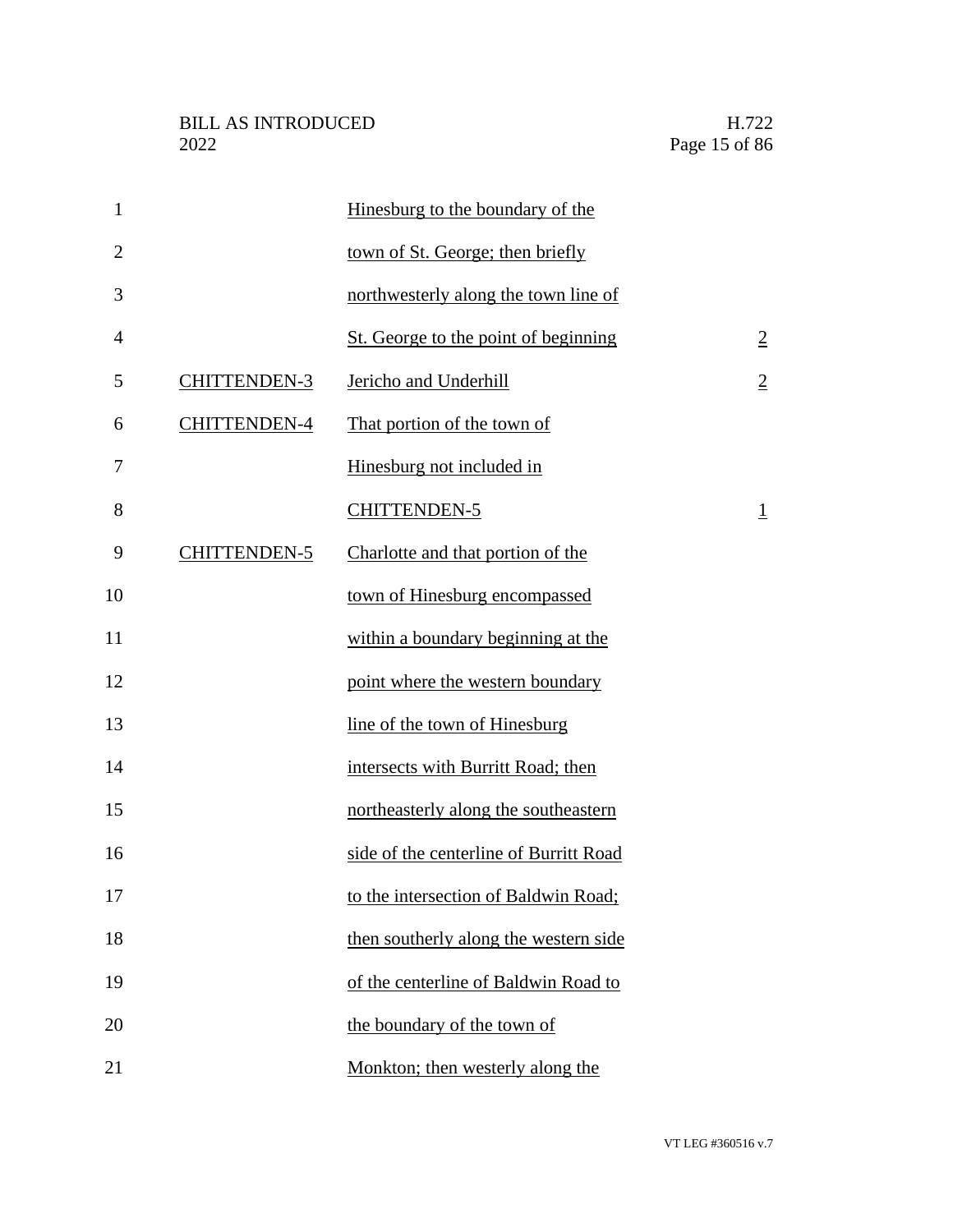| | | |
|---|---|---|
| | Hinesburg to the boundary of the town of St. George; then briefly northwesterly along the town line of St. George to the point of beginning | 2 |
| CHITTENDEN-3 | Jericho and Underhill | 2 |
| CHITTENDEN-4 | That portion of the town of Hinesburg not included in CHITTENDEN-5 | 1 |
| CHITTENDEN-5 | Charlotte and that portion of the town of Hinesburg encompassed within a boundary beginning at the point where the western boundary line of the town of Hinesburg intersects with Burritt Road; then northeasterly along the southeastern side of the centerline of Burritt Road to the intersection of Baldwin Road; then southerly along the western side of the centerline of Baldwin Road to the boundary of the town of Monkton; then westerly along the | |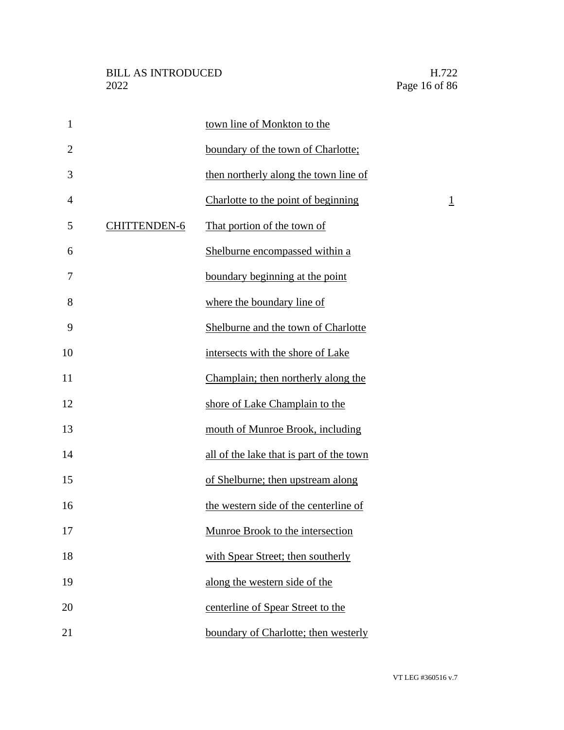| | | |
|---|---|---|
| | town line of Monkton to the boundary of the town of Charlotte; then northerly along the town line of Charlotte to the point of beginning | 1 |
| CHITTENDEN-6 | That portion of the town of Shelburne encompassed within a boundary beginning at the point where the boundary line of Shelburne and the town of Charlotte intersects with the shore of Lake Champlain; then northerly along the shore of Lake Champlain to the mouth of Munroe Brook, including all of the lake that is part of the town of Shelburne; then upstream along the western side of the centerline of Munroe Brook to the intersection with Spear Street; then southerly along the western side of the centerline of Spear Street to the boundary of Charlotte; then westerly | |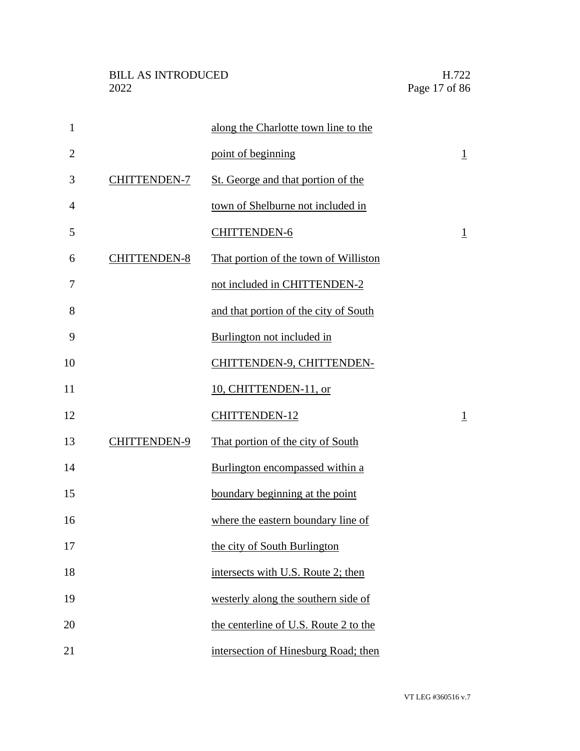| | | |
|---|---|---|
| | along the Charlotte town line to the point of beginning | 1 |
| CHITTENDEN-7 | St. George and that portion of the town of Shelburne not included in CHITTENDEN-6 | 1 |
| CHITTENDEN-8 | That portion of the town of Williston not included in CHITTENDEN-2 and that portion of the city of South Burlington not included in CHITTENDEN-9, CHITTENDEN-10, CHITTENDEN-11, or CHITTENDEN-12 | 1 |
| CHITTENDEN-9 | That portion of the city of South Burlington encompassed within a boundary beginning at the point where the eastern boundary line of the city of South Burlington intersects with U.S. Route 2; then westerly along the southern side of the centerline of U.S. Route 2 to the intersection of Hinesburg Road; then | |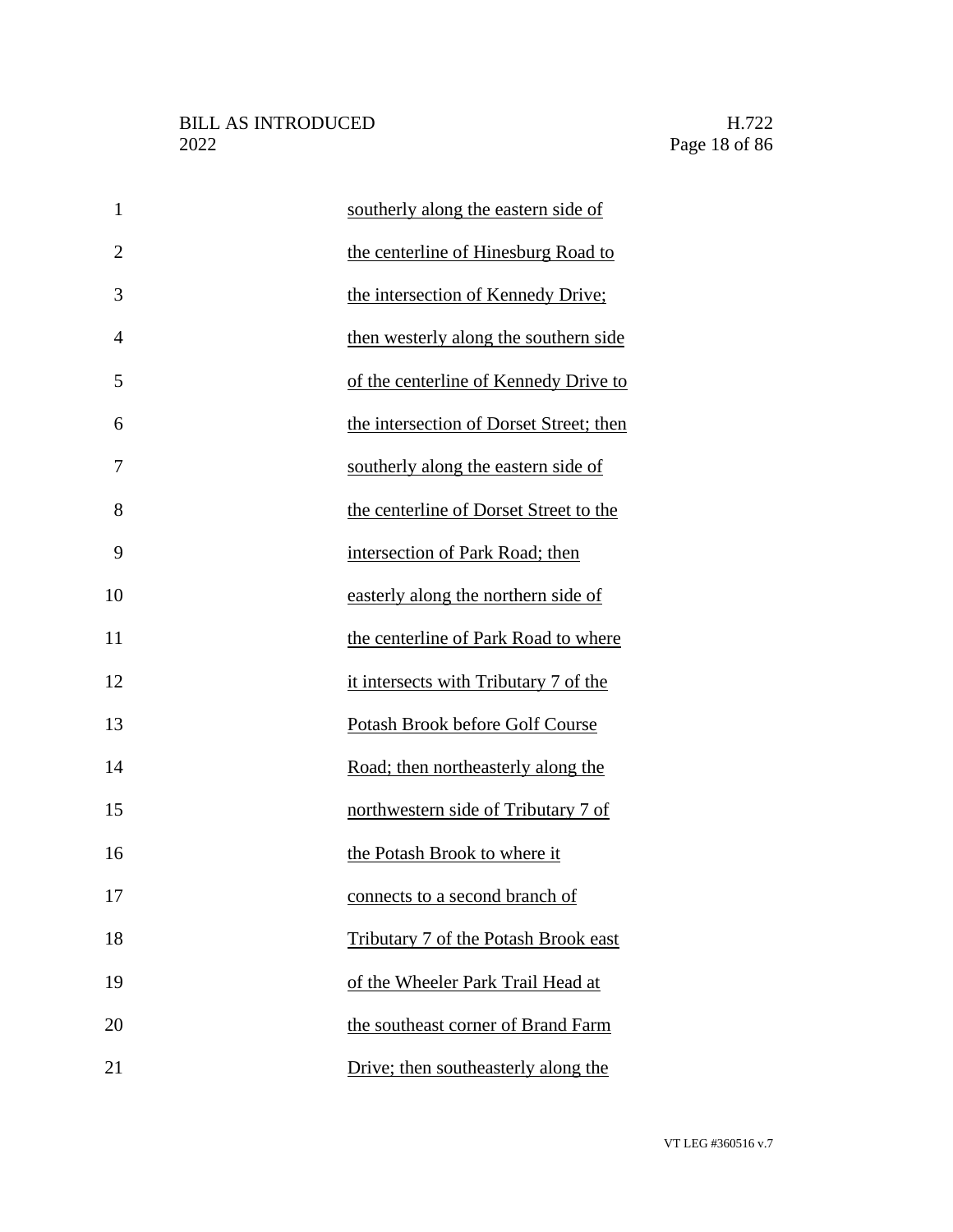southerly along the eastern side of the centerline of Hinesburg Road to the intersection of Kennedy Drive; then westerly along the southern side of the centerline of Kennedy Drive to the intersection of Dorset Street; then southerly along the eastern side of the centerline of Dorset Street to the intersection of Park Road; then easterly along the northern side of the centerline of Park Road to where it intersects with Tributary 7 of the Potash Brook before Golf Course Road; then northeasterly along the northwestern side of Tributary 7 of the Potash Brook to where it connects to a second branch of Tributary 7 of the Potash Brook east of the Wheeler Park Trail Head at the southeast corner of Brand Farm Drive; then southeasterly along the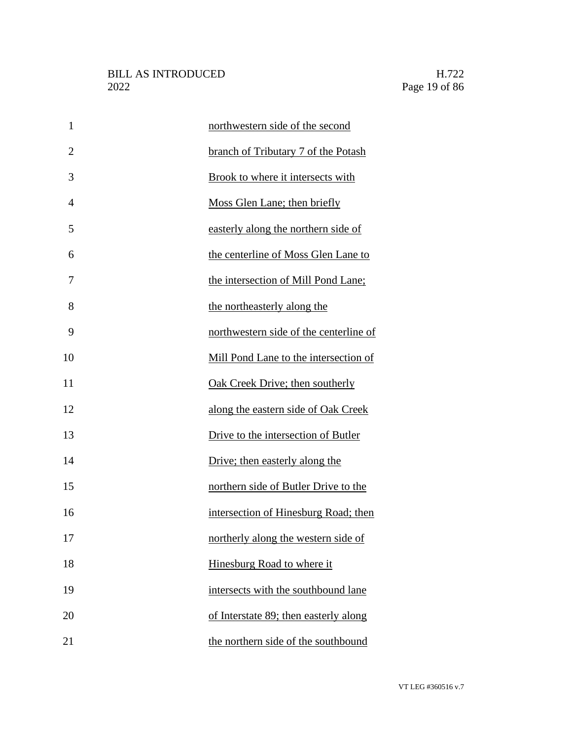northwestern side of the second branch of Tributary 7 of the Potash Brook to where it intersects with Moss Glen Lane; then briefly easterly along the northern side of the centerline of Moss Glen Lane to the intersection of Mill Pond Lane; the northeasterly along the northwestern side of the centerline of Mill Pond Lane to the intersection of Oak Creek Drive; then southerly along the eastern side of Oak Creek Drive to the intersection of Butler Drive; then easterly along the northern side of Butler Drive to the intersection of Hinesburg Road; then northerly along the western side of Hinesburg Road to where it intersects with the southbound lane of Interstate 89; then easterly along the northern side of the southbound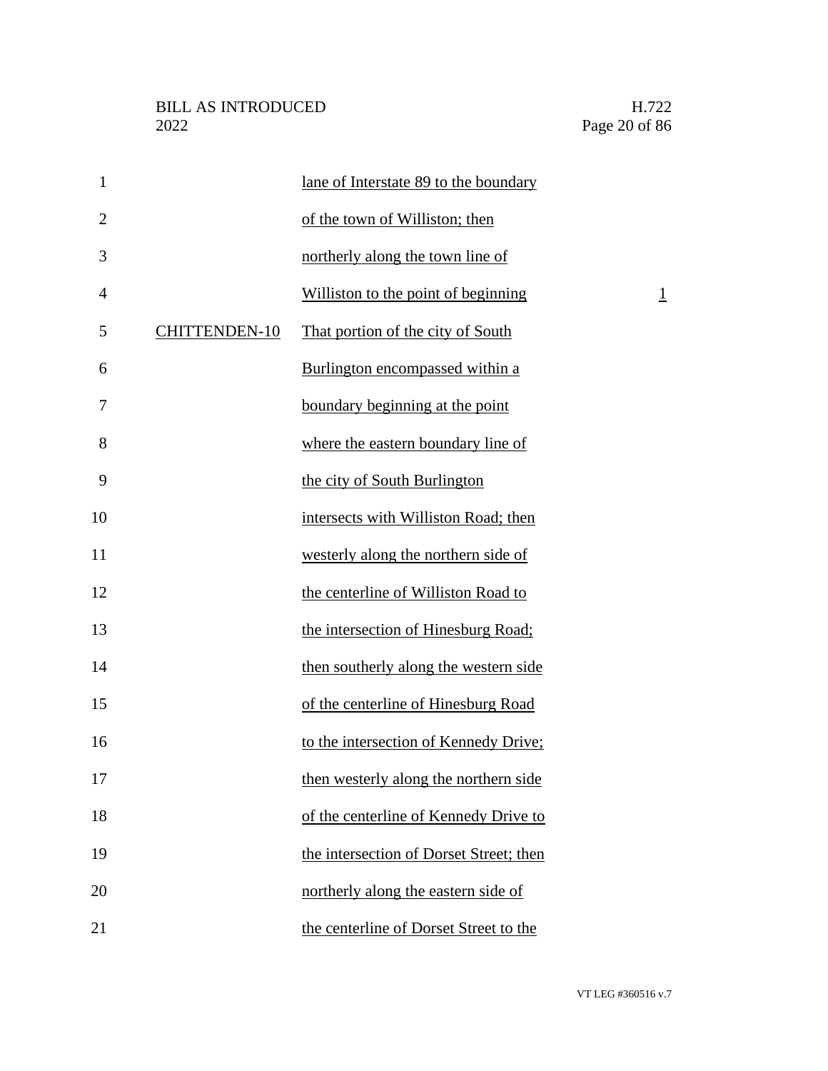| | | |
|---|---|---|
| | lane of Interstate 89 to the boundary of the town of Williston; then northerly along the town line of Williston to the point of beginning | 1 |
| CHITTENDEN-10 | That portion of the city of South Burlington encompassed within a boundary beginning at the point where the eastern boundary line of the city of South Burlington intersects with Williston Road; then westerly along the northern side of the centerline of Williston Road to the intersection of Hinesburg Road; then southerly along the western side of the centerline of Hinesburg Road to the intersection of Kennedy Drive; then westerly along the northern side of the centerline of Kennedy Drive to the intersection of Dorset Street; then northerly along the eastern side of the centerline of Dorset Street to the | |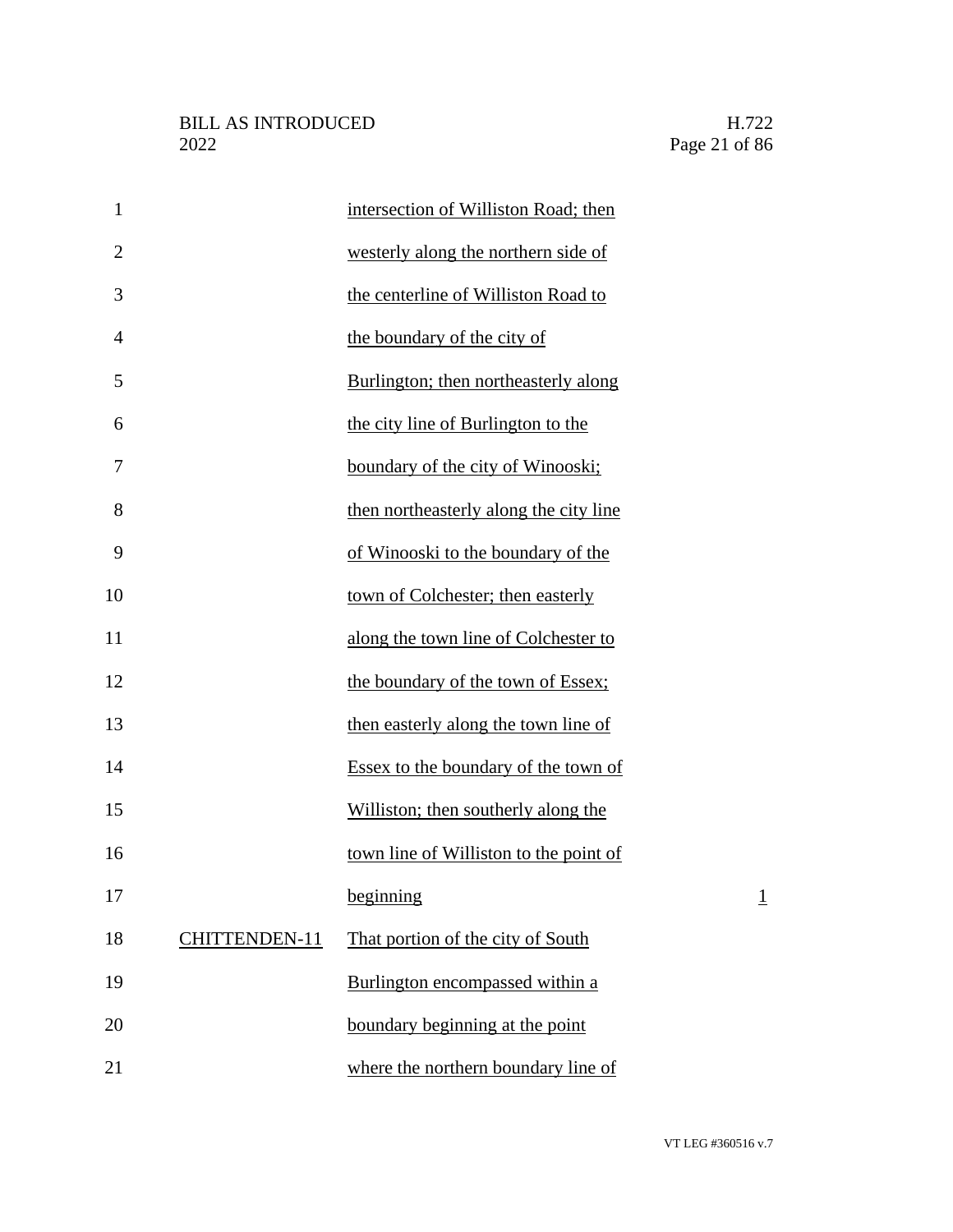| | | |
|---|---|---|
| | intersection of Williston Road; then westerly along the northern side of the centerline of Williston Road to the boundary of the city of Burlington; then northeasterly along the city line of Burlington to the boundary of the city of Winooski; then northeasterly along the city line of Winooski to the boundary of the town of Colchester; then easterly along the town line of Colchester to the boundary of the town of Essex; then easterly along the town line of Essex to the boundary of the town of Williston; then southerly along the town line of Williston to the point of beginning | 1 |
| CHITTENDEN-11 | That portion of the city of South Burlington encompassed within a boundary beginning at the point where the northern boundary line of | |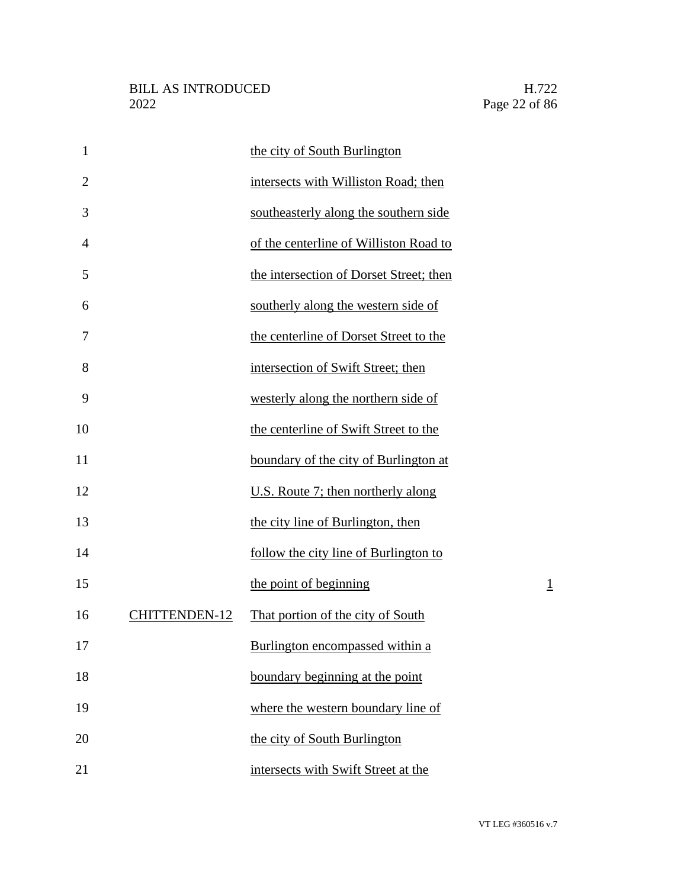| | | |
|---|---|---|
| | the city of South Burlington intersects with Williston Road; then southeasterly along the southern side of the centerline of Williston Road to the intersection of Dorset Street; then southerly along the western side of the centerline of Dorset Street to the intersection of Swift Street; then westerly along the northern side of the centerline of Swift Street to the boundary of the city of Burlington at U.S. Route 7; then northerly along the city line of Burlington, then follow the city line of Burlington to the point of beginning | 1 |
| CHITTENDEN-12 | That portion of the city of South Burlington encompassed within a boundary beginning at the point where the western boundary line of the city of South Burlington intersects with Swift Street at the | |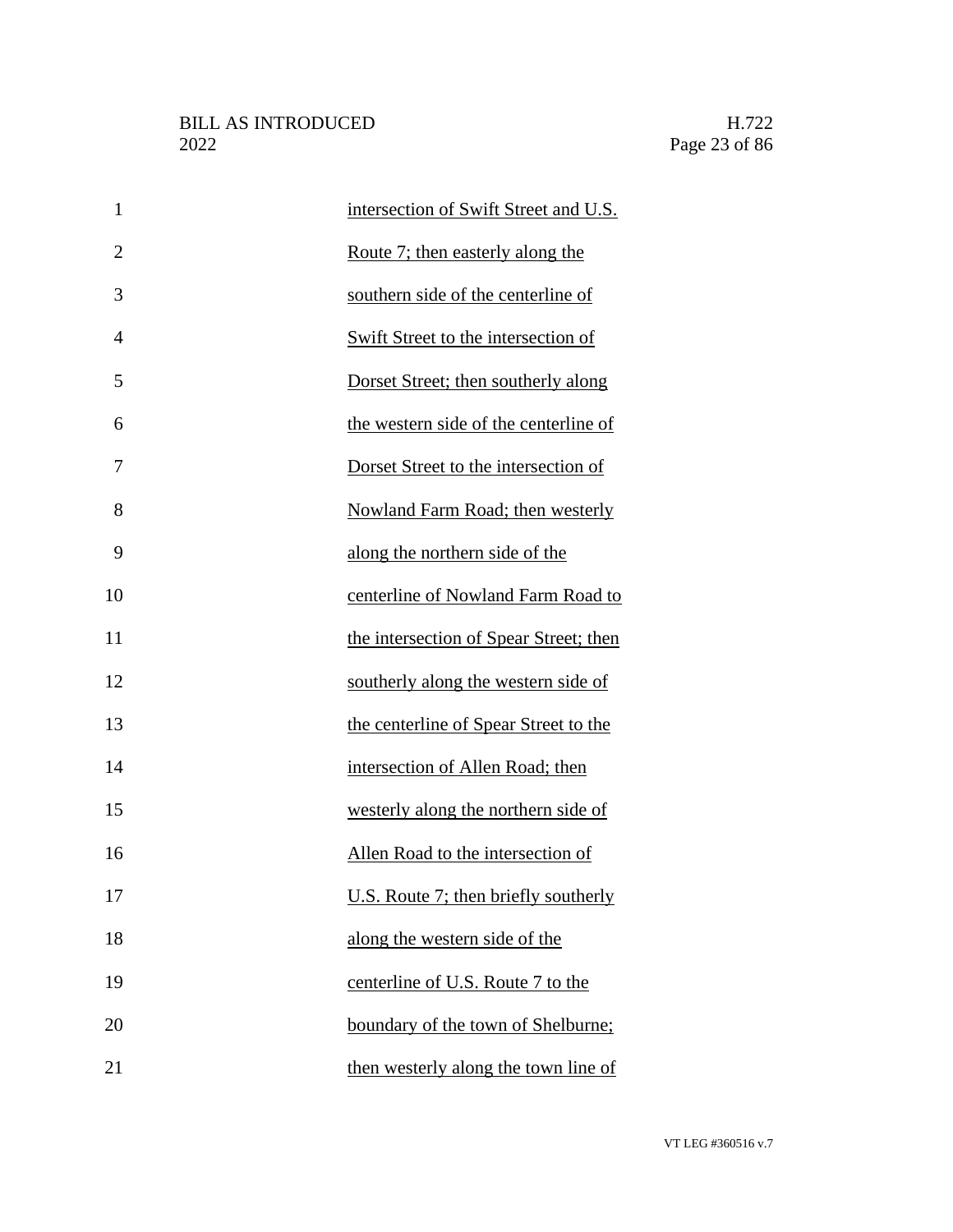intersection of Swift Street and U.S. Route 7; then easterly along the southern side of the centerline of Swift Street to the intersection of Dorset Street; then southerly along the western side of the centerline of Dorset Street to the intersection of Nowland Farm Road; then westerly along the northern side of the centerline of Nowland Farm Road to the intersection of Spear Street; then southerly along the western side of the centerline of Spear Street to the intersection of Allen Road; then westerly along the northern side of Allen Road to the intersection of U.S. Route 7; then briefly southerly along the western side of the centerline of U.S. Route 7 to the boundary of the town of Shelburne; then westerly along the town line of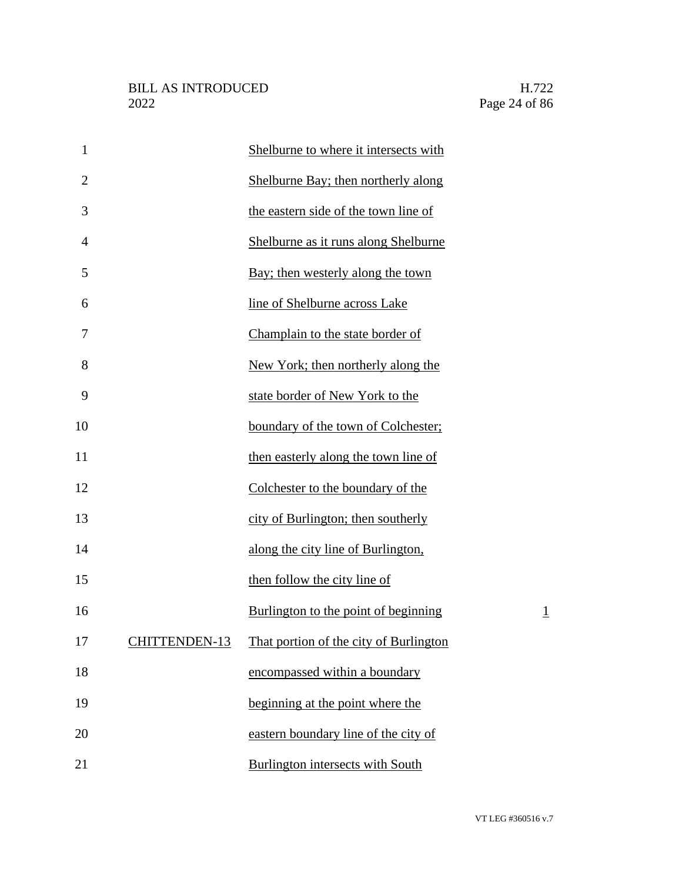| | | |
|---|---|---|
| | Shelburne to where it intersects with Shelburne Bay; then northerly along the eastern side of the town line of Shelburne as it runs along Shelburne Bay; then westerly along the town line of Shelburne across Lake Champlain to the state border of New York; then northerly along the state border of New York to the boundary of the town of Colchester; then easterly along the town line of Colchester to the boundary of the city of Burlington; then southerly along the city line of Burlington, then follow the city line of Burlington to the point of beginning | 1 |
| CHITTENDEN-13 | That portion of the city of Burlington encompassed within a boundary beginning at the point where the eastern boundary line of the city of Burlington intersects with South | |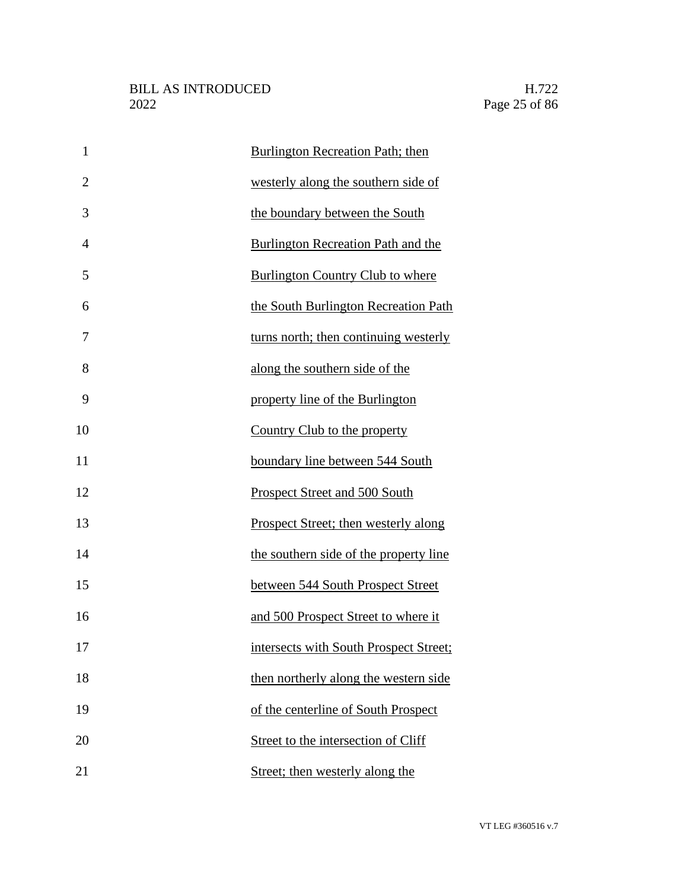Burlington Recreation Path; then westerly along the southern side of the boundary between the South Burlington Recreation Path and the Burlington Country Club to where the South Burlington Recreation Path turns north; then continuing westerly along the southern side of the property line of the Burlington Country Club to the property boundary line between 544 South Prospect Street and 500 South Prospect Street; then westerly along the southern side of the property line between 544 South Prospect Street and 500 Prospect Street to where it intersects with South Prospect Street; then northerly along the western side of the centerline of South Prospect Street to the intersection of Cliff Street; then westerly along the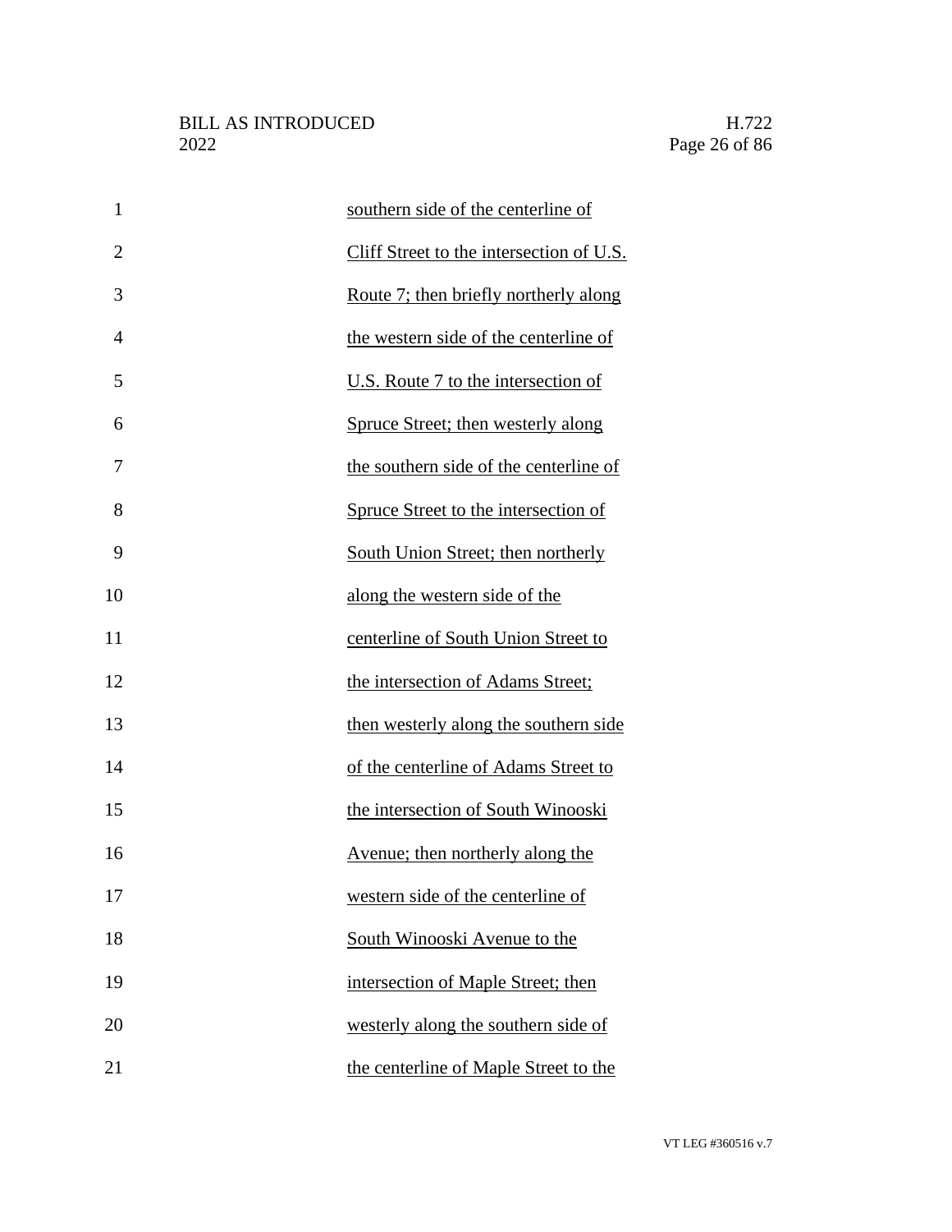southern side of the centerline of Cliff Street to the intersection of U.S. Route 7; then briefly northerly along the western side of the centerline of U.S. Route 7 to the intersection of Spruce Street; then westerly along the southern side of the centerline of Spruce Street to the intersection of South Union Street; then northerly along the western side of the centerline of South Union Street to the intersection of Adams Street; then westerly along the southern side of the centerline of Adams Street to the intersection of South Winooski Avenue; then northerly along the western side of the centerline of South Winooski Avenue to the intersection of Maple Street; then westerly along the southern side of the centerline of Maple Street to the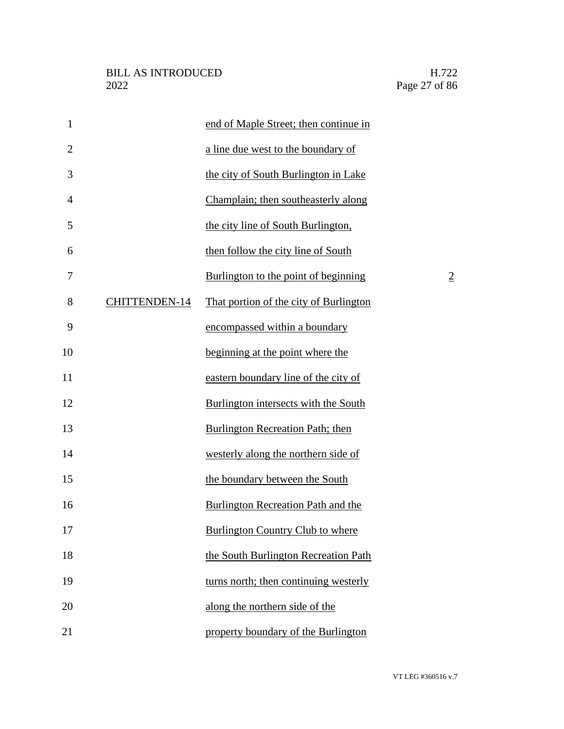| | | |
|---|---|---|
| | <u>end of Maple Street; then continue in a line due west to the boundary of the city of South Burlington in Lake Champlain; then southeasterly along the city line of South Burlington, then follow the city line of South Burlington to the point of beginning</u> | <u>2</u> |
| <u>CHITTENDEN-14</u> | <u>That portion of the city of Burlington encompassed within a boundary beginning at the point where the eastern boundary line of the city of Burlington intersects with the South Burlington Recreation Path; then westerly along the northern side of the boundary between the South Burlington Recreation Path and the Burlington Country Club to where the South Burlington Recreation Path turns north; then continuing westerly along the northern side of the property boundary of the Burlington</u> | |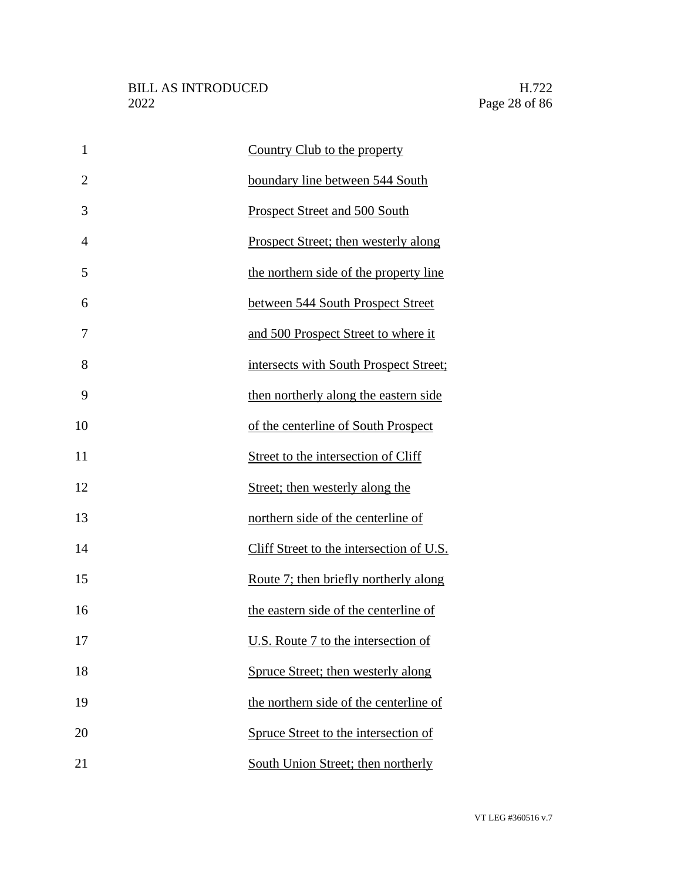Country Club to the property boundary line between 544 South Prospect Street and 500 South Prospect Street; then westerly along the northern side of the property line between 544 South Prospect Street and 500 Prospect Street to where it intersects with South Prospect Street; then northerly along the eastern side of the centerline of South Prospect Street to the intersection of Cliff Street; then westerly along the northern side of the centerline of Cliff Street to the intersection of U.S. Route 7; then briefly northerly along the eastern side of the centerline of U.S. Route 7 to the intersection of Spruce Street; then westerly along the northern side of the centerline of Spruce Street to the intersection of South Union Street; then northerly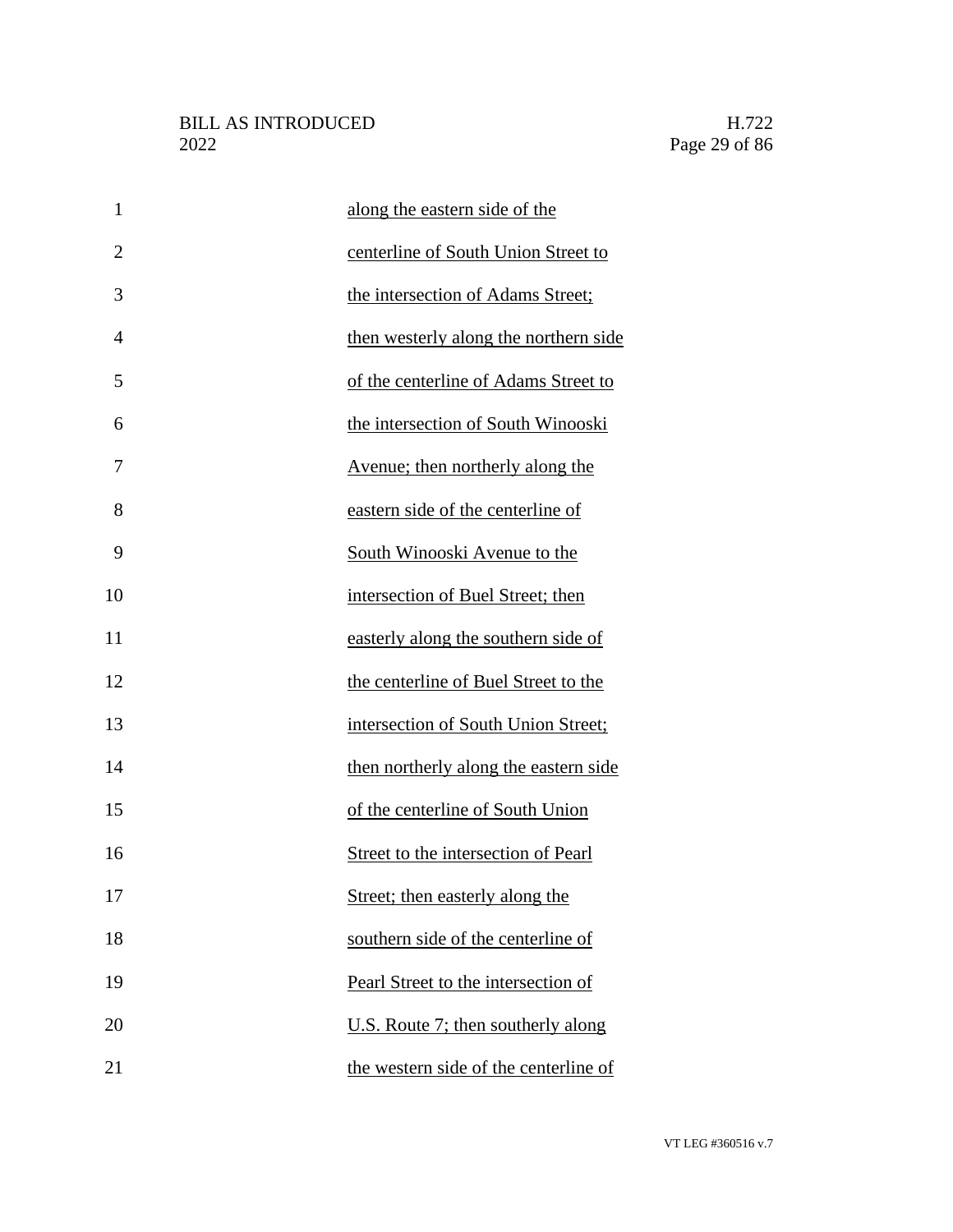along the eastern side of the centerline of South Union Street to the intersection of Adams Street; then westerly along the northern side of the centerline of Adams Street to the intersection of South Winooski Avenue; then northerly along the eastern side of the centerline of South Winooski Avenue to the intersection of Buel Street; then easterly along the southern side of the centerline of Buel Street to the intersection of South Union Street; then northerly along the eastern side of the centerline of South Union Street to the intersection of Pearl Street; then easterly along the southern side of the centerline of Pearl Street to the intersection of U.S. Route 7; then southerly along the western side of the centerline of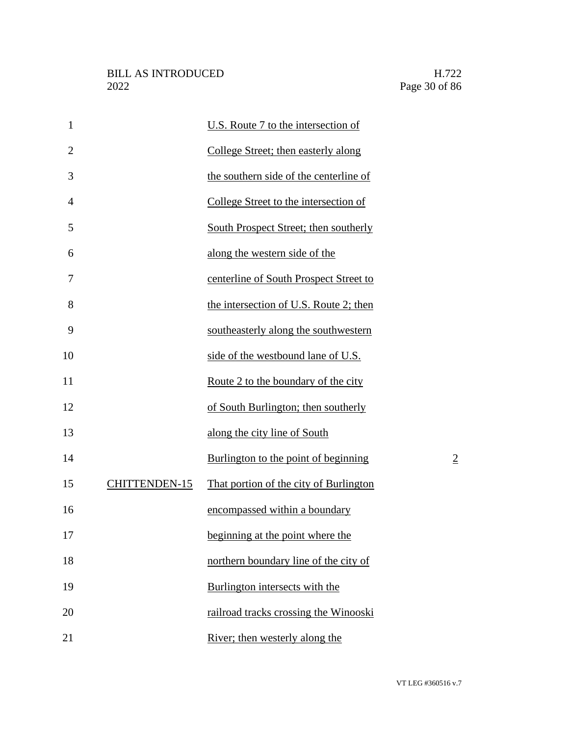| | | |
|---|---|---|
| | U.S. Route 7 to the intersection of College Street; then easterly along the southern side of the centerline of College Street to the intersection of South Prospect Street; then southerly along the western side of the centerline of South Prospect Street to the intersection of U.S. Route 2; then southeasterly along the southwestern side of the westbound lane of U.S. Route 2 to the boundary of the city of South Burlington; then southerly along the city line of South Burlington to the point of beginning | 2 |
| CHITTENDEN-15 | That portion of the city of Burlington encompassed within a boundary beginning at the point where the northern boundary line of the city of Burlington intersects with the railroad tracks crossing the Winooski River; then westerly along the | |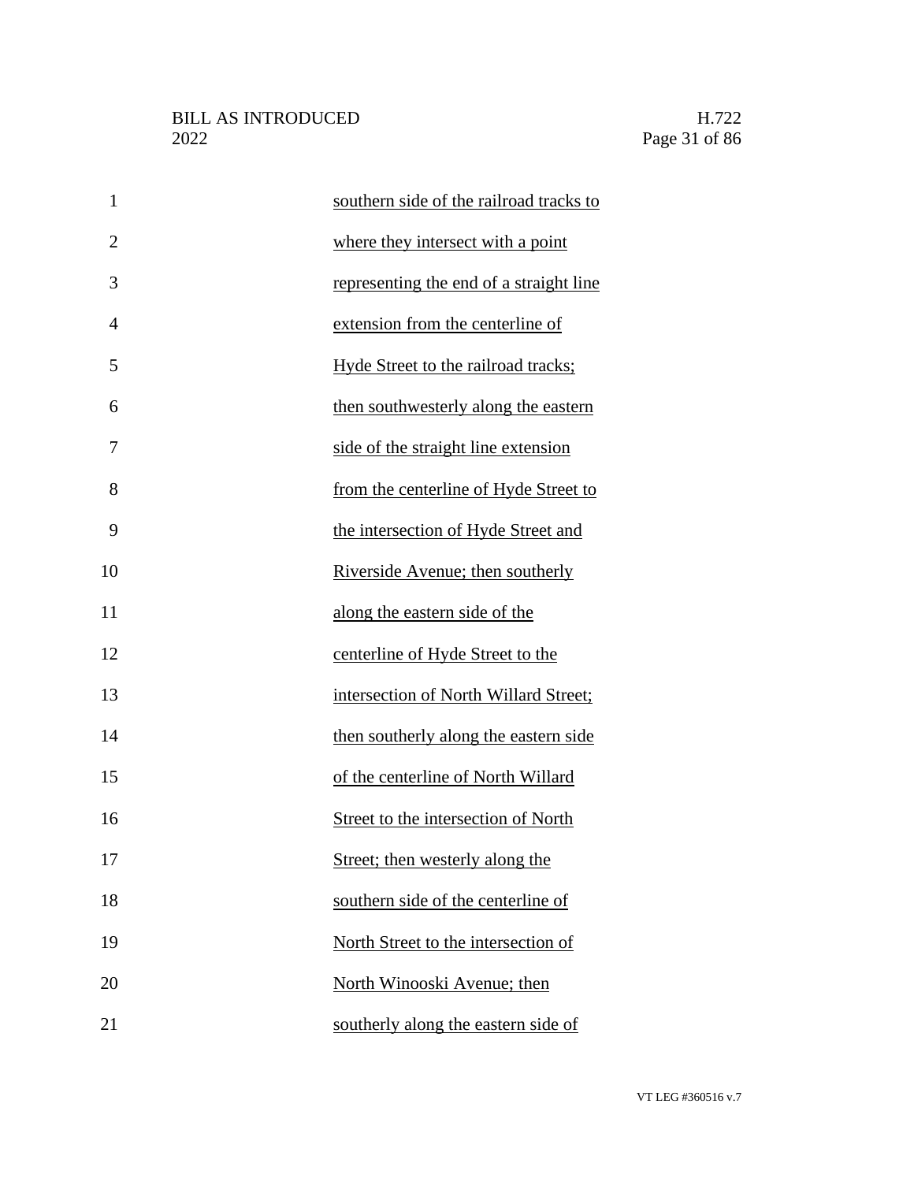southern side of the railroad tracks to where they intersect with a point representing the end of a straight line extension from the centerline of Hyde Street to the railroad tracks; then southwesterly along the eastern side of the straight line extension from the centerline of Hyde Street to the intersection of Hyde Street and Riverside Avenue; then southerly along the eastern side of the centerline of Hyde Street to the intersection of North Willard Street; then southerly along the eastern side of the centerline of North Willard Street to the intersection of North Street; then westerly along the southern side of the centerline of North Street to the intersection of North Winooski Avenue; then southerly along the eastern side of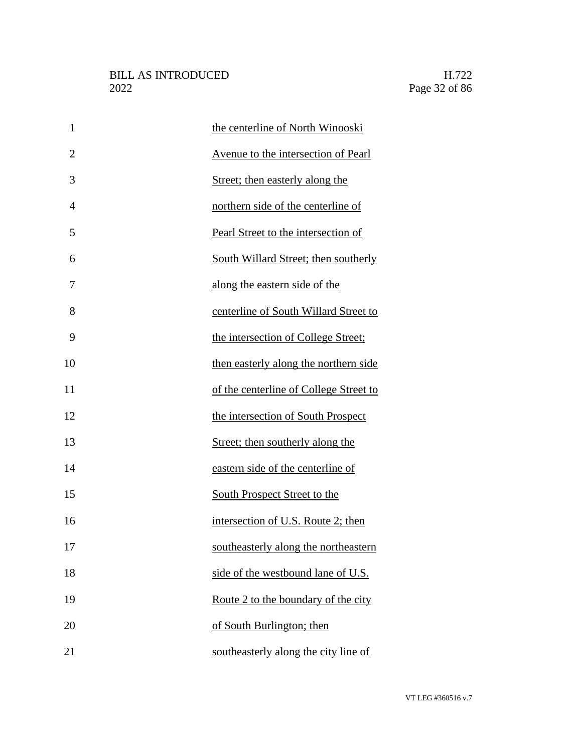the centerline of North Winooski Avenue to the intersection of Pearl Street; then easterly along the northern side of the centerline of Pearl Street to the intersection of South Willard Street; then southerly along the eastern side of the centerline of South Willard Street to the intersection of College Street; then easterly along the northern side of the centerline of College Street to the intersection of South Prospect Street; then southerly along the eastern side of the centerline of South Prospect Street to the intersection of U.S. Route 2; then southeasterly along the northeastern side of the westbound lane of U.S. Route 2 to the boundary of the city of South Burlington; then southeasterly along the city line of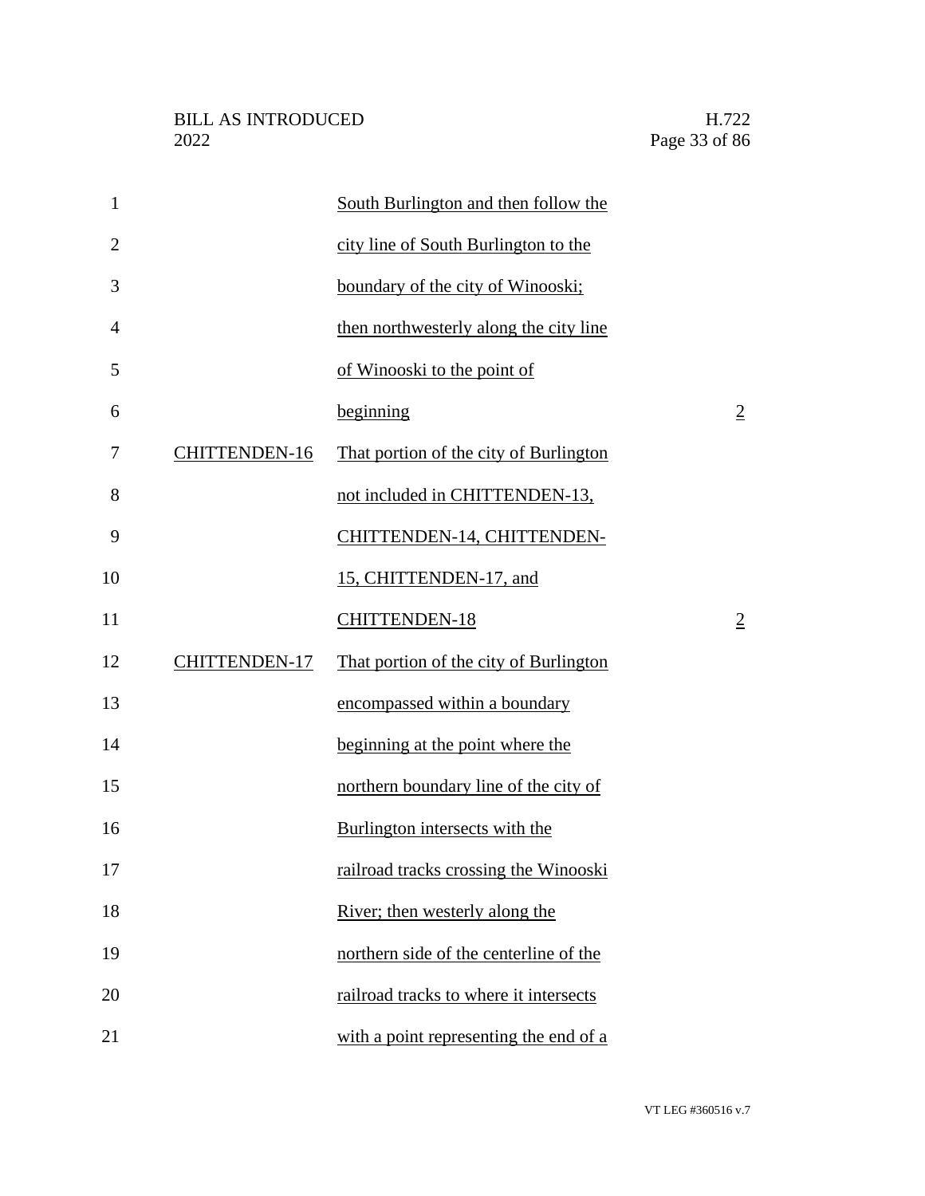| | | |
|---|---|---|
| | South Burlington and then follow the city line of South Burlington to the boundary of the city of Winooski; then northwesterly along the city line of Winooski to the point of beginning | 2 |
| CHITTENDEN-16 | That portion of the city of Burlington not included in CHITTENDEN-13, CHITTENDEN-14, CHITTENDEN-15, CHITTENDEN-17, and CHITTENDEN-18 | 2 |
| CHITTENDEN-17 | That portion of the city of Burlington encompassed within a boundary beginning at the point where the northern boundary line of the city of Burlington intersects with the railroad tracks crossing the Winooski River; then westerly along the northern side of the centerline of the railroad tracks to where it intersects with a point representing the end of a | |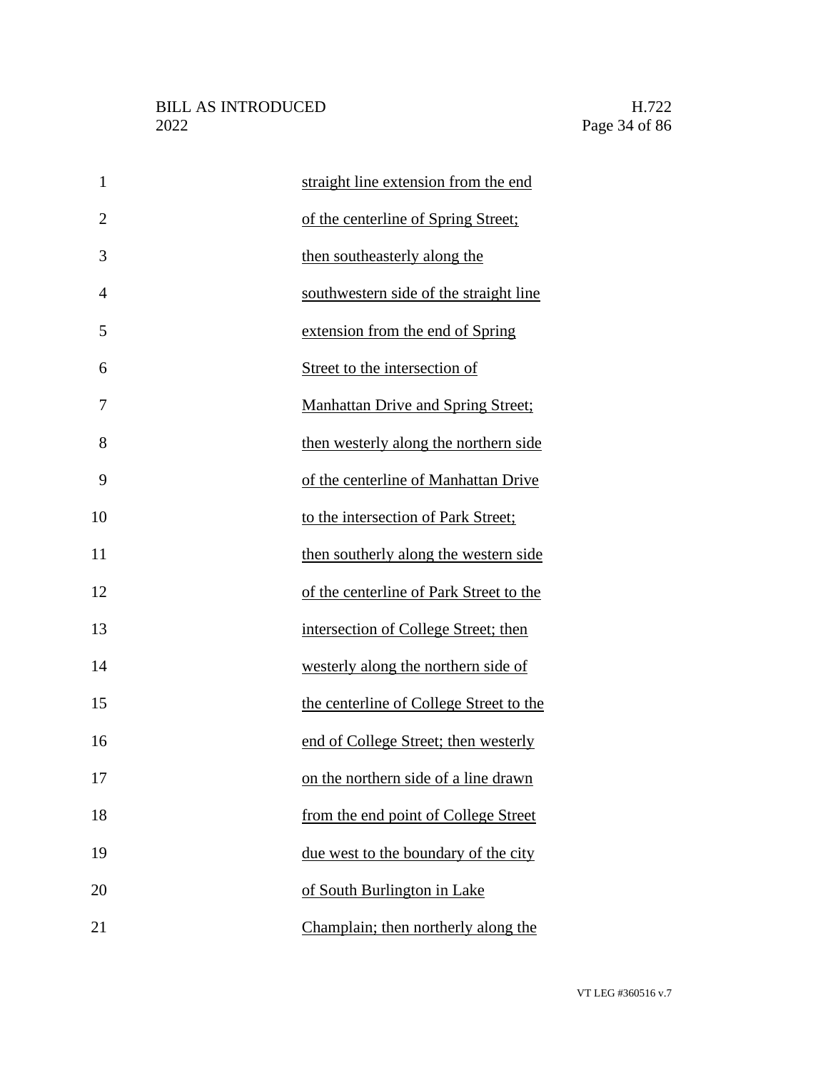straight line extension from the end of the centerline of Spring Street; then southeasterly along the southwestern side of the straight line extension from the end of Spring Street to the intersection of Manhattan Drive and Spring Street; then westerly along the northern side of the centerline of Manhattan Drive to the intersection of Park Street; then southerly along the western side of the centerline of Park Street to the intersection of College Street; then westerly along the northern side of the centerline of College Street to the end of College Street; then westerly on the northern side of a line drawn from the end point of College Street due west to the boundary of the city of South Burlington in Lake Champlain; then northerly along the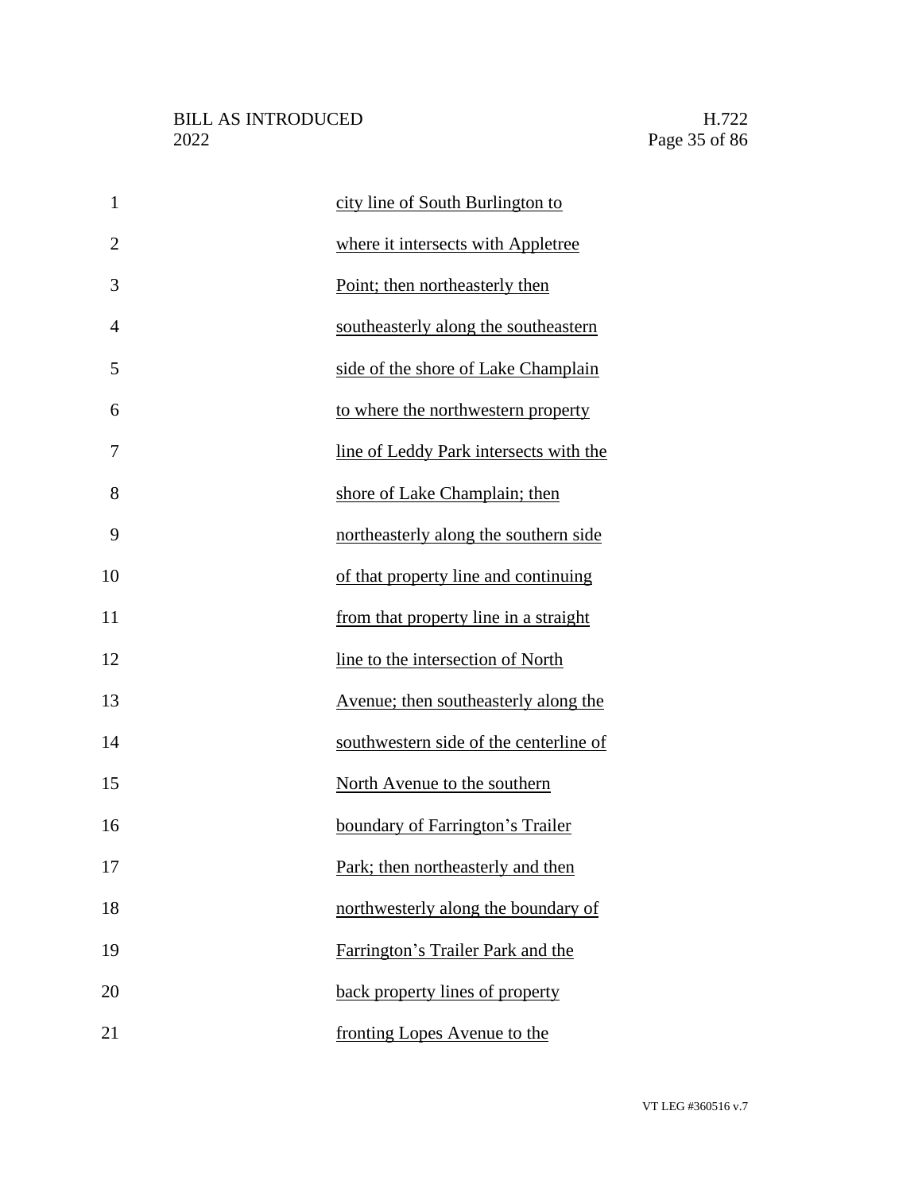city line of South Burlington to where it intersects with Appletree Point; then northeasterly then southeasterly along the southeastern side of the shore of Lake Champlain to where the northwestern property line of Leddy Park intersects with the shore of Lake Champlain; then northeasterly along the southern side of that property line and continuing from that property line in a straight line to the intersection of North Avenue; then southeasterly along the southwestern side of the centerline of North Avenue to the southern boundary of Farrington's Trailer Park; then northeasterly and then northwesterly along the boundary of Farrington's Trailer Park and the back property lines of property fronting Lopes Avenue to the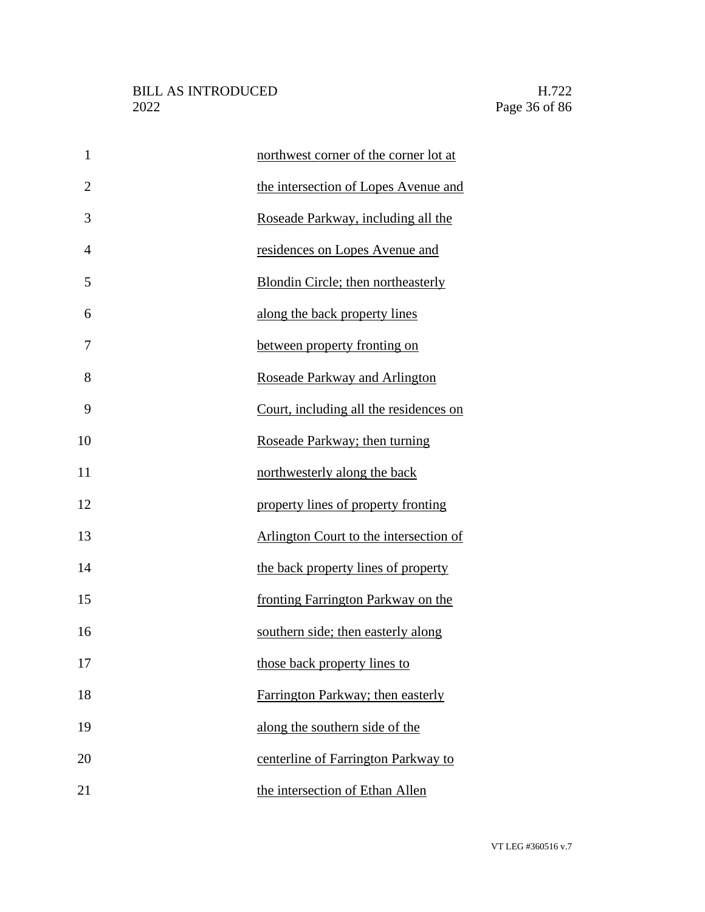northwest corner of the corner lot at the intersection of Lopes Avenue and Roseade Parkway, including all the residences on Lopes Avenue and Blondin Circle; then northeasterly along the back property lines between property fronting on Roseade Parkway and Arlington Court, including all the residences on Roseade Parkway; then turning northwesterly along the back property lines of property fronting Arlington Court to the intersection of the back property lines of property fronting Farrington Parkway on the southern side; then easterly along those back property lines to Farrington Parkway; then easterly along the southern side of the centerline of Farrington Parkway to the intersection of Ethan Allen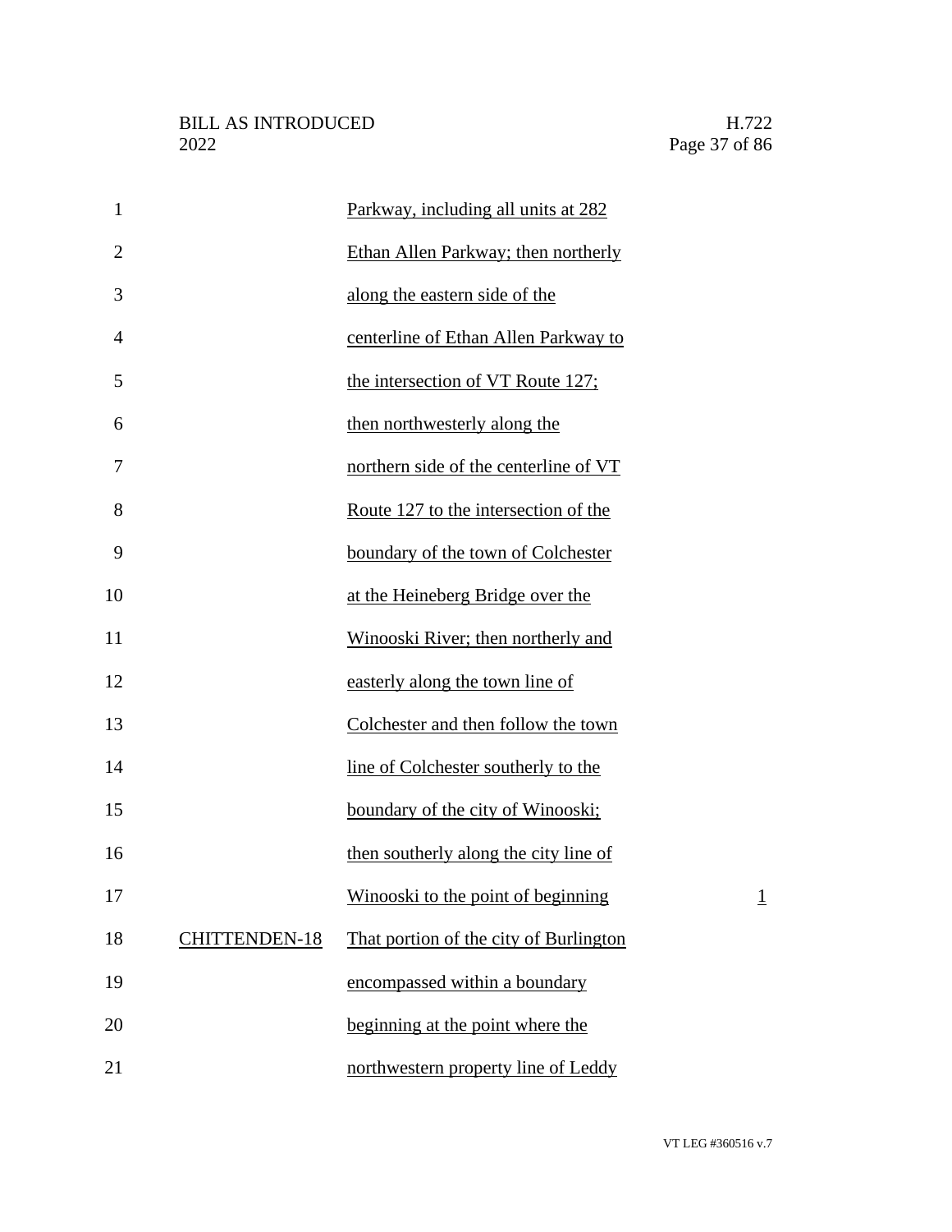| | | |
|---|---|---|
| | Parkway, including all units at 282 Ethan Allen Parkway; then northerly along the eastern side of the centerline of Ethan Allen Parkway to the intersection of VT Route 127; then northwesterly along the northern side of the centerline of VT Route 127 to the intersection of the boundary of the town of Colchester at the Heineberg Bridge over the Winooski River; then northerly and easterly along the town line of Colchester and then follow the town line of Colchester southerly to the boundary of the city of Winooski; then southerly along the city line of Winooski to the point of beginning | 1 |
| CHITTENDEN-18 | That portion of the city of Burlington encompassed within a boundary beginning at the point where the northwestern property line of Leddy | |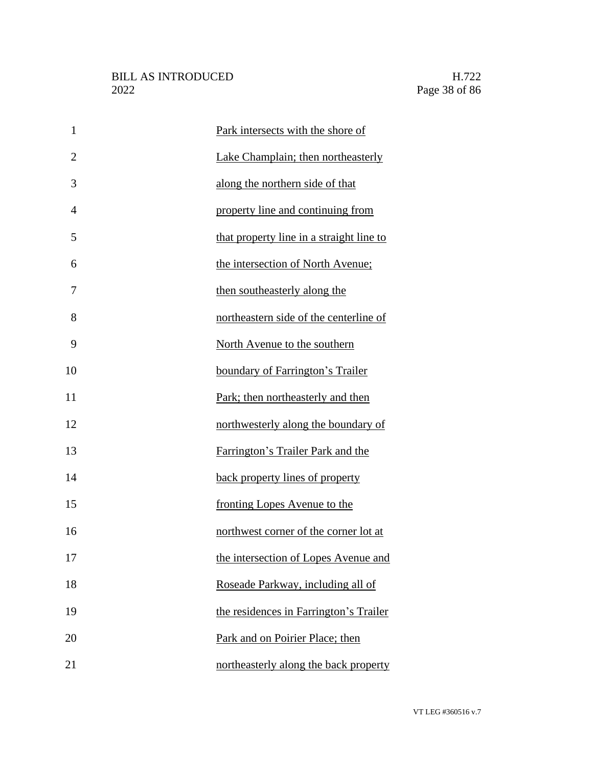Park intersects with the shore of Lake Champlain; then northeasterly along the northern side of that property line and continuing from that property line in a straight line to the intersection of North Avenue; then southeasterly along the northeastern side of the centerline of North Avenue to the southern boundary of Farrington's Trailer Park; then northeasterly and then northwesterly along the boundary of Farrington's Trailer Park and the back property lines of property fronting Lopes Avenue to the northwest corner of the corner lot at the intersection of Lopes Avenue and Roseade Parkway, including all of the residences in Farrington's Trailer Park and on Poirier Place; then northeasterly along the back property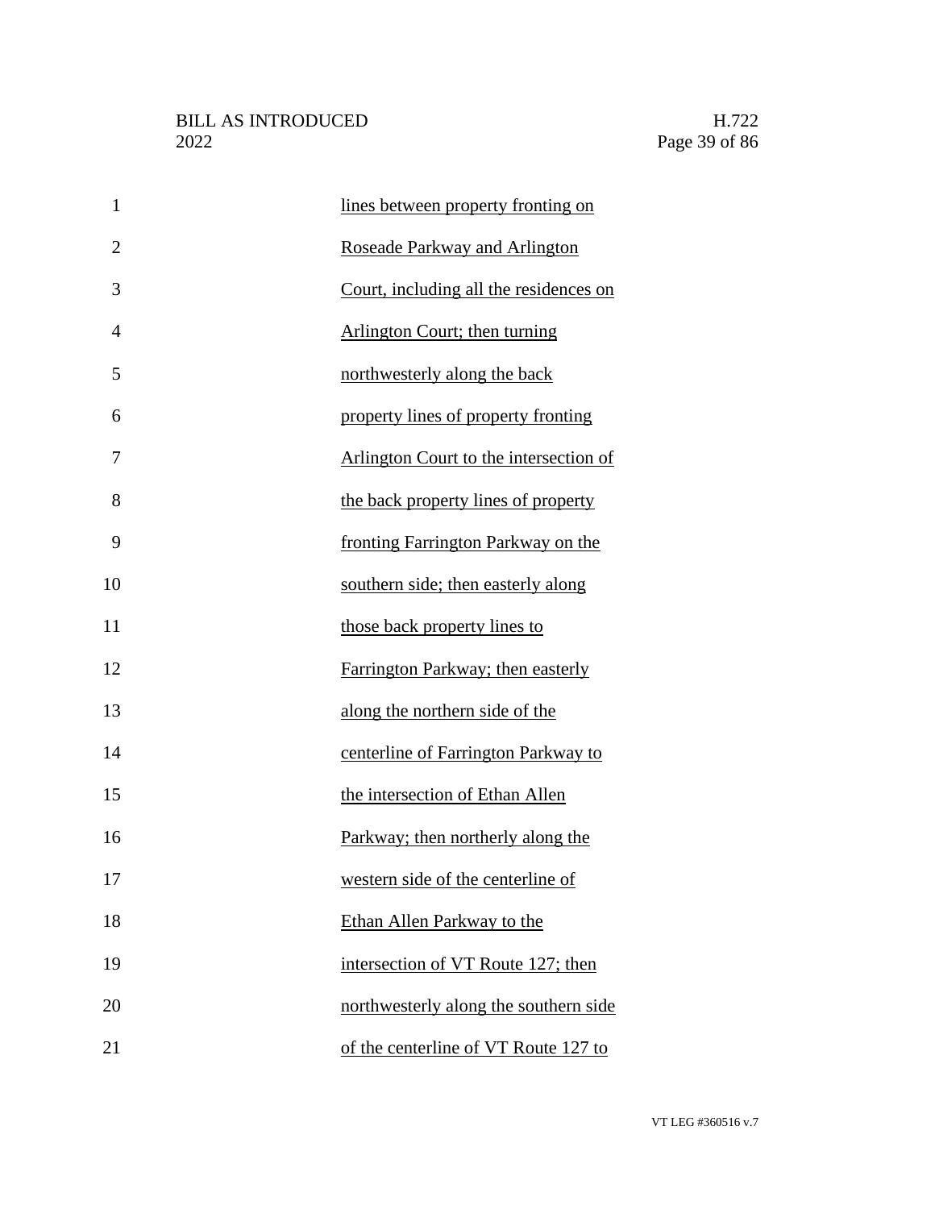lines between property fronting on Roseade Parkway and Arlington Court, including all the residences on Arlington Court; then turning northwesterly along the back property lines of property fronting Arlington Court to the intersection of the back property lines of property fronting Farrington Parkway on the southern side; then easterly along those back property lines to Farrington Parkway; then easterly along the northern side of the centerline of Farrington Parkway to the intersection of Ethan Allen Parkway; then northerly along the western side of the centerline of Ethan Allen Parkway to the intersection of VT Route 127; then northwesterly along the southern side of the centerline of VT Route 127 to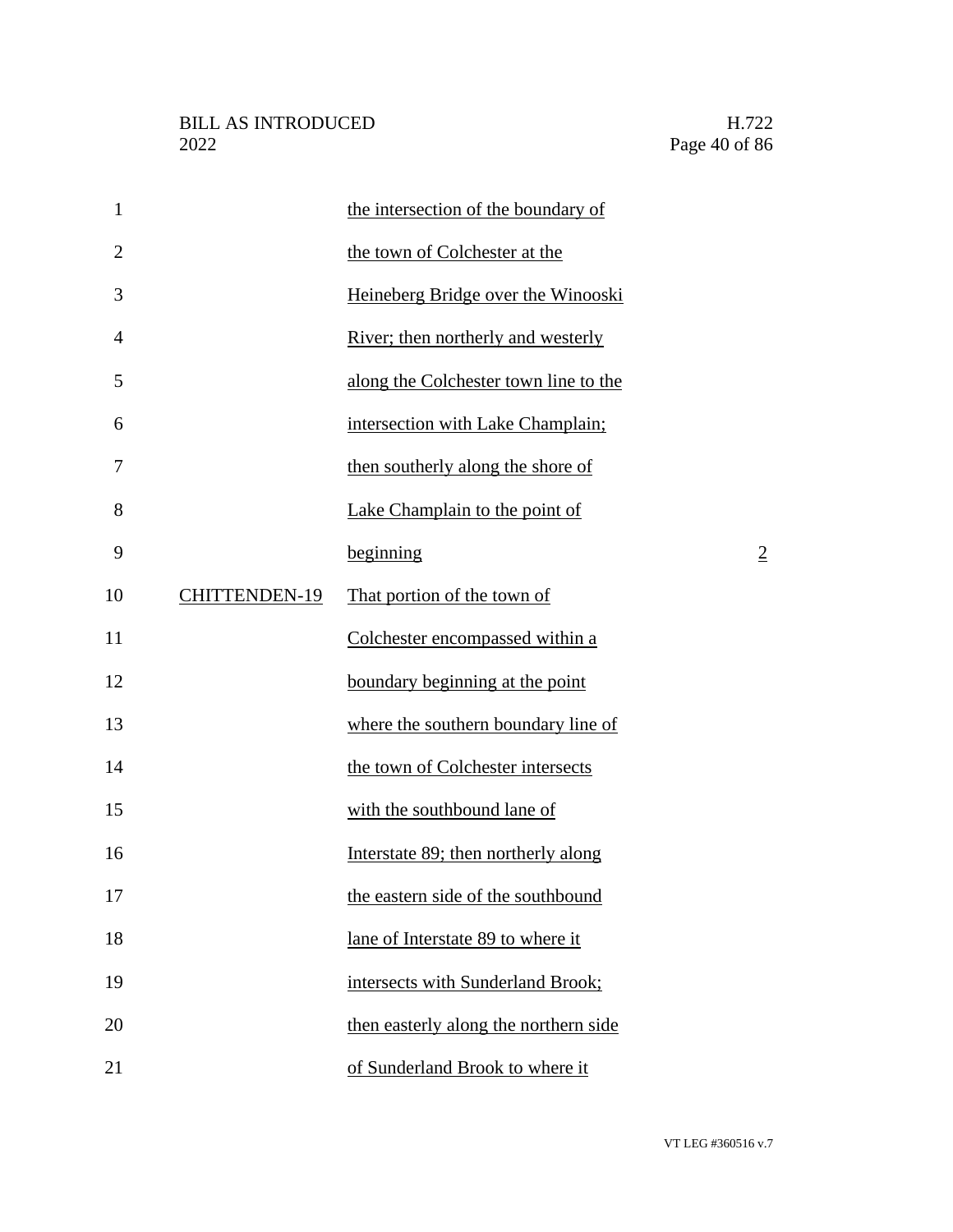| | | |
|---|---|---|
| | the intersection of the boundary of the town of Colchester at the Heineberg Bridge over the Winooski River; then northerly and westerly along the Colchester town line to the intersection with Lake Champlain; then southerly along the shore of Lake Champlain to the point of beginning | 2 |
| CHITTENDEN-19 | That portion of the town of Colchester encompassed within a boundary beginning at the point where the southern boundary line of the town of Colchester intersects with the southbound lane of Interstate 89; then northerly along the eastern side of the southbound lane of Interstate 89 to where it intersects with Sunderland Brook; then easterly along the northern side of Sunderland Brook to where it | |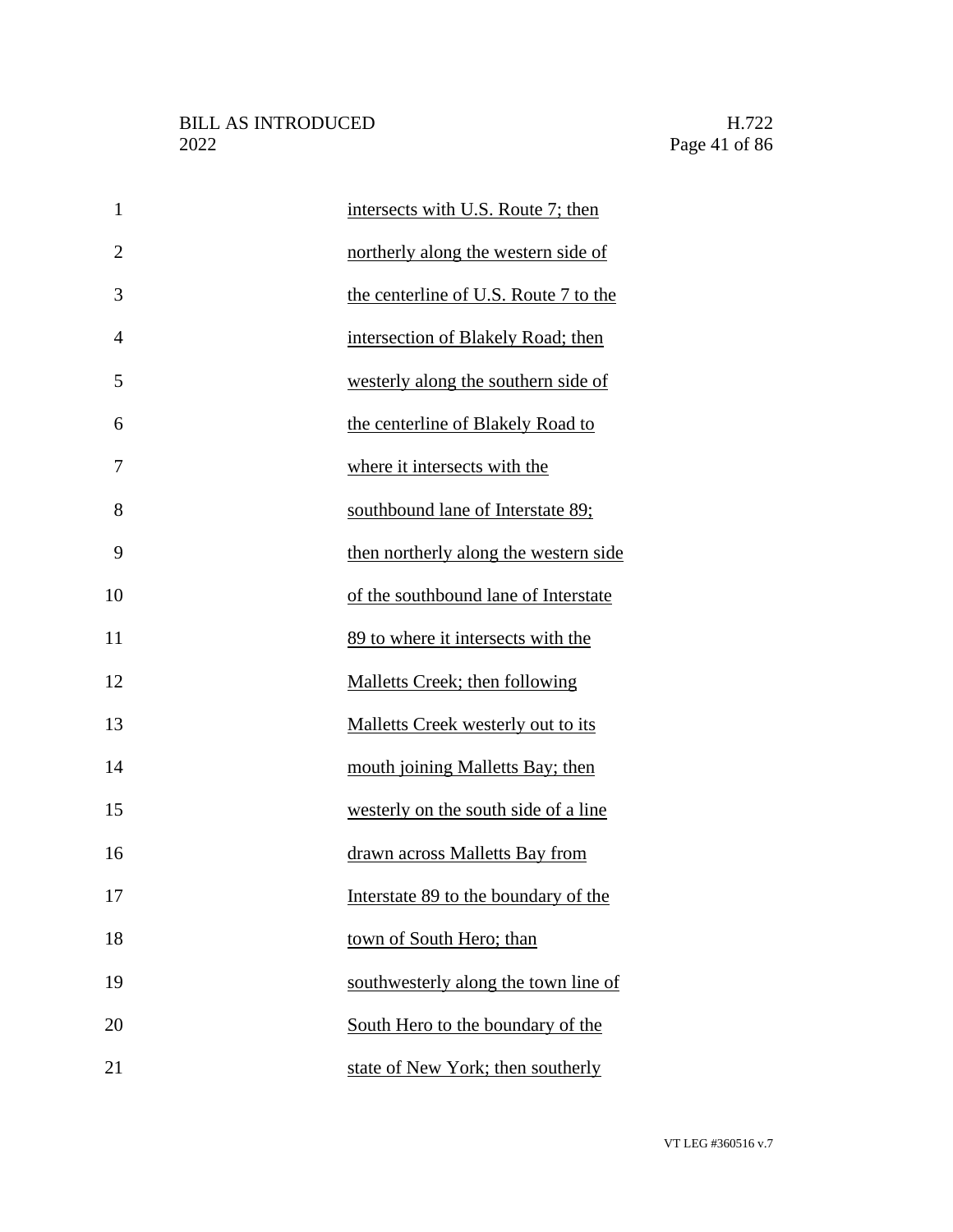intersects with U.S. Route 7; then northerly along the western side of the centerline of U.S. Route 7 to the intersection of Blakely Road; then westerly along the southern side of the centerline of Blakely Road to where it intersects with the southbound lane of Interstate 89; then northerly along the western side of the southbound lane of Interstate 89 to where it intersects with the Malletts Creek; then following Malletts Creek westerly out to its mouth joining Malletts Bay; then westerly on the south side of a line drawn across Malletts Bay from Interstate 89 to the boundary of the town of South Hero; than southwesterly along the town line of South Hero to the boundary of the state of New York; then southerly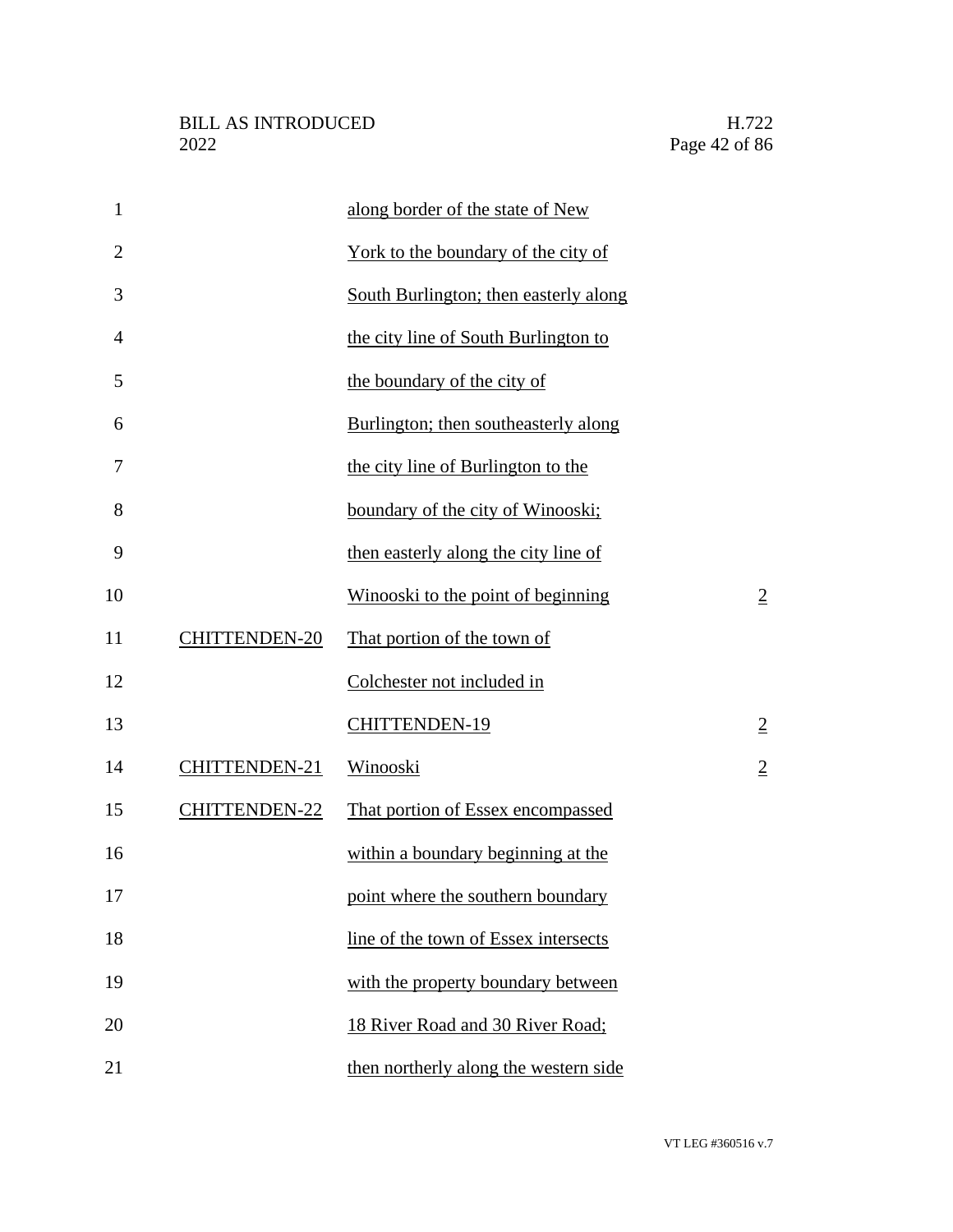| | | |
|---|---|---|
| | along border of the state of New York to the boundary of the city of South Burlington; then easterly along the city line of South Burlington to the boundary of the city of Burlington; then southeasterly along the city line of Burlington to the boundary of the city of Winooski; then easterly along the city line of Winooski to the point of beginning | 2 |
| CHITTENDEN-20 | That portion of the town of Colchester not included in CHITTENDEN-19 | 2 |
| CHITTENDEN-21 | Winooski | 2 |
| CHITTENDEN-22 | That portion of Essex encompassed within a boundary beginning at the point where the southern boundary line of the town of Essex intersects with the property boundary between 18 River Road and 30 River Road; then northerly along the western side | |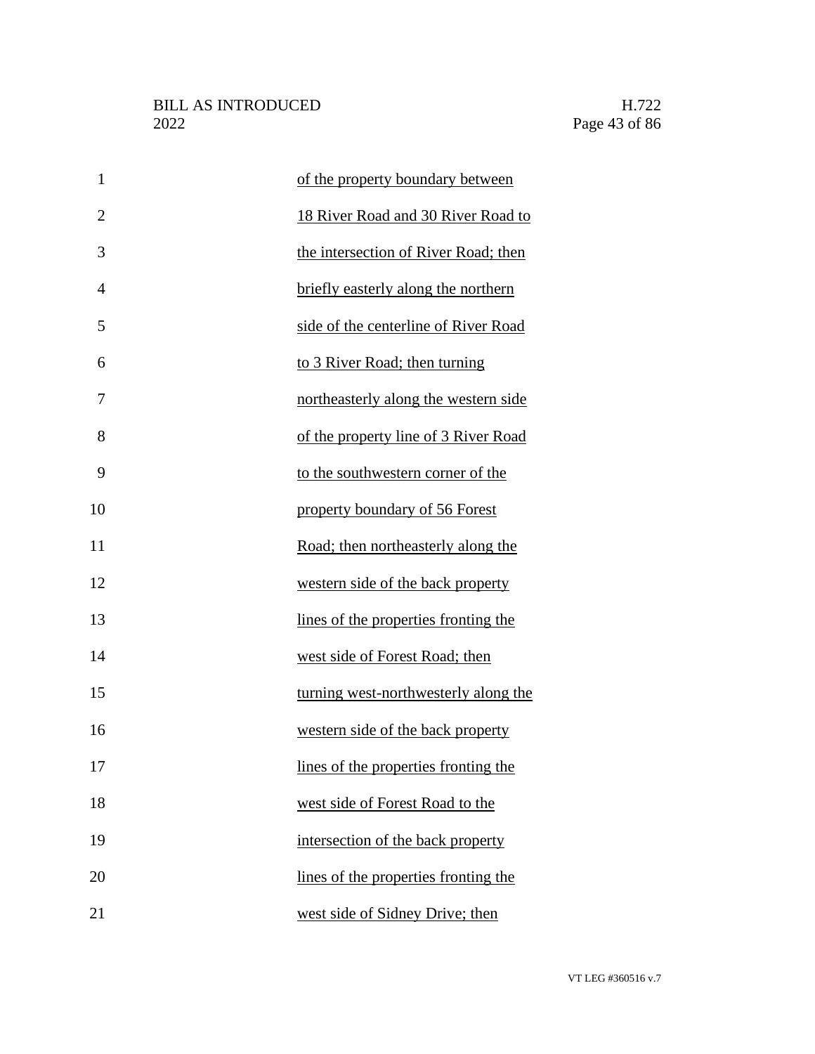of the property boundary between 18 River Road and 30 River Road to the intersection of River Road; then briefly easterly along the northern side of the centerline of River Road to 3 River Road; then turning northeasterly along the western side of the property line of 3 River Road to the southwestern corner of the property boundary of 56 Forest Road; then northeasterly along the western side of the back property lines of the properties fronting the west side of Forest Road; then turning west-northwesterly along the western side of the back property lines of the properties fronting the west side of Forest Road to the intersection of the back property lines of the properties fronting the west side of Sidney Drive; then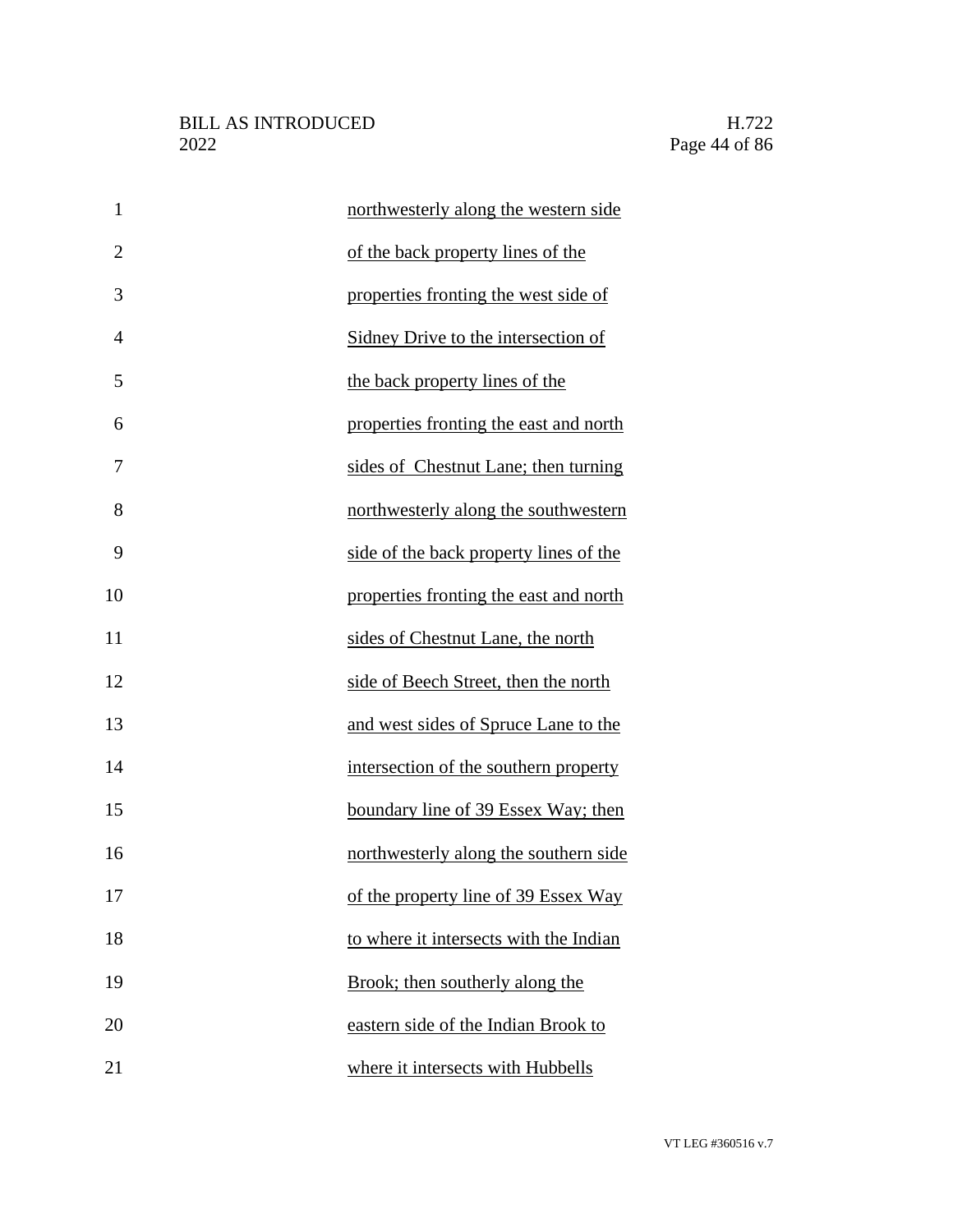northwesterly along the western side of the back property lines of the properties fronting the west side of Sidney Drive to the intersection of the back property lines of the properties fronting the east and north sides of Chestnut Lane; then turning northwesterly along the southwestern side of the back property lines of the properties fronting the east and north sides of Chestnut Lane, the north side of Beech Street, then the north and west sides of Spruce Lane to the intersection of the southern property boundary line of 39 Essex Way; then northwesterly along the southern side of the property line of 39 Essex Way to where it intersects with the Indian Brook; then southerly along the eastern side of the Indian Brook to where it intersects with Hubbells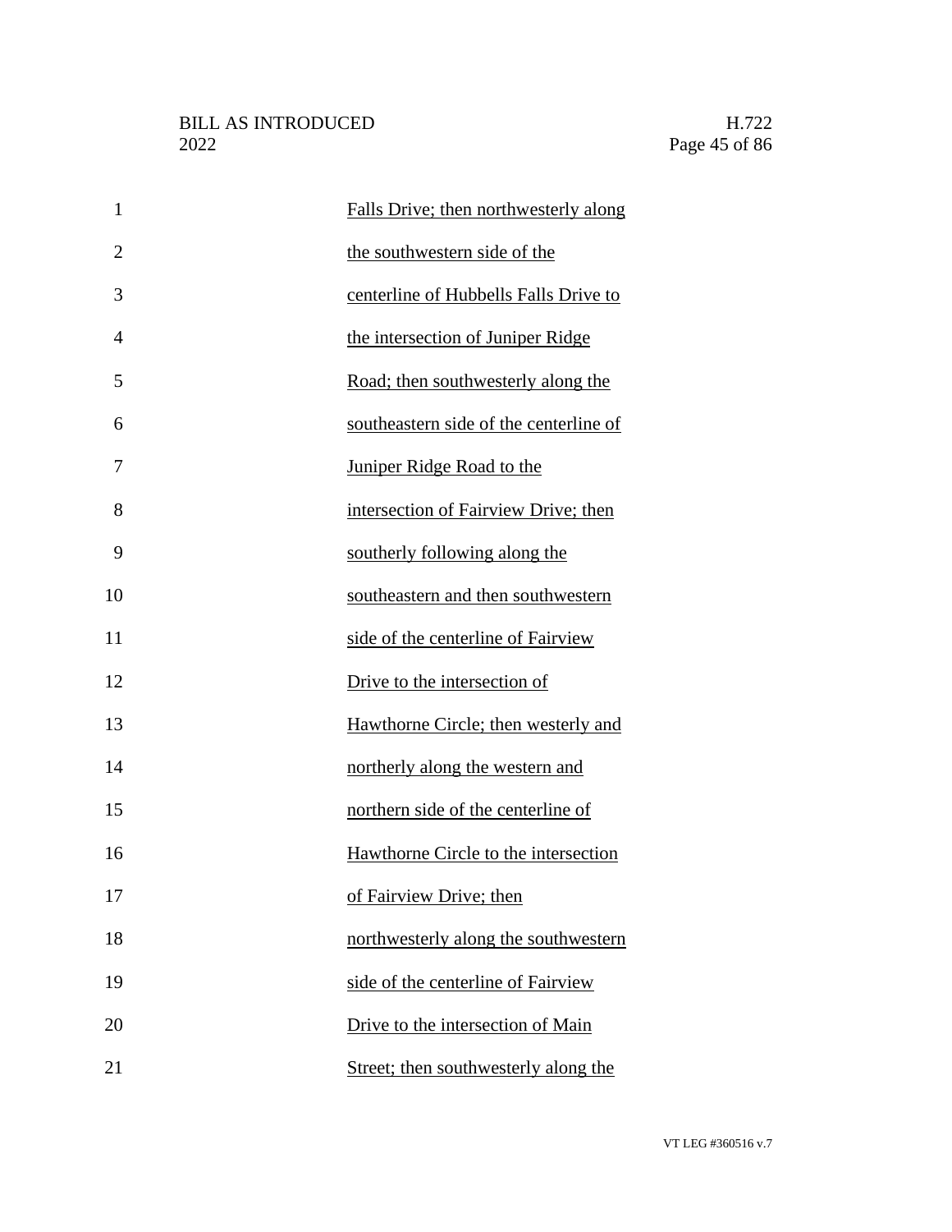Falls Drive; then northwesterly along the southwestern side of the centerline of Hubbells Falls Drive to the intersection of Juniper Ridge Road; then southwesterly along the southeastern side of the centerline of Juniper Ridge Road to the intersection of Fairview Drive; then southerly following along the southeastern and then southwestern side of the centerline of Fairview Drive to the intersection of Hawthorne Circle; then westerly and northerly along the western and northern side of the centerline of Hawthorne Circle to the intersection of Fairview Drive; then northwesterly along the southwestern side of the centerline of Fairview Drive to the intersection of Main Street; then southwesterly along the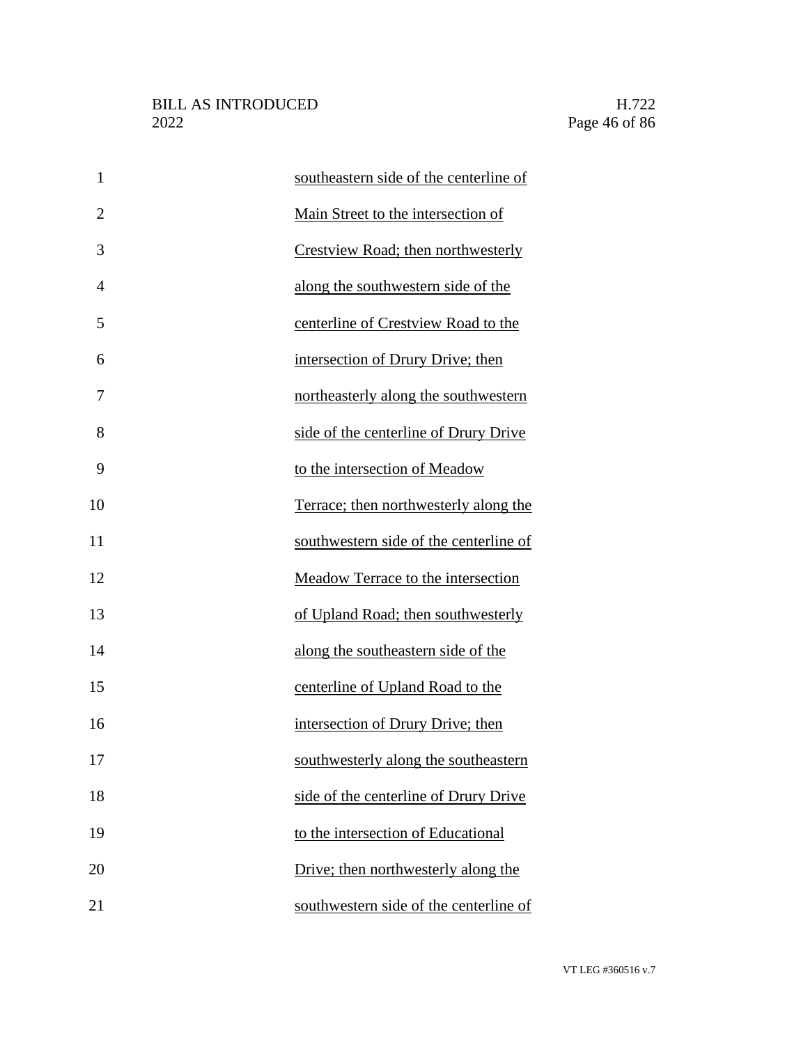southeastern side of the centerline of Main Street to the intersection of Crestview Road; then northwesterly along the southwestern side of the centerline of Crestview Road to the intersection of Drury Drive; then northeasterly along the southwestern side of the centerline of Drury Drive to the intersection of Meadow Terrace; then northwesterly along the southwestern side of the centerline of Meadow Terrace to the intersection of Upland Road; then southwesterly along the southeastern side of the centerline of Upland Road to the intersection of Drury Drive; then southwesterly along the southeastern side of the centerline of Drury Drive to the intersection of Educational Drive; then northwesterly along the southwestern side of the centerline of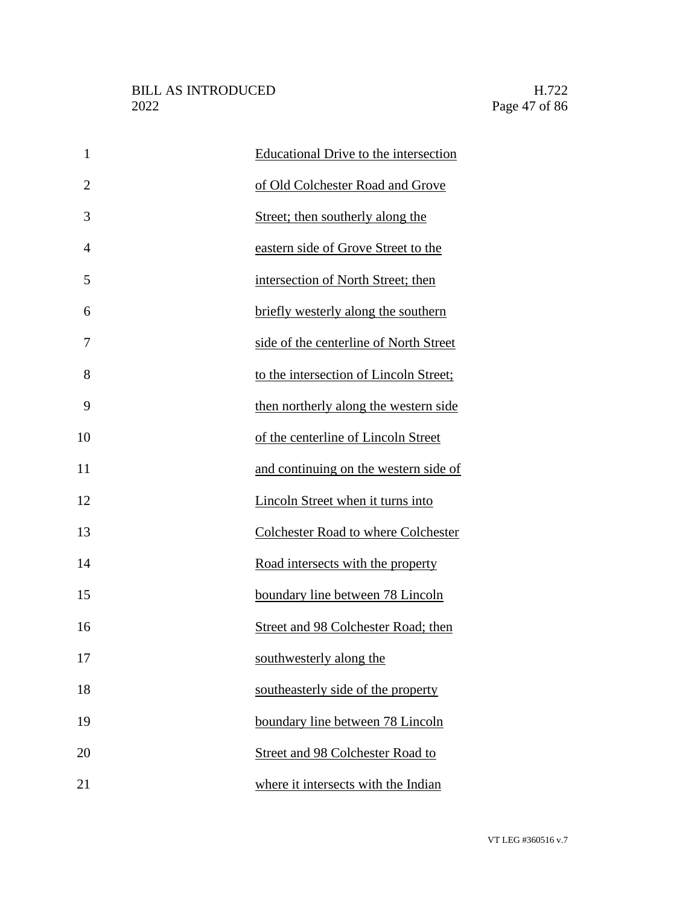Educational Drive to the intersection of Old Colchester Road and Grove Street; then southerly along the eastern side of Grove Street to the intersection of North Street; then briefly westerly along the southern side of the centerline of North Street to the intersection of Lincoln Street; then northerly along the western side of the centerline of Lincoln Street and continuing on the western side of Lincoln Street when it turns into Colchester Road to where Colchester Road intersects with the property boundary line between 78 Lincoln Street and 98 Colchester Road; then southwesterly along the southeasterly side of the property boundary line between 78 Lincoln Street and 98 Colchester Road to where it intersects with the Indian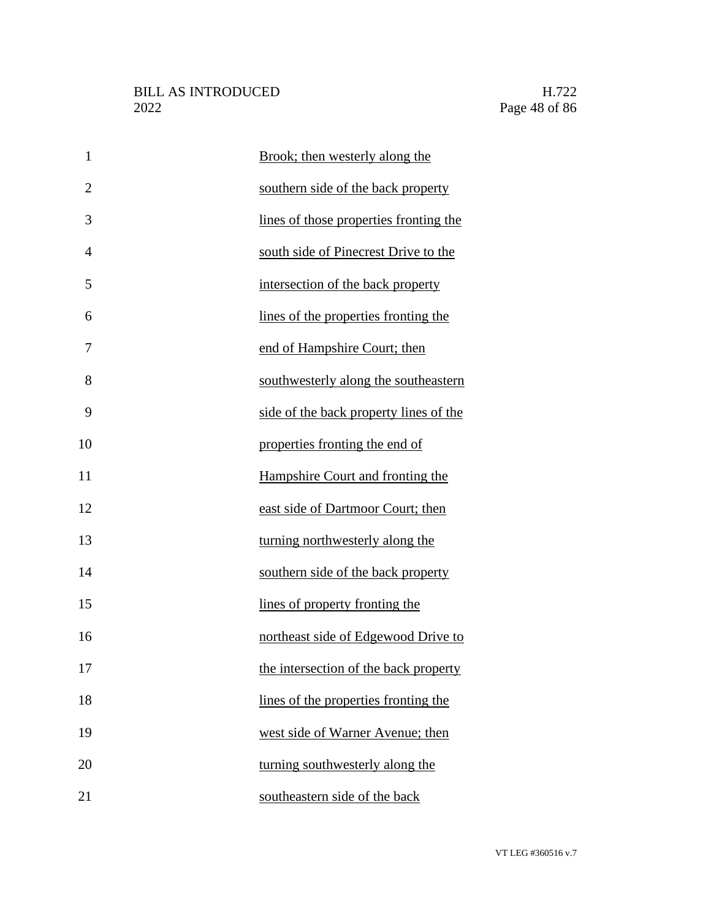Brook; then westerly along the southern side of the back property lines of those properties fronting the south side of Pinecrest Drive to the intersection of the back property lines of the properties fronting the end of Hampshire Court; then southwesterly along the southeastern side of the back property lines of the properties fronting the end of Hampshire Court and fronting the east side of Dartmoor Court; then turning northwesterly along the southern side of the back property lines of property fronting the northeast side of Edgewood Drive to the intersection of the back property lines of the properties fronting the west side of Warner Avenue; then turning southwesterly along the southeastern side of the back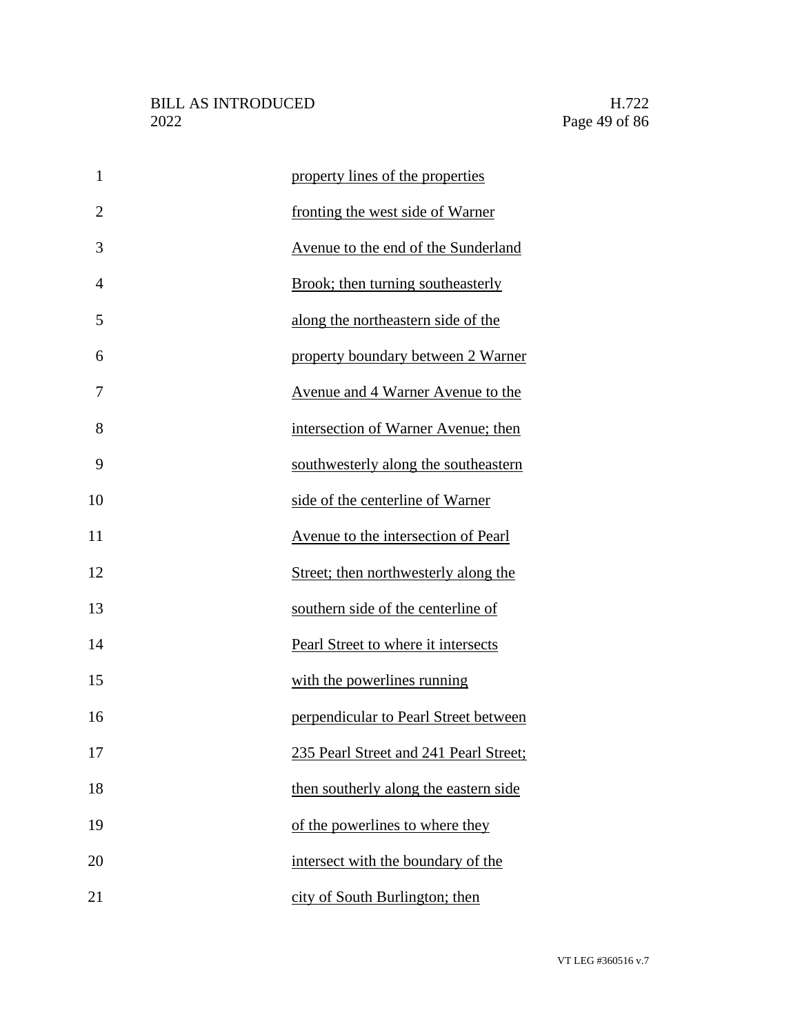property lines of the properties fronting the west side of Warner Avenue to the end of the Sunderland Brook; then turning southeasterly along the northeastern side of the property boundary between 2 Warner Avenue and 4 Warner Avenue to the intersection of Warner Avenue; then southwesterly along the southeastern side of the centerline of Warner Avenue to the intersection of Pearl Street; then northwesterly along the southern side of the centerline of Pearl Street to where it intersects with the powerlines running perpendicular to Pearl Street between 235 Pearl Street and 241 Pearl Street; then southerly along the eastern side of the powerlines to where they intersect with the boundary of the city of South Burlington; then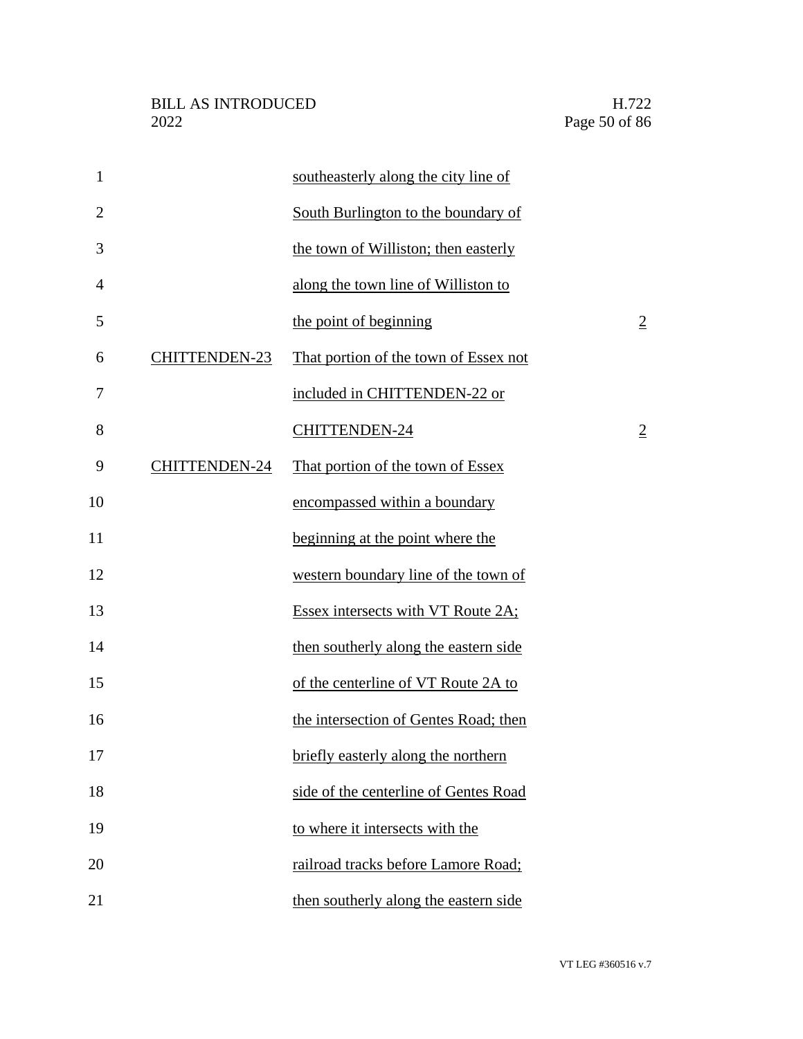| | | |
|---|---|---|
| | southeasterly along the city line of South Burlington to the boundary of the town of Williston; then easterly along the town line of Williston to the point of beginning | 2 |
| CHITTENDEN-23 | That portion of the town of Essex not included in CHITTENDEN-22 or CHITTENDEN-24 | 2 |
| CHITTENDEN-24 | That portion of the town of Essex encompassed within a boundary beginning at the point where the western boundary line of the town of Essex intersects with VT Route 2A; then southerly along the eastern side of the centerline of VT Route 2A to the intersection of Gentes Road; then briefly easterly along the northern side of the centerline of Gentes Road to where it intersects with the railroad tracks before Lamore Road; then southerly along the eastern side | |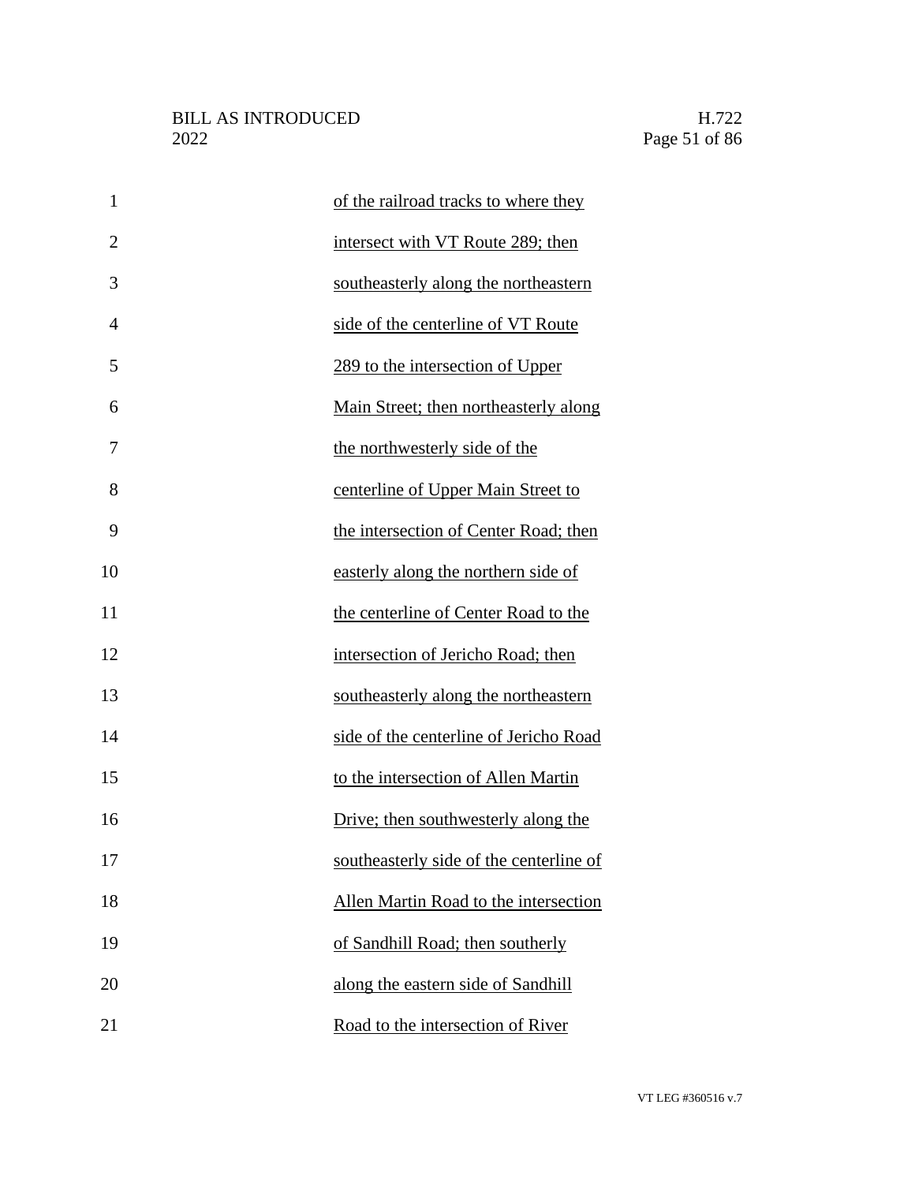of the railroad tracks to where they intersect with VT Route 289; then southeasterly along the northeastern side of the centerline of VT Route 289 to the intersection of Upper Main Street; then northeasterly along the northwesterly side of the centerline of Upper Main Street to the intersection of Center Road; then easterly along the northern side of the centerline of Center Road to the intersection of Jericho Road; then southeasterly along the northeastern side of the centerline of Jericho Road to the intersection of Allen Martin Drive; then southwesterly along the southeasterly side of the centerline of Allen Martin Road to the intersection of Sandhill Road; then southerly along the eastern side of Sandhill Road to the intersection of River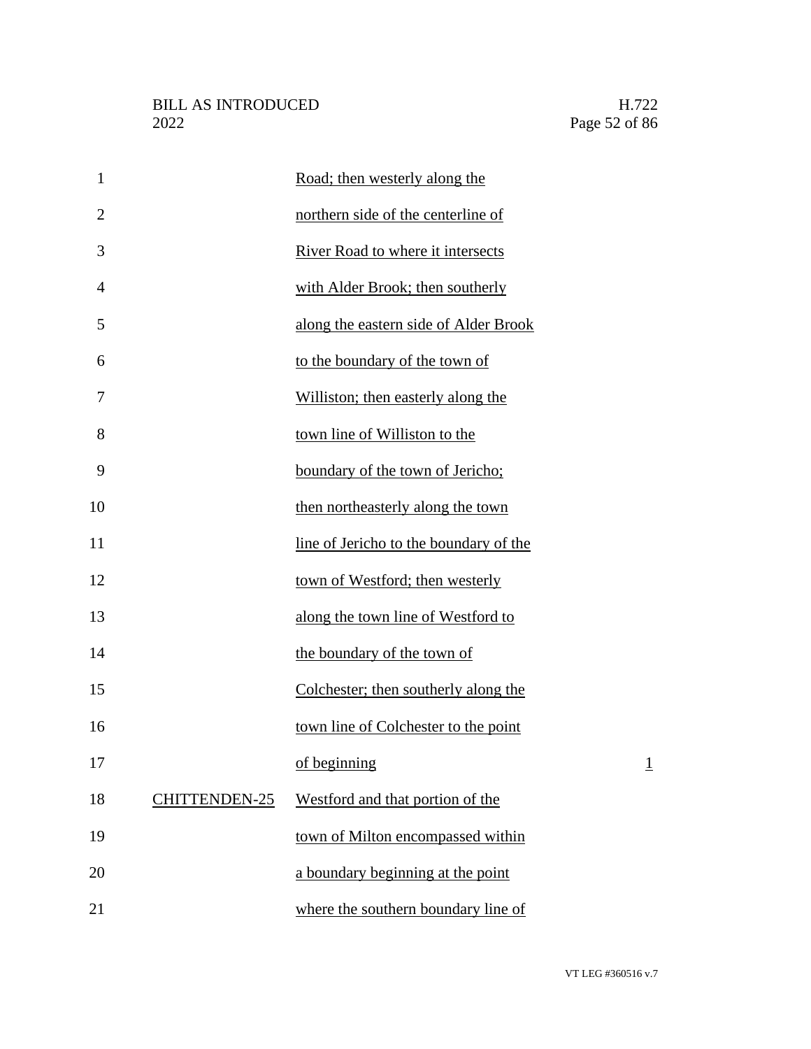| | | |
|---|---|---|
| | Road; then westerly along the northern side of the centerline of River Road to where it intersects with Alder Brook; then southerly along the eastern side of Alder Brook to the boundary of the town of Williston; then easterly along the town line of Williston to the boundary of the town of Jericho; then northeasterly along the town line of Jericho to the boundary of the town of Westford; then westerly along the town line of Westford to the boundary of the town of Colchester; then southerly along the town line of Colchester to the point of beginning | 1 |
| CHITTENDEN-25 | Westford and that portion of the town of Milton encompassed within a boundary beginning at the point where the southern boundary line of | |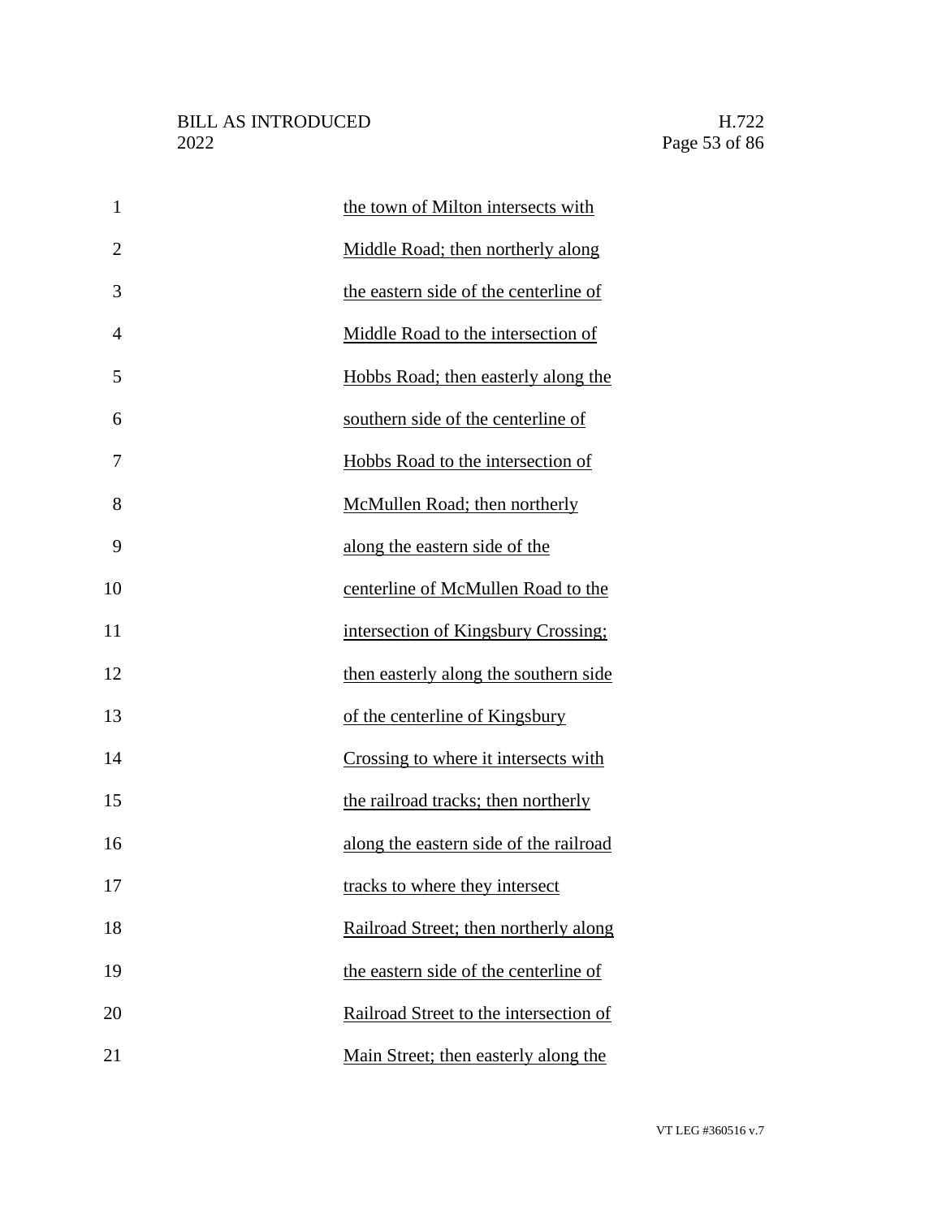the town of Milton intersects with Middle Road; then northerly along the eastern side of the centerline of Middle Road to the intersection of Hobbs Road; then easterly along the southern side of the centerline of Hobbs Road to the intersection of McMullen Road; then northerly along the eastern side of the centerline of McMullen Road to the intersection of Kingsbury Crossing; then easterly along the southern side of the centerline of Kingsbury Crossing to where it intersects with the railroad tracks; then northerly along the eastern side of the railroad tracks to where they intersect Railroad Street; then northerly along the eastern side of the centerline of Railroad Street to the intersection of Main Street; then easterly along the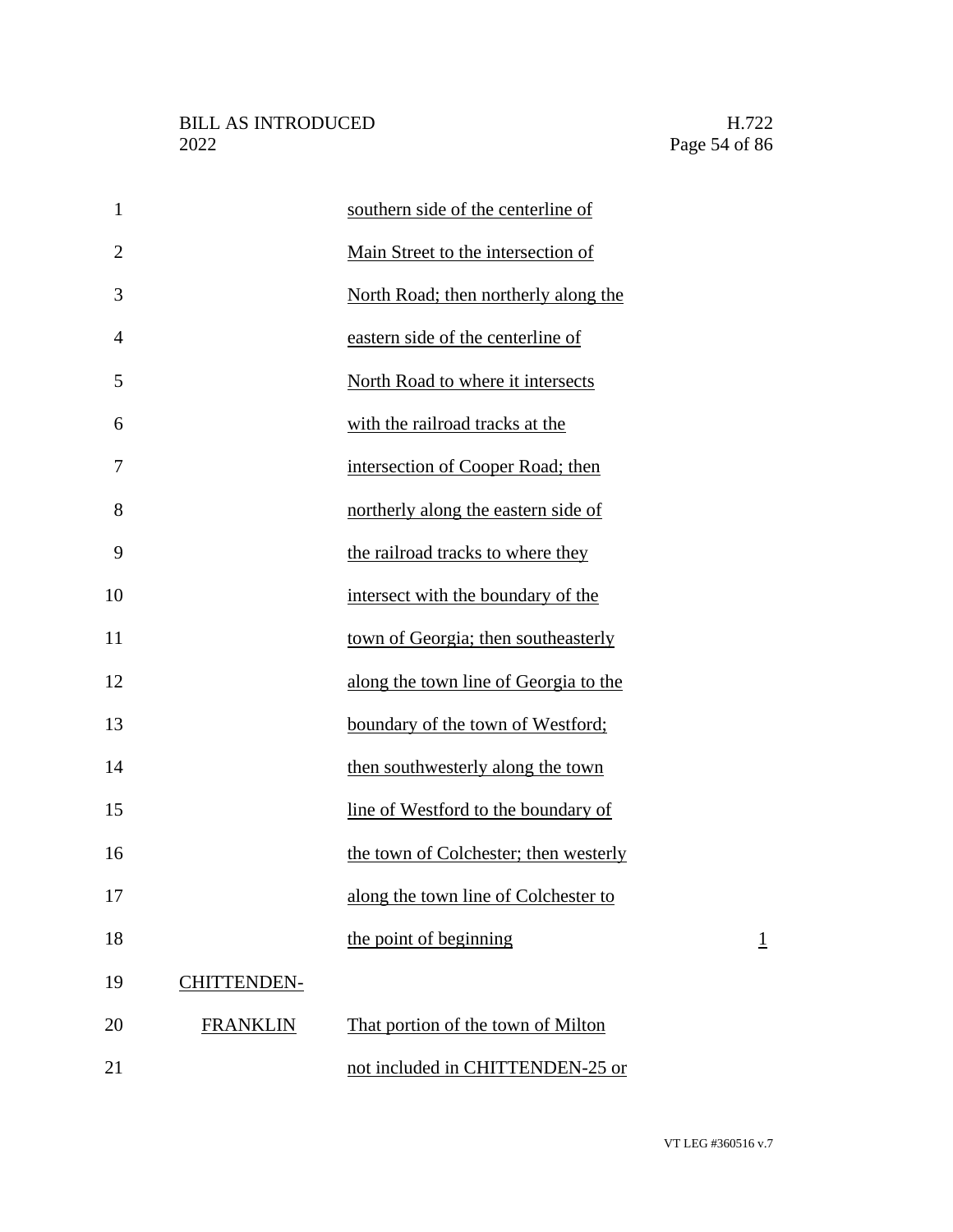| | | |
|---|---|---|
| | southern side of the centerline of Main Street to the intersection of North Road; then northerly along the eastern side of the centerline of North Road to where it intersects with the railroad tracks at the intersection of Cooper Road; then northerly along the eastern side of the railroad tracks to where they intersect with the boundary of the town of Georgia; then southeasterly along the town line of Georgia to the boundary of the town of Westford; then southwesterly along the town line of Westford to the boundary of the town of Colchester; then westerly along the town line of Colchester to the point of beginning | 1 |
| CHITTENDEN-FRANKLIN | That portion of the town of Milton not included in CHITTENDEN-25 or | |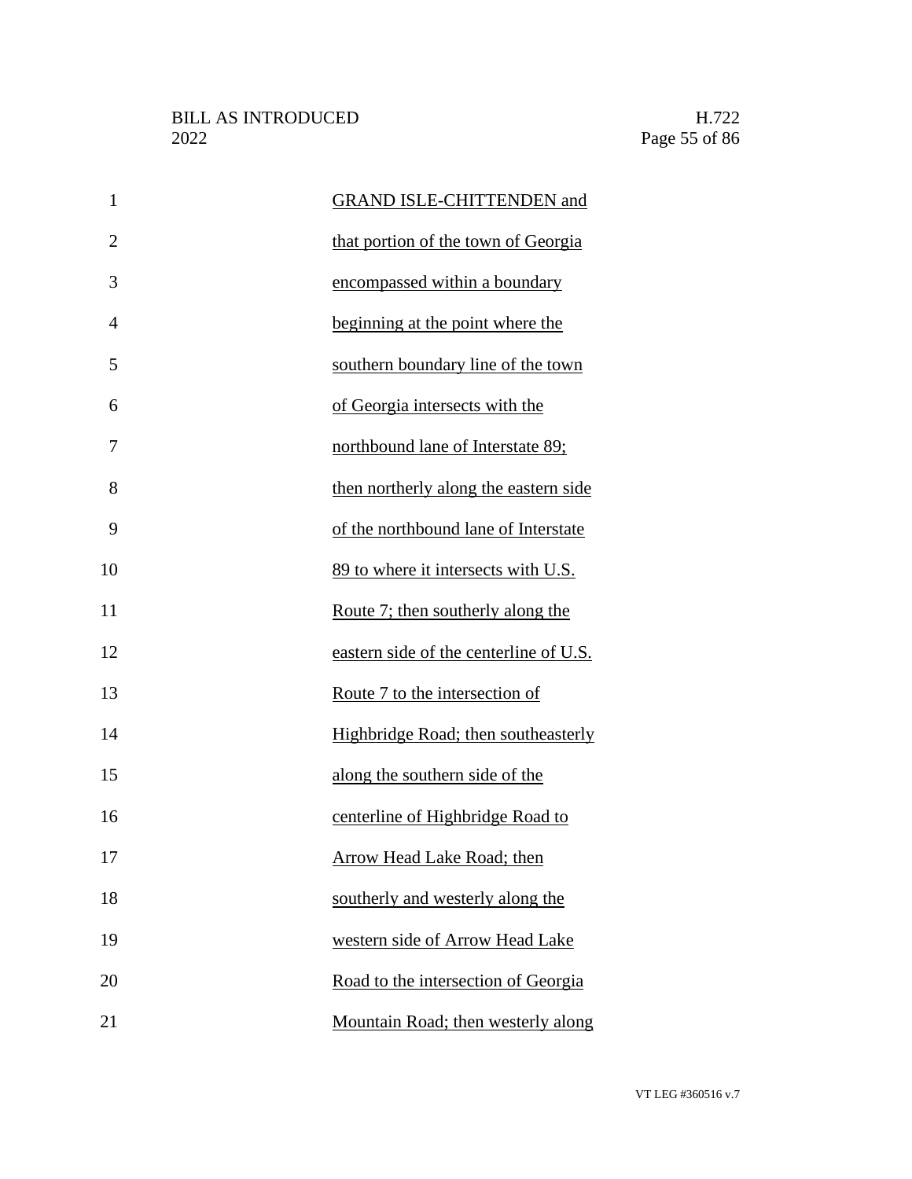GRAND ISLE-CHITTENDEN and that portion of the town of Georgia encompassed within a boundary beginning at the point where the southern boundary line of the town of Georgia intersects with the northbound lane of Interstate 89; then northerly along the eastern side of the northbound lane of Interstate 89 to where it intersects with U.S. Route 7; then southerly along the eastern side of the centerline of U.S. Route 7 to the intersection of Highbridge Road; then southeasterly along the southern side of the centerline of Highbridge Road to Arrow Head Lake Road; then southerly and westerly along the western side of Arrow Head Lake Road to the intersection of Georgia Mountain Road; then westerly along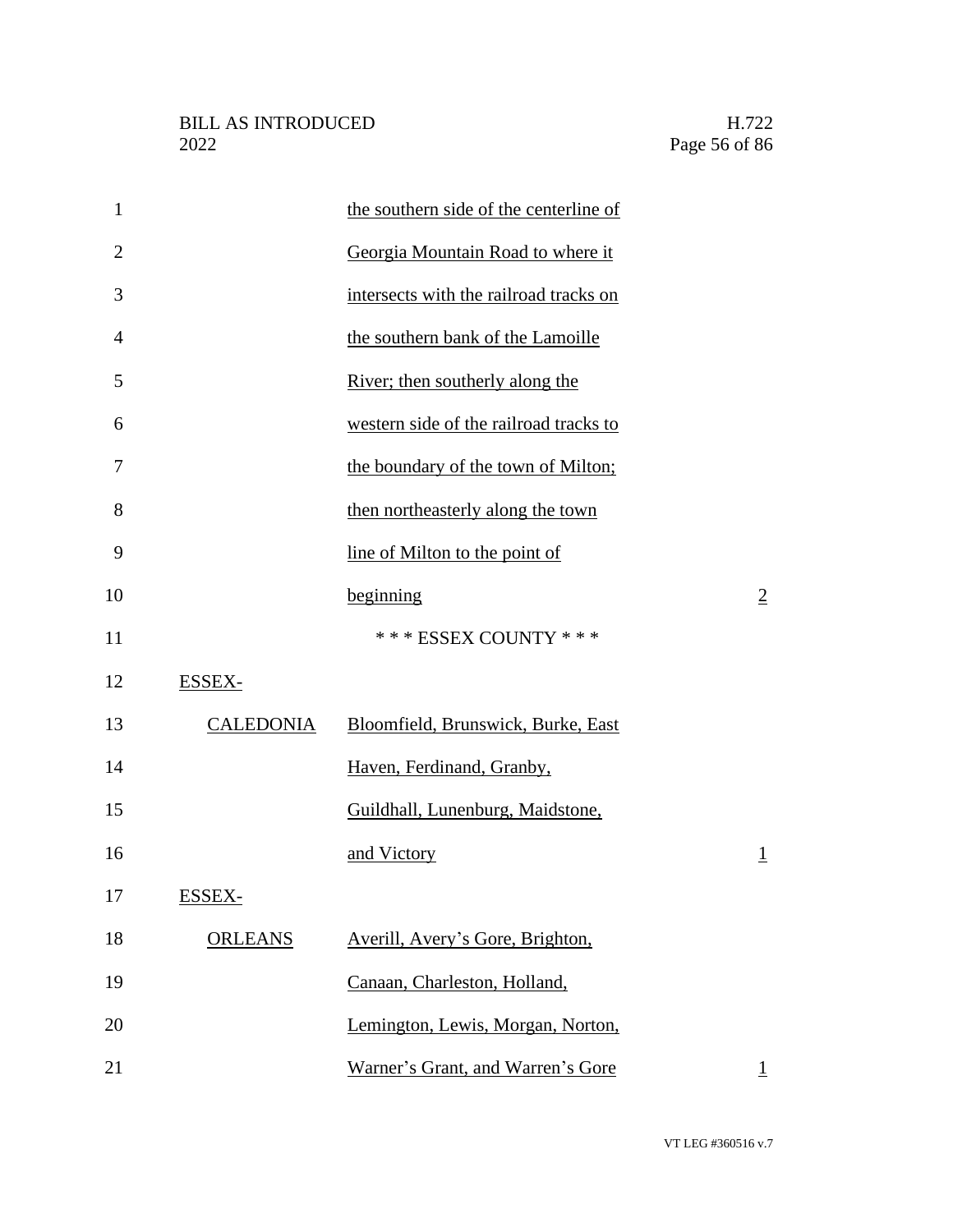| | | |
|---|---|---|
| | the southern side of the centerline of Georgia Mountain Road to where it intersects with the railroad tracks on the southern bank of the Lamoille River; then southerly along the western side of the railroad tracks to the boundary of the town of Milton; then northeasterly along the town line of Milton to the point of beginning | 2 |
| | * * * ESSEX COUNTY * * * | |
| ESSEX-CALEDONIA | Bloomfield, Brunswick, Burke, East Haven, Ferdinand, Granby, Guildhall, Lunenburg, Maidstone, and Victory | 1 |
| ESSEX-ORLEANS | Averill, Avery's Gore, Brighton, Canaan, Charleston, Holland, Lemington, Lewis, Morgan, Norton, Warner's Grant, and Warren's Gore | 1 |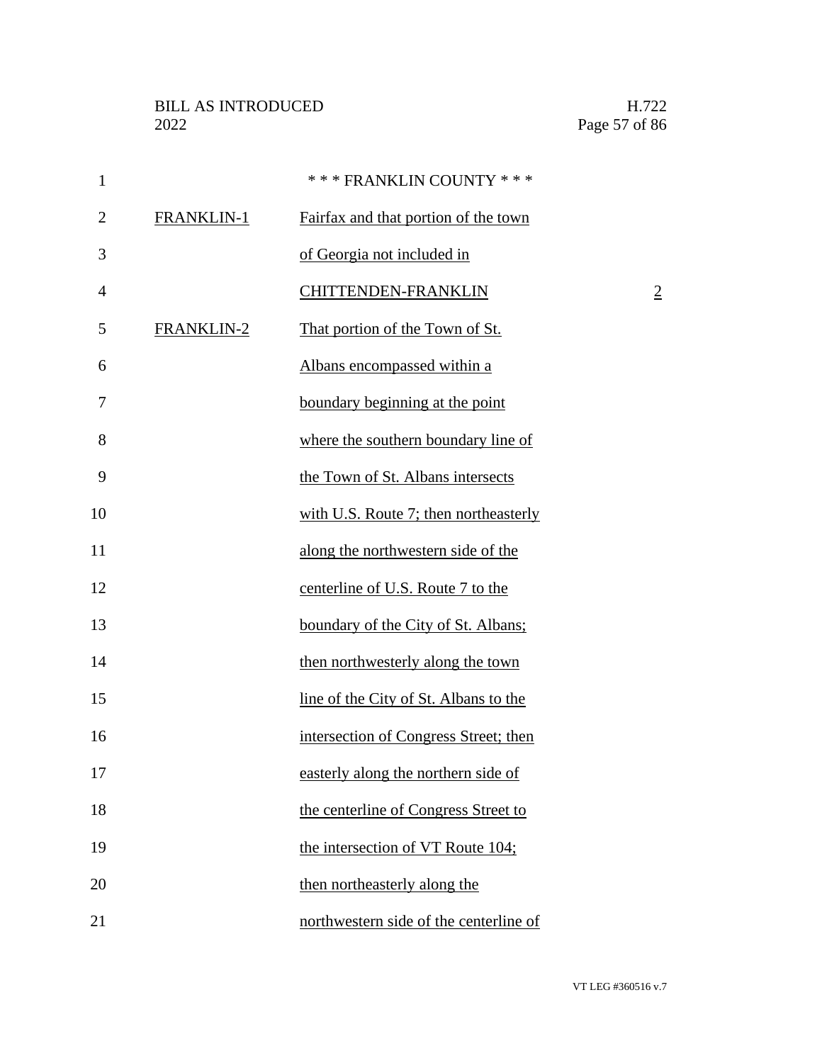\* \* \* FRANKLIN COUNTY \* \* \*

| | | |
|---|---|---|
| FRANKLIN-1 | Fairfax and that portion of the town of Georgia not included in CHITTENDEN-FRANKLIN | 2 |
| FRANKLIN-2 | That portion of the Town of St. Albans encompassed within a boundary beginning at the point where the southern boundary line of the Town of St. Albans intersects with U.S. Route 7; then northeasterly along the northwestern side of the centerline of U.S. Route 7 to the boundary of the City of St. Albans; then northwesterly along the town line of the City of St. Albans to the intersection of Congress Street; then easterly along the northern side of the centerline of Congress Street to the intersection of VT Route 104; then northeasterly along the northwestern side of the centerline of | |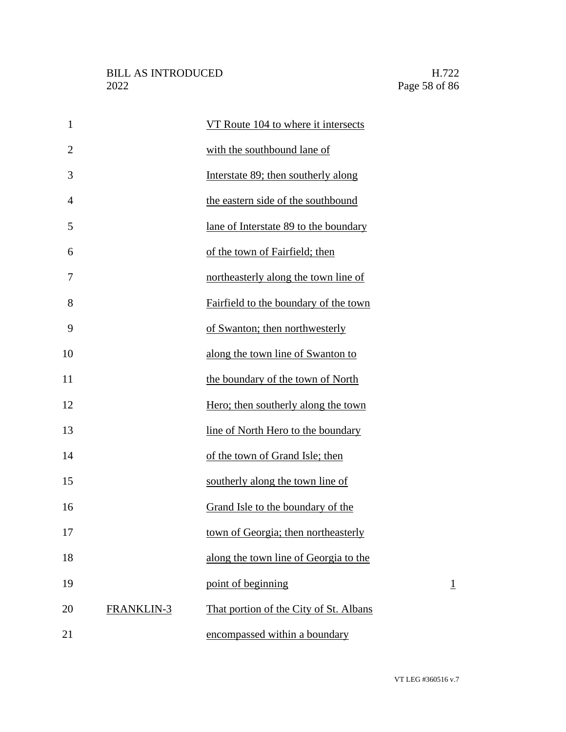| | | |
|---|---|---|
| | VT Route 104 to where it intersects with the southbound lane of Interstate 89; then southerly along the eastern side of the southbound lane of Interstate 89 to the boundary of the town of Fairfield; then northeasterly along the town line of Fairfield to the boundary of the town of Swanton; then northwesterly along the town line of Swanton to the boundary of the town of North Hero; then southerly along the town line of North Hero to the boundary of the town of Grand Isle; then southerly along the town line of Grand Isle to the boundary of the town of Georgia; then northeasterly along the town line of Georgia to the point of beginning | 1 |
| FRANKLIN-3 | That portion of the City of St. Albans encompassed within a boundary | |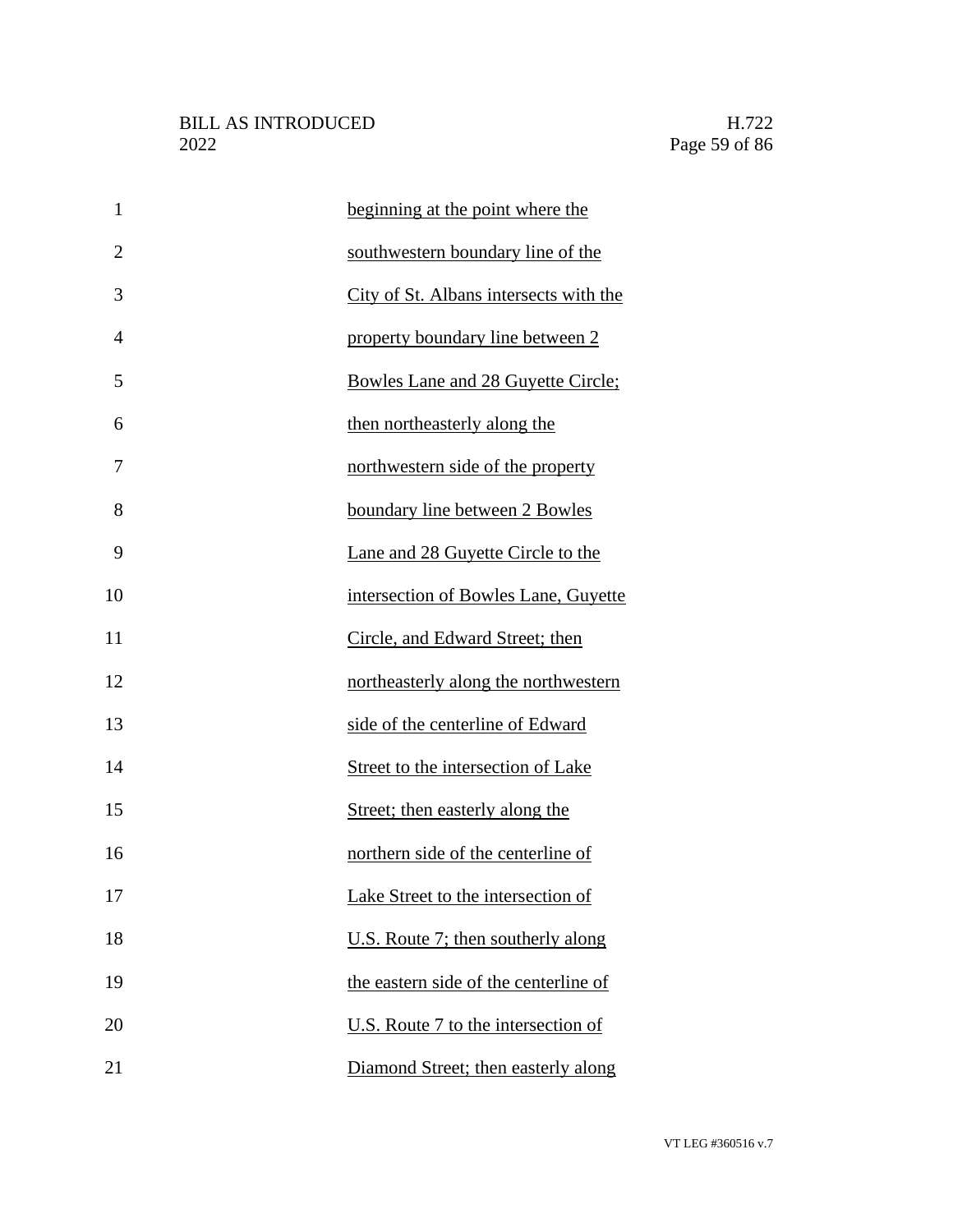beginning at the point where the southwestern boundary line of the City of St. Albans intersects with the property boundary line between 2 Bowles Lane and 28 Guyette Circle; then northeasterly along the northwestern side of the property boundary line between 2 Bowles Lane and 28 Guyette Circle to the intersection of Bowles Lane, Guyette Circle, and Edward Street; then northeasterly along the northwestern side of the centerline of Edward Street to the intersection of Lake Street; then easterly along the northern side of the centerline of Lake Street to the intersection of U.S. Route 7; then southerly along the eastern side of the centerline of U.S. Route 7 to the intersection of Diamond Street; then easterly along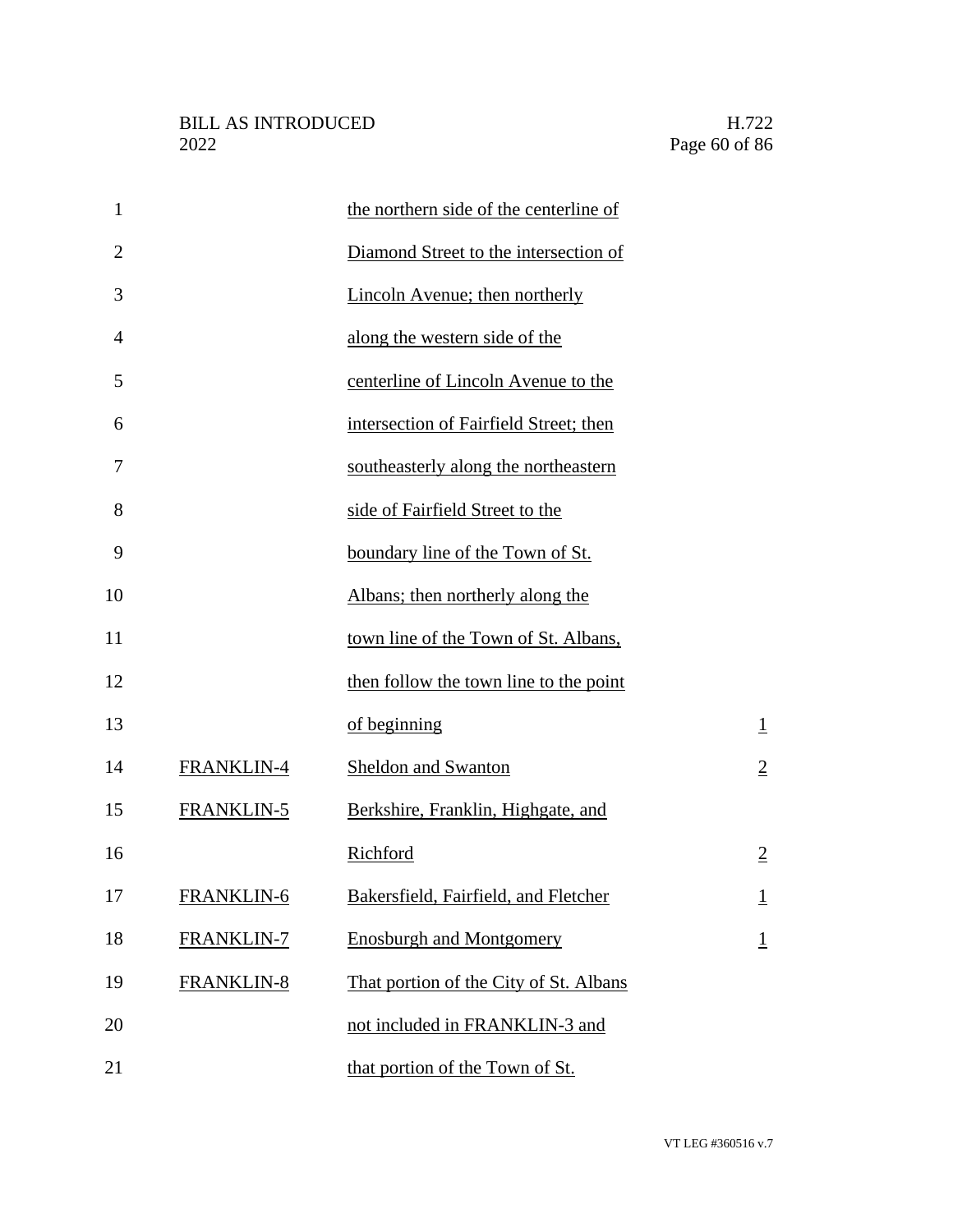| | | |
|---|---|---|
| | the northern side of the centerline of Diamond Street to the intersection of Lincoln Avenue; then northerly along the western side of the centerline of Lincoln Avenue to the intersection of Fairfield Street; then southeasterly along the northeastern side of Fairfield Street to the boundary line of the Town of St. Albans; then northerly along the town line of the Town of St. Albans, then follow the town line to the point of beginning | 1 |
| FRANKLIN-4 | Sheldon and Swanton | 2 |
| FRANKLIN-5 | Berkshire, Franklin, Highgate, and Richford | 2 |
| FRANKLIN-6 | Bakersfield, Fairfield, and Fletcher | 1 |
| FRANKLIN-7 | Enosburgh and Montgomery | 1 |
| FRANKLIN-8 | That portion of the City of St. Albans not included in FRANKLIN-3 and that portion of the Town of St. | |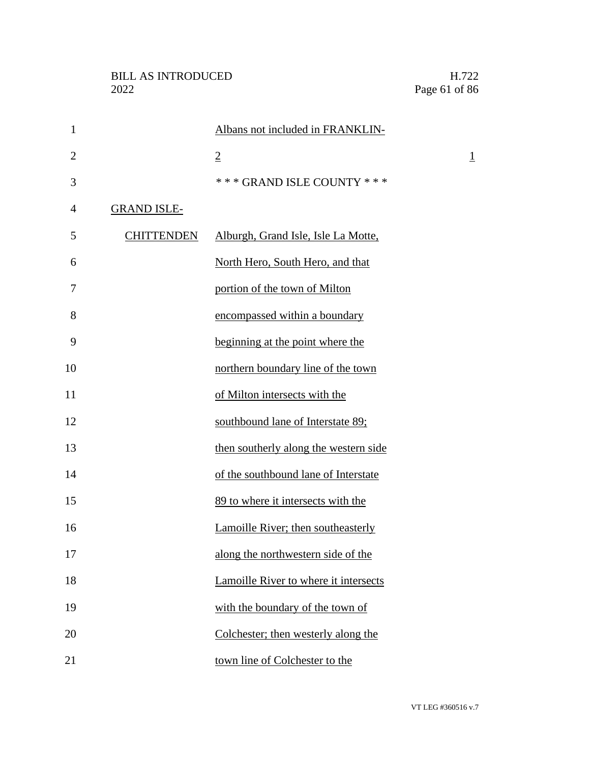| | | |
|---|---|---|
| | Albans not included in FRANKLIN-2 | 1 |
| | * * * GRAND ISLE COUNTY * * * | |
| GRAND ISLE-CHITTENDEN | Alburgh, Grand Isle, Isle La Motte, North Hero, South Hero, and that portion of the town of Milton encompassed within a boundary beginning at the point where the northern boundary line of the town of Milton intersects with the southbound lane of Interstate 89; then southerly along the western side of the southbound lane of Interstate 89 to where it intersects with the Lamoille River; then southeasterly along the northwestern side of the Lamoille River to where it intersects with the boundary of the town of Colchester; then westerly along the town line of Colchester to the | |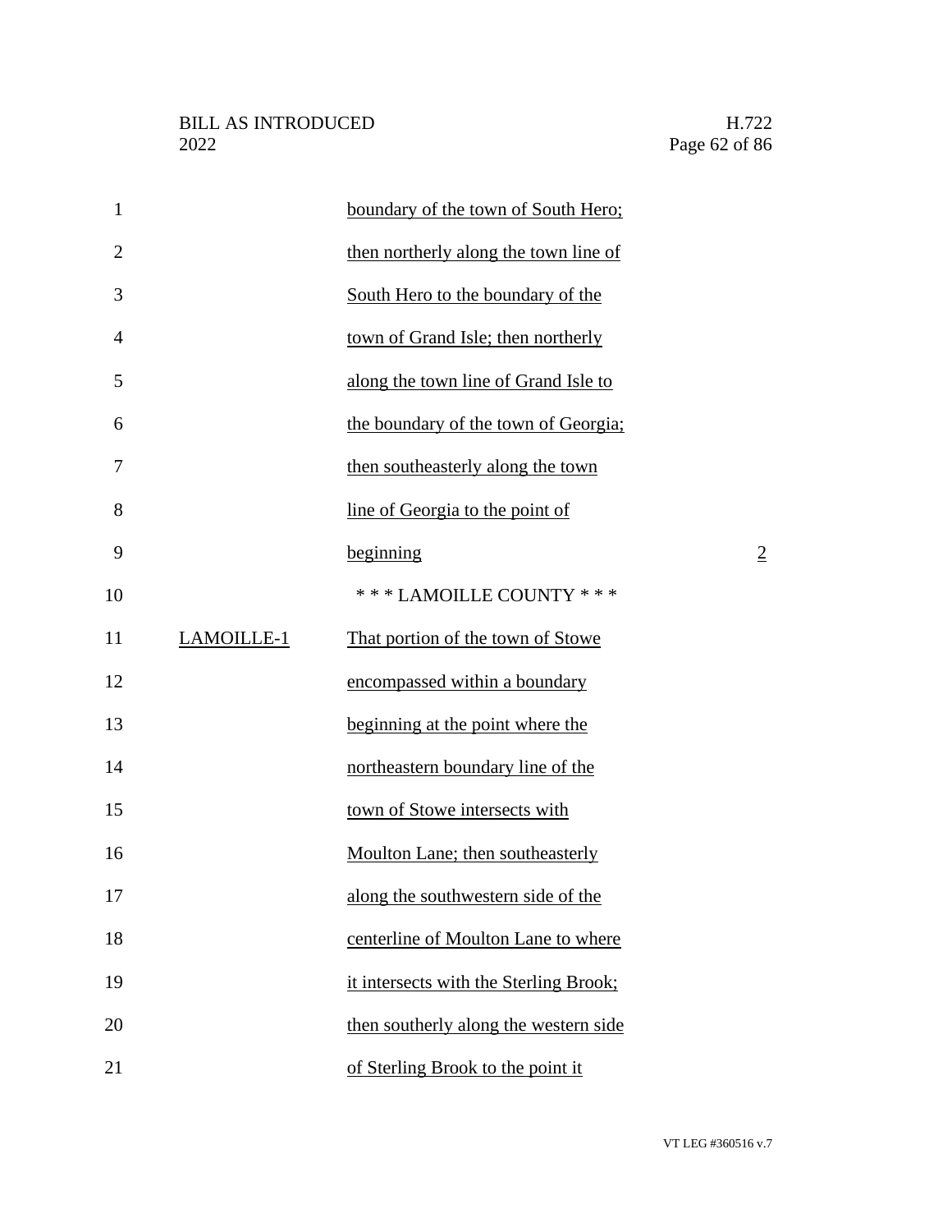| | | |
|---|---|---|
| | boundary of the town of South Hero; then northerly along the town line of South Hero to the boundary of the town of Grand Isle; then northerly along the town line of Grand Isle to the boundary of the town of Georgia; then southeasterly along the town line of Georgia to the point of beginning | 2 |
| | * * * LAMOILLE COUNTY * * * | |
| LAMOILLE-1 | That portion of the town of Stowe encompassed within a boundary beginning at the point where the northeastern boundary line of the town of Stowe intersects with Moulton Lane; then southeasterly along the southwestern side of the centerline of Moulton Lane to where it intersects with the Sterling Brook; then southerly along the western side of Sterling Brook to the point it | |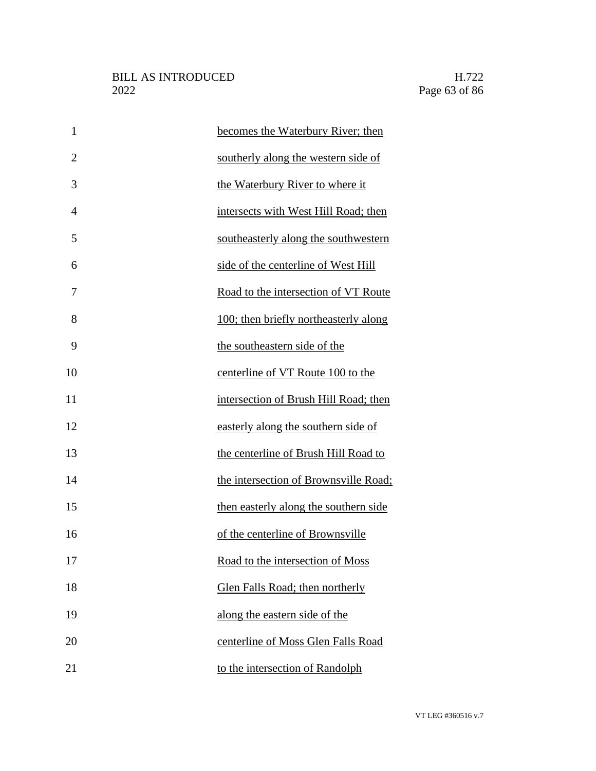becomes the Waterbury River; then southerly along the western side of the Waterbury River to where it intersects with West Hill Road; then southeasterly along the southwestern side of the centerline of West Hill Road to the intersection of VT Route 100; then briefly northeasterly along the southeastern side of the centerline of VT Route 100 to the intersection of Brush Hill Road; then easterly along the southern side of the centerline of Brush Hill Road to the intersection of Brownsville Road; then easterly along the southern side of the centerline of Brownsville Road to the intersection of Moss Glen Falls Road; then northerly along the eastern side of the centerline of Moss Glen Falls Road to the intersection of Randolph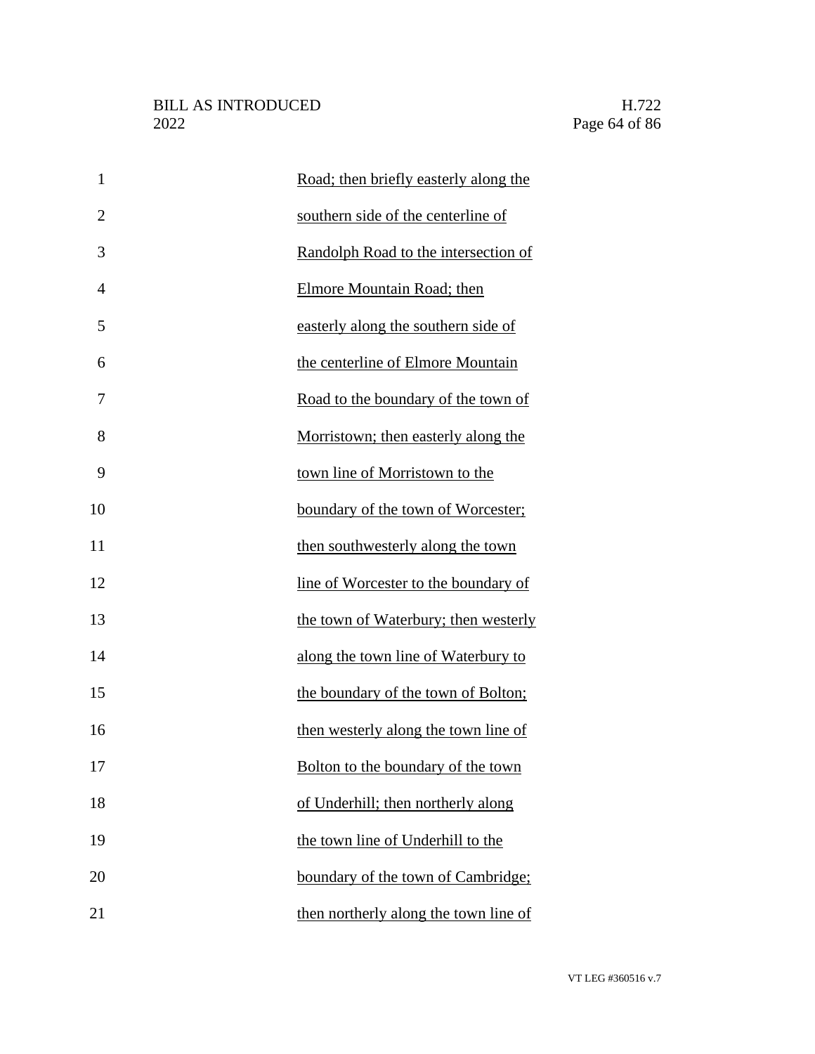Road; then briefly easterly along the southern side of the centerline of Randolph Road to the intersection of Elmore Mountain Road; then easterly along the southern side of the centerline of Elmore Mountain Road to the boundary of the town of Morristown; then easterly along the town line of Morristown to the boundary of the town of Worcester; then southwesterly along the town line of Worcester to the boundary of the town of Waterbury; then westerly along the town line of Waterbury to the boundary of the town of Bolton; then westerly along the town line of Bolton to the boundary of the town of Underhill; then northerly along the town line of Underhill to the boundary of the town of Cambridge; then northerly along the town line of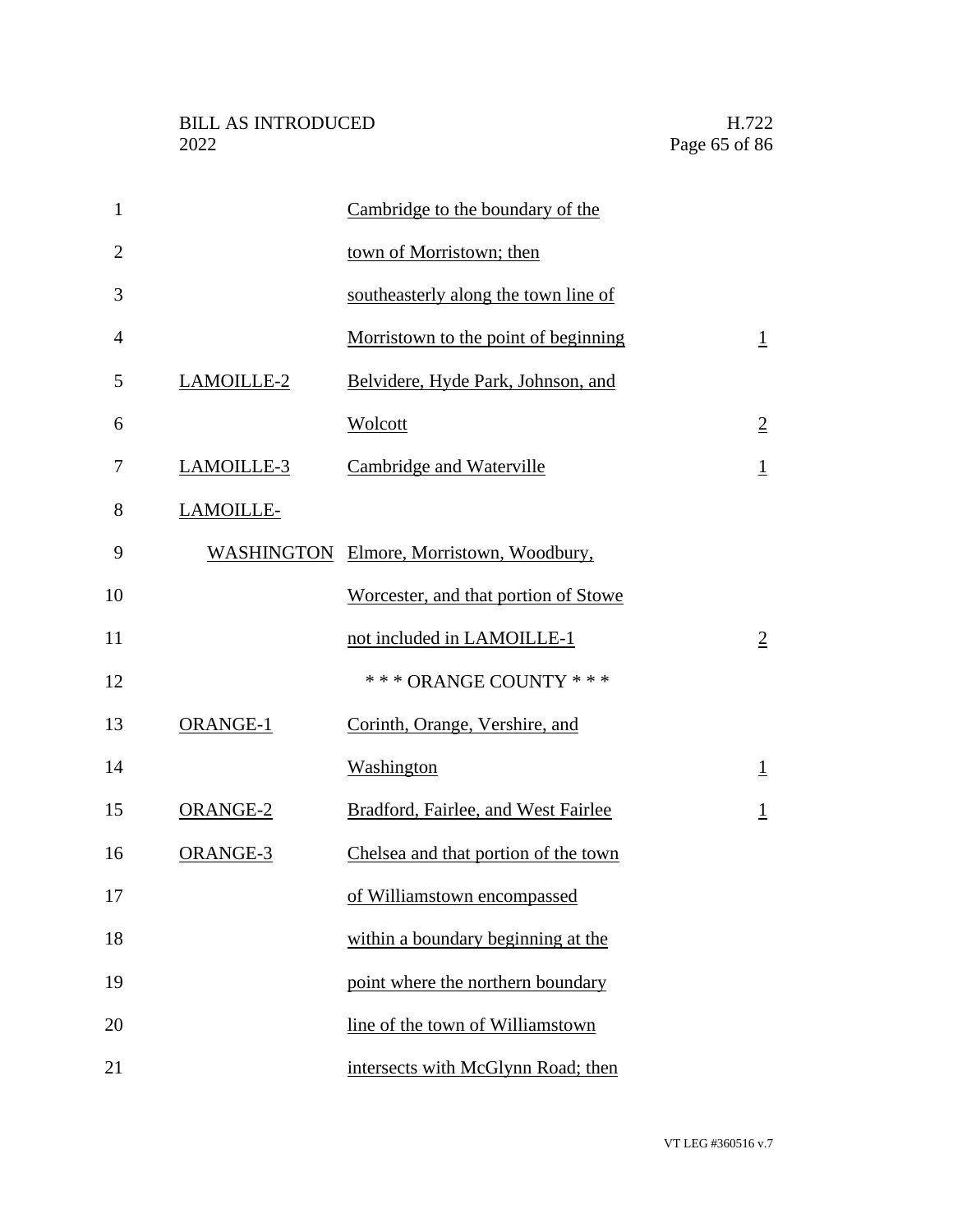| | | |
|---|---|---|
| | Cambridge to the boundary of the town of Morristown; then southeasterly along the town line of Morristown to the point of beginning | 1 |
| LAMOILLE-2 | Belvidere, Hyde Park, Johnson, and Wolcott | 2 |
| LAMOILLE-3 | Cambridge and Waterville | 1 |
| LAMOILLE-WASHINGTON | Elmore, Morristown, Woodbury, Worcester, and that portion of Stowe not included in LAMOILLE-1 | 2 |
| | * * * ORANGE COUNTY * * * | |
| ORANGE-1 | Corinth, Orange, Vershire, and Washington | 1 |
| ORANGE-2 | Bradford, Fairlee, and West Fairlee | 1 |
| ORANGE-3 | Chelsea and that portion of the town of Williamstown encompassed within a boundary beginning at the point where the northern boundary line of the town of Williamstown intersects with McGlynn Road; then | |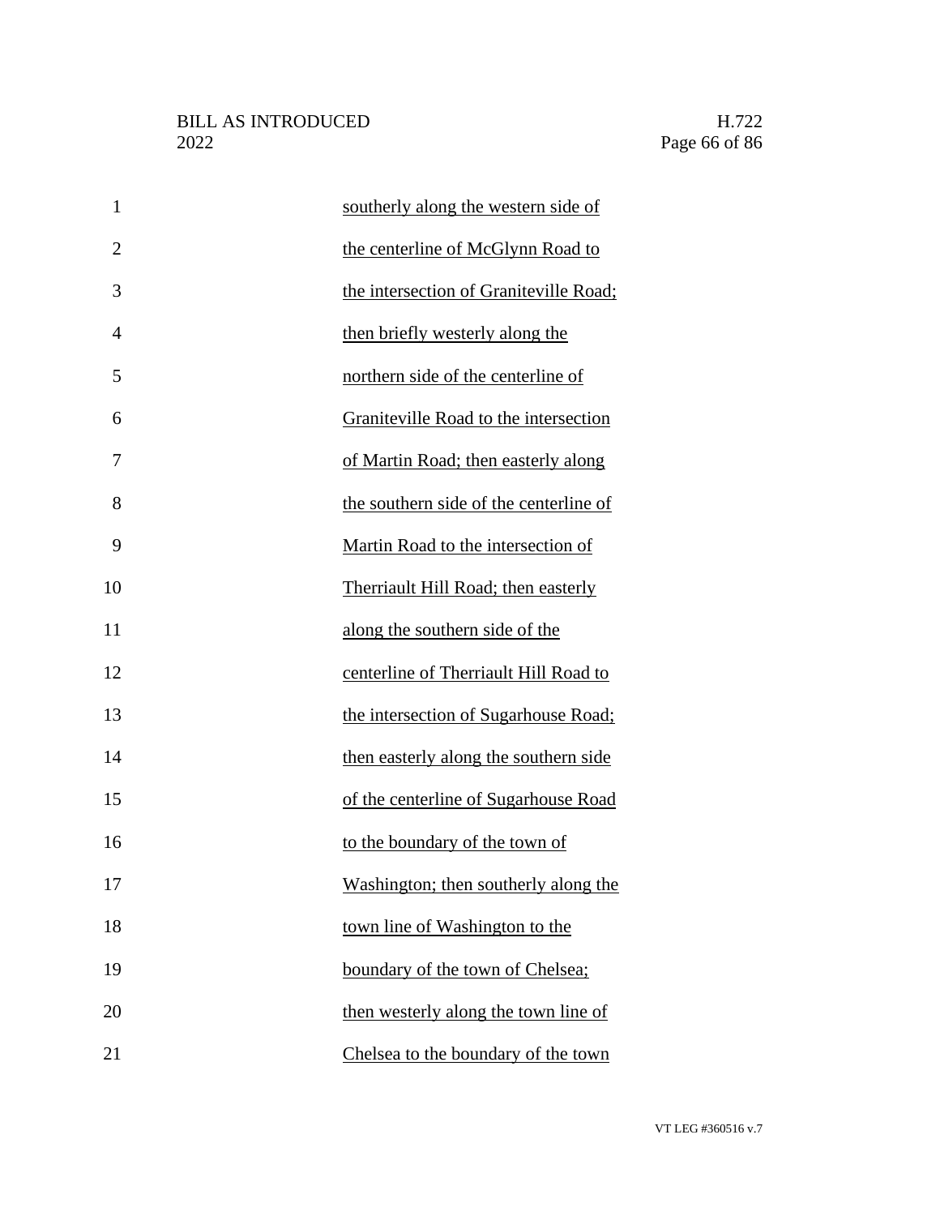southerly along the western side of the centerline of McGlynn Road to the intersection of Graniteville Road; then briefly westerly along the northern side of the centerline of Graniteville Road to the intersection of Martin Road; then easterly along the southern side of the centerline of Martin Road to the intersection of Therriault Hill Road; then easterly along the southern side of the centerline of Therriault Hill Road to the intersection of Sugarhouse Road; then easterly along the southern side of the centerline of Sugarhouse Road to the boundary of the town of Washington; then southerly along the town line of Washington to the boundary of the town of Chelsea; then westerly along the town line of Chelsea to the boundary of the town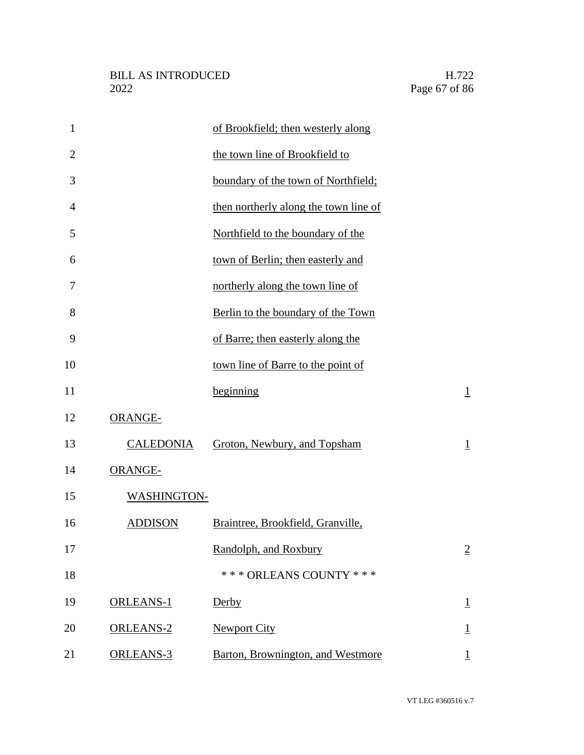| | | |
|---|---|---|
| | of Brookfield; then westerly along the town line of Brookfield to boundary of the town of Northfield; then northerly along the town line of Northfield to the boundary of the town of Berlin; then easterly and northerly along the town line of Berlin to the boundary of the Town of Barre; then easterly along the town line of Barre to the point of beginning | 1 |
| ORANGE-CALEDONIA | Groton, Newbury, and Topsham | 1 |
| ORANGE-WASHINGTON-ADDISON | Braintree, Brookfield, Granville, Randolph, and Roxbury | 2 |
| | * * * ORLEANS COUNTY * * * | |
| ORLEANS-1 | Derby | 1 |
| ORLEANS-2 | Newport City | 1 |
| ORLEANS-3 | Barton, Brownington, and Westmore | 1 |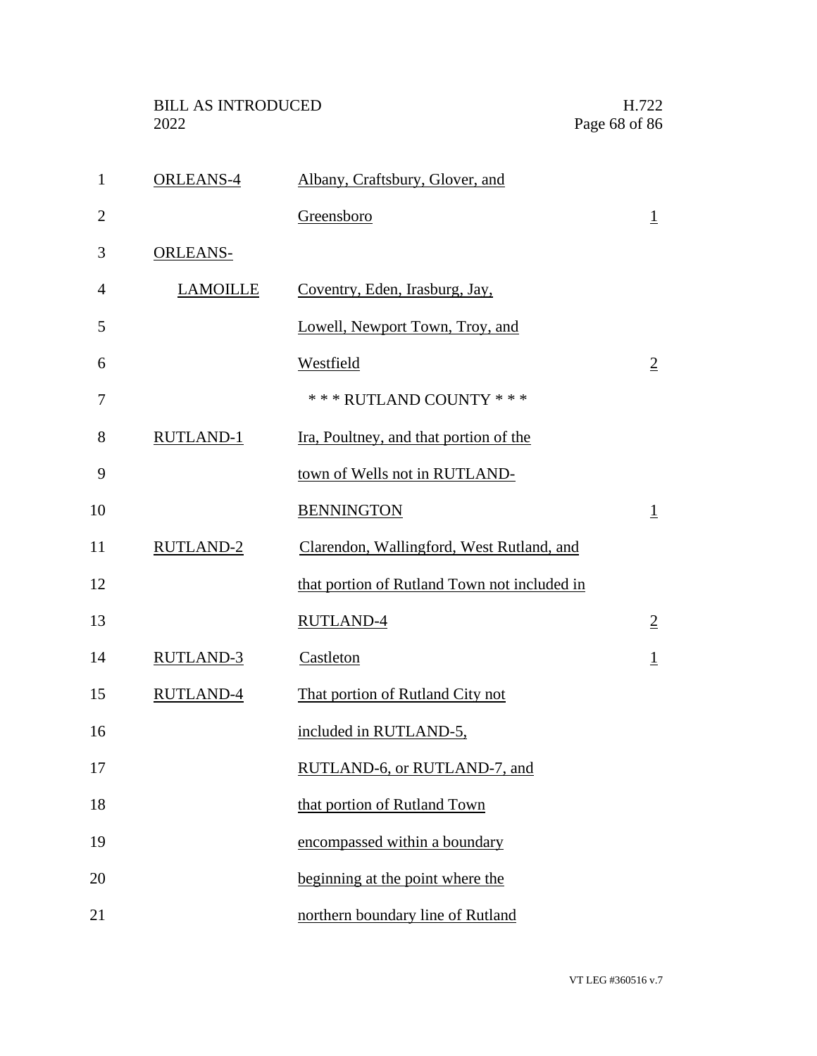| | | |
|---|---|---|
| ORLEANS-4 | Albany, Craftsbury, Glover, and Greensboro | 1 |
| ORLEANS-LAMOILLE | Coventry, Eden, Irasburg, Jay, Lowell, Newport Town, Troy, and Westfield | 2 |
| | * * * RUTLAND COUNTY * * * | |
| RUTLAND-1 | Ira, Poultney, and that portion of the town of Wells not in RUTLAND-BENNINGTON | 1 |
| RUTLAND-2 | Clarendon, Wallingford, West Rutland, and that portion of Rutland Town not included in RUTLAND-4 | 2 |
| RUTLAND-3 | Castleton | 1 |
| RUTLAND-4 | That portion of Rutland City not included in RUTLAND-5, RUTLAND-6, or RUTLAND-7, and that portion of Rutland Town encompassed within a boundary beginning at the point where the northern boundary line of Rutland | |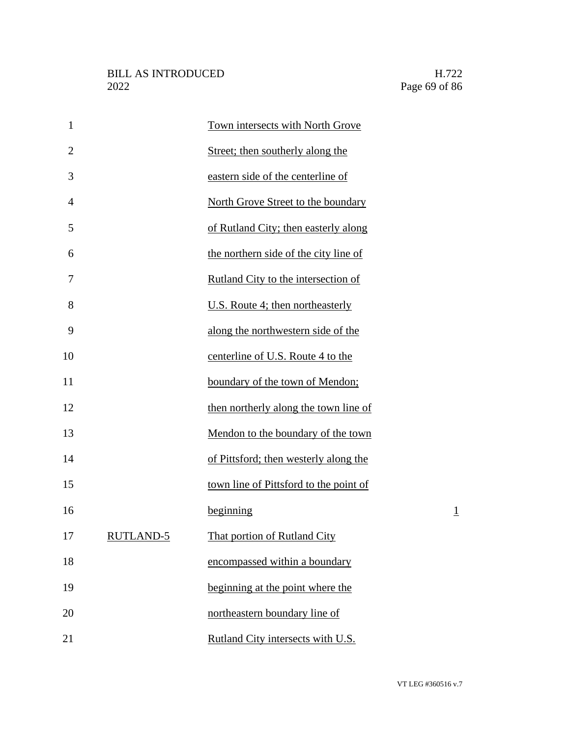| | | |
|---|---|---|
| | Town intersects with North Grove Street; then southerly along the eastern side of the centerline of North Grove Street to the boundary of Rutland City; then easterly along the northern side of the city line of Rutland City to the intersection of U.S. Route 4; then northeasterly along the northwestern side of the centerline of U.S. Route 4 to the boundary of the town of Mendon; then northerly along the town line of Mendon to the boundary of the town of Pittsford; then westerly along the town line of Pittsford to the point of beginning | 1 |
| RUTLAND-5 | That portion of Rutland City encompassed within a boundary beginning at the point where the northeastern boundary line of Rutland City intersects with U.S. | |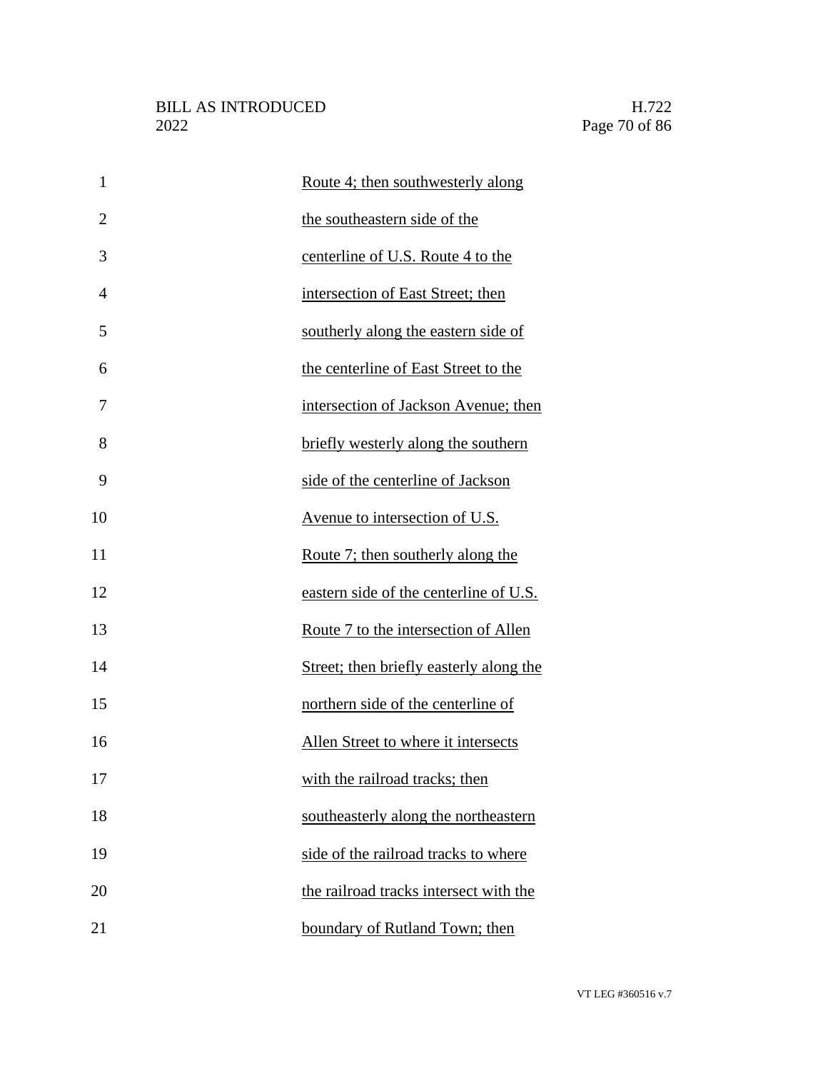Route 4; then southwesterly along the southeastern side of the centerline of U.S. Route 4 to the intersection of East Street; then southerly along the eastern side of the centerline of East Street to the intersection of Jackson Avenue; then briefly westerly along the southern side of the centerline of Jackson Avenue to intersection of U.S. Route 7; then southerly along the eastern side of the centerline of U.S. Route 7 to the intersection of Allen Street; then briefly easterly along the northern side of the centerline of Allen Street to where it intersects with the railroad tracks; then southeasterly along the northeastern side of the railroad tracks to where the railroad tracks intersect with the boundary of Rutland Town; then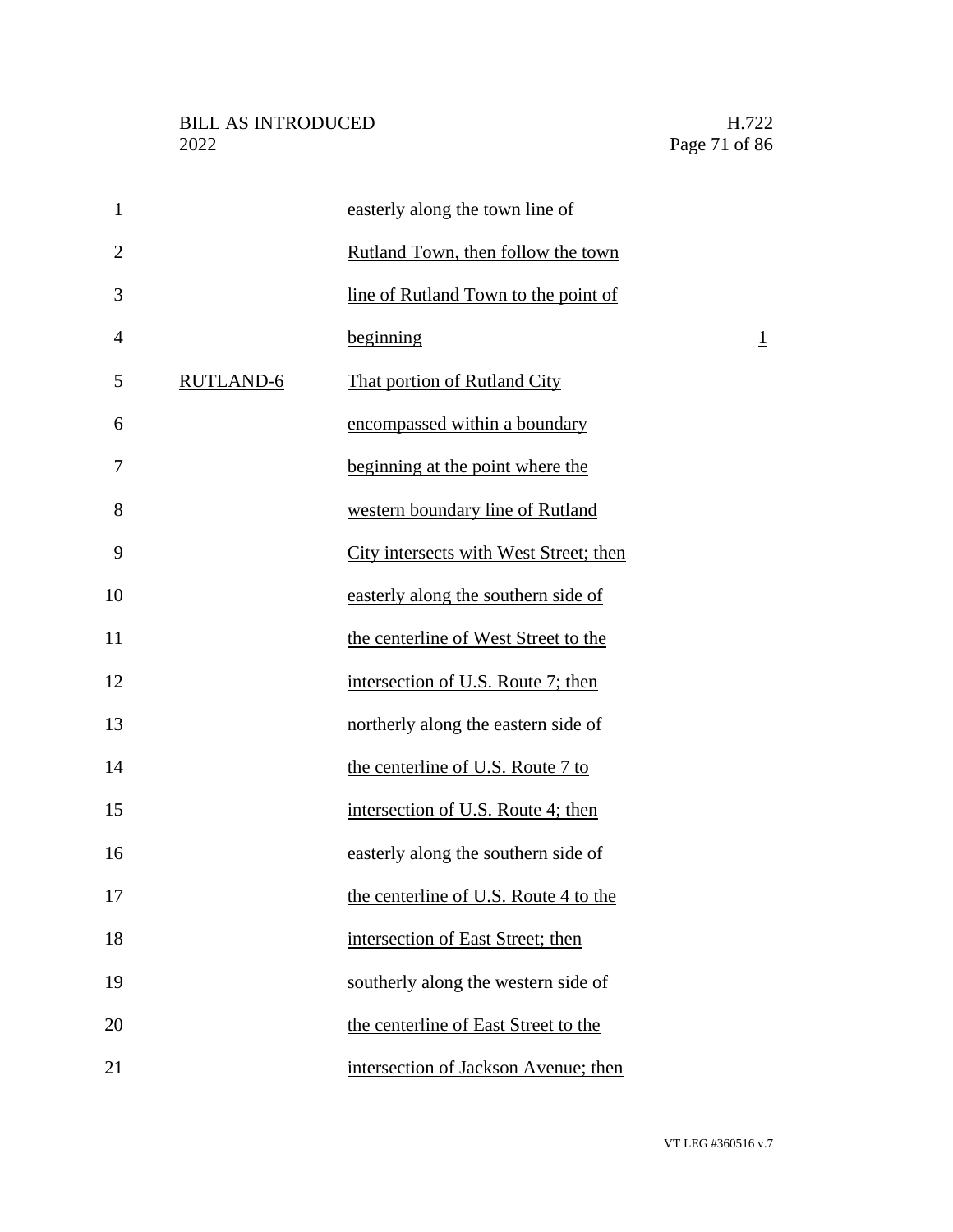| | | |
|---|---|---|
| | easterly along the town line of Rutland Town, then follow the town line of Rutland Town to the point of beginning | 1 |
| RUTLAND-6 | That portion of Rutland City encompassed within a boundary beginning at the point where the western boundary line of Rutland City intersects with West Street; then easterly along the southern side of the centerline of West Street to the intersection of U.S. Route 7; then northerly along the eastern side of the centerline of U.S. Route 7 to intersection of U.S. Route 4; then easterly along the southern side of the centerline of U.S. Route 4 to the intersection of East Street; then southerly along the western side of the centerline of East Street to the intersection of Jackson Avenue; then | |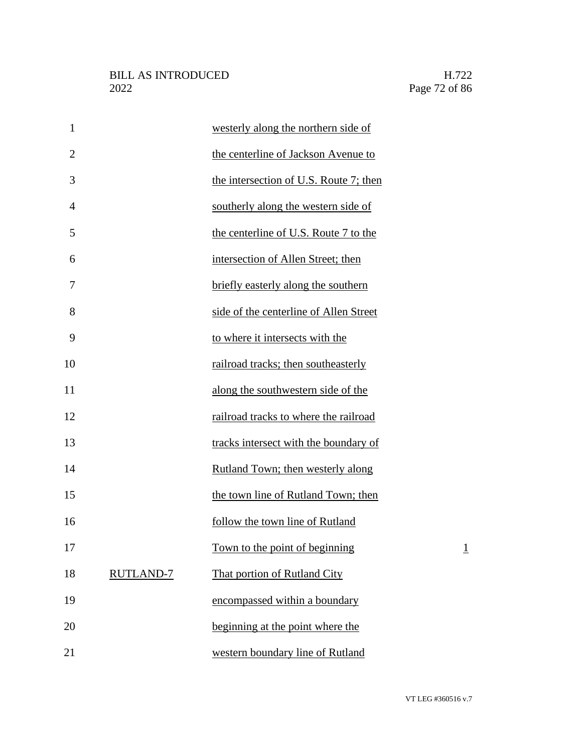| | | |
|---|---|---|
| | westerly along the northern side of the centerline of Jackson Avenue to the intersection of U.S. Route 7; then southerly along the western side of the centerline of U.S. Route 7 to the intersection of Allen Street; then briefly easterly along the southern side of the centerline of Allen Street to where it intersects with the railroad tracks; then southeasterly along the southwestern side of the railroad tracks to where the railroad tracks intersect with the boundary of Rutland Town; then westerly along the town line of Rutland Town; then follow the town line of Rutland Town to the point of beginning | 1 |
| RUTLAND-7 | That portion of Rutland City encompassed within a boundary beginning at the point where the western boundary line of Rutland | |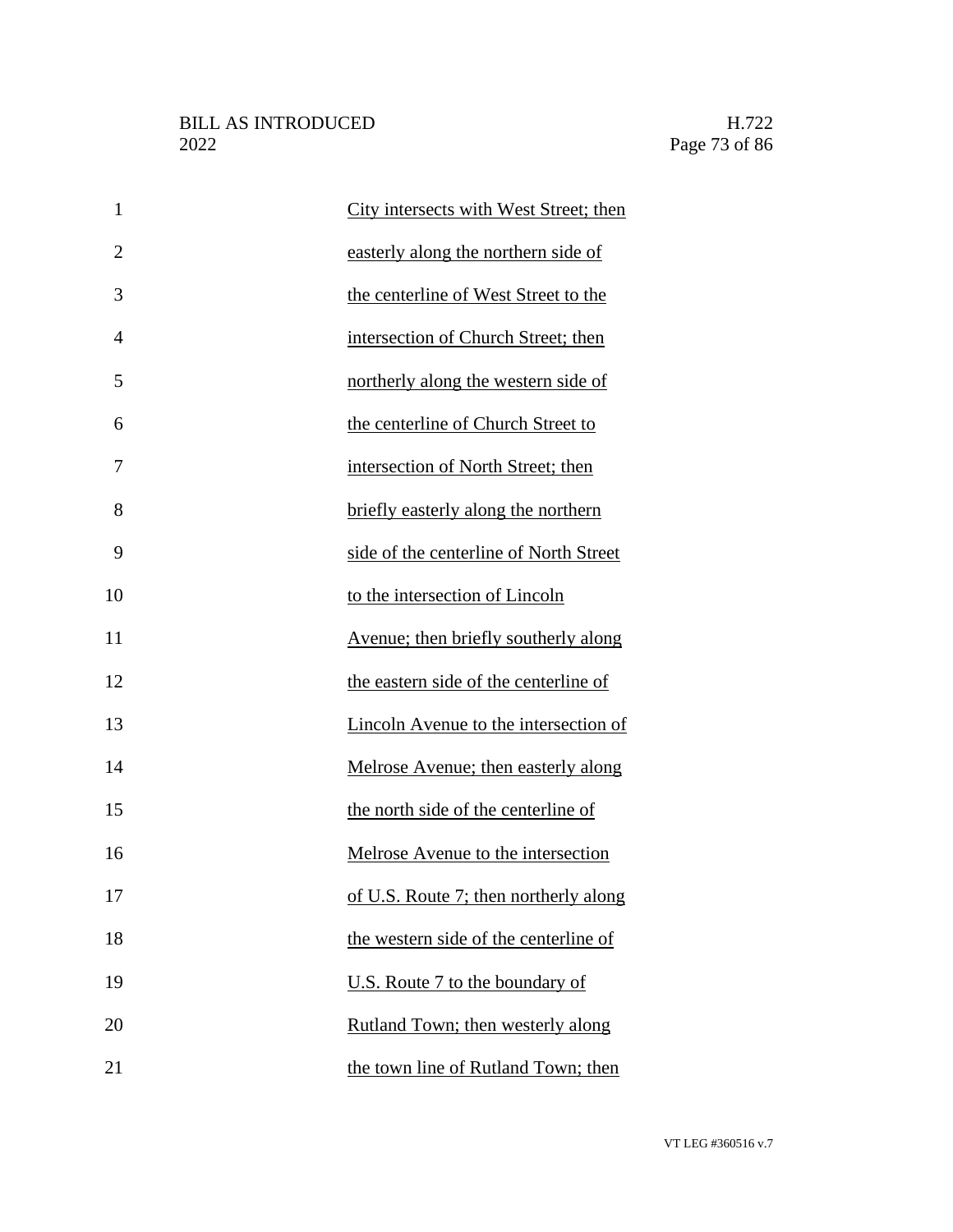City intersects with West Street; then easterly along the northern side of the centerline of West Street to the intersection of Church Street; then northerly along the western side of the centerline of Church Street to intersection of North Street; then briefly easterly along the northern side of the centerline of North Street to the intersection of Lincoln Avenue; then briefly southerly along the eastern side of the centerline of Lincoln Avenue to the intersection of Melrose Avenue; then easterly along the north side of the centerline of Melrose Avenue to the intersection of U.S. Route 7; then northerly along the western side of the centerline of U.S. Route 7 to the boundary of Rutland Town; then westerly along the town line of Rutland Town; then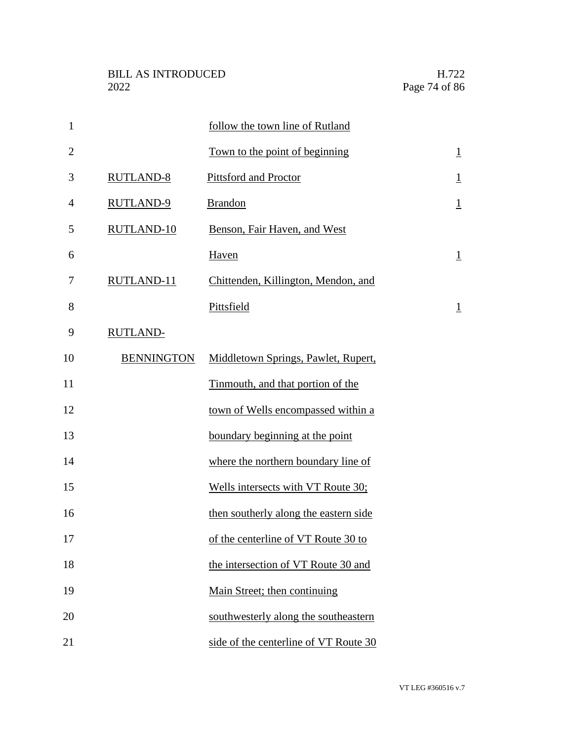| | | |
|---|---|---|
| | follow the town line of Rutland Town to the point of beginning | 1 |
| RUTLAND-8 | Pittsford and Proctor | 1 |
| RUTLAND-9 | Brandon | 1 |
| RUTLAND-10 | Benson, Fair Haven, and West Haven | 1 |
| RUTLAND-11 | Chittenden, Killington, Mendon, and Pittsfield | 1 |
| RUTLAND-BENNINGTON | Middletown Springs, Pawlet, Rupert, Tinmouth, and that portion of the town of Wells encompassed within a boundary beginning at the point where the northern boundary line of Wells intersects with VT Route 30; then southerly along the eastern side of the centerline of VT Route 30 to the intersection of VT Route 30 and Main Street; then continuing southwesterly along the southeastern side of the centerline of VT Route 30 | |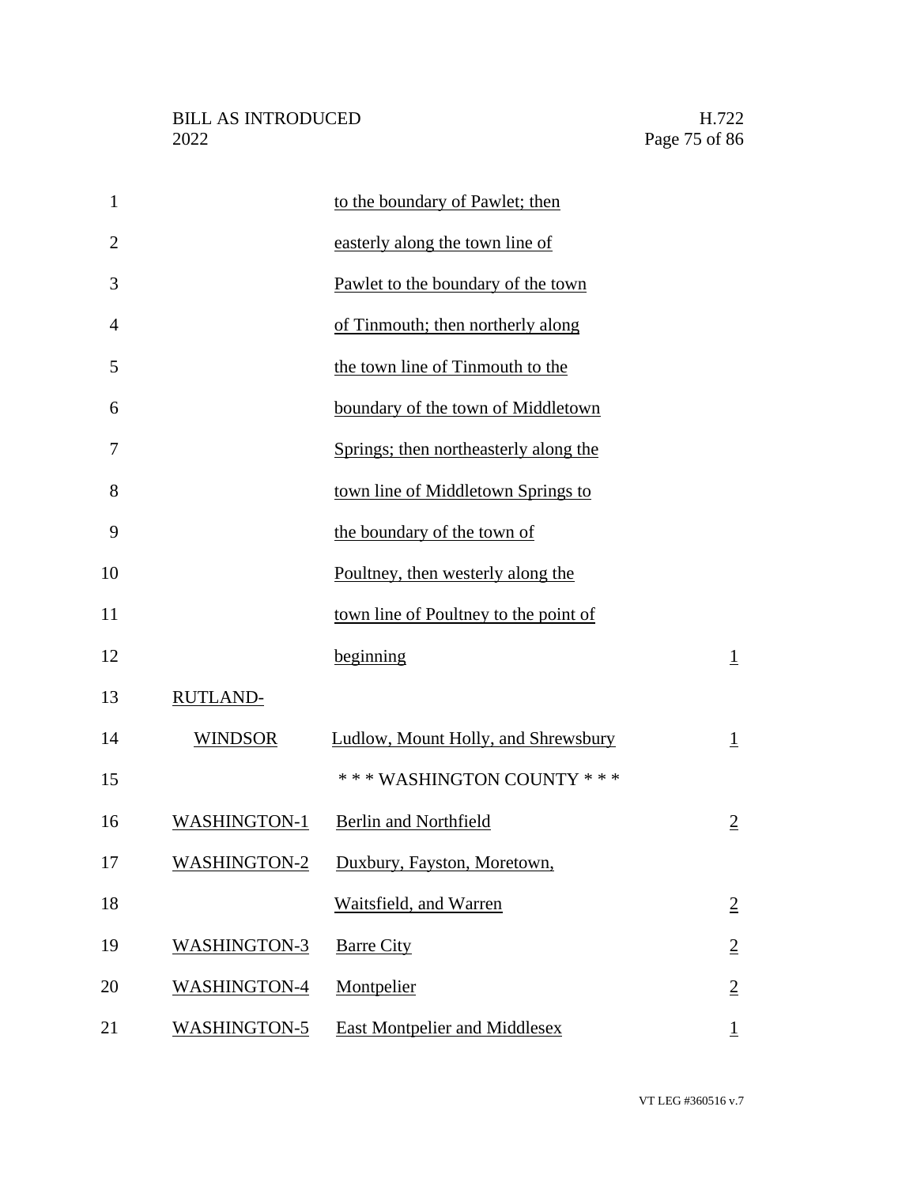| | | |
|---|---|---|
| | to the boundary of Pawlet; then easterly along the town line of Pawlet to the boundary of the town of Tinmouth; then northerly along the town line of Tinmouth to the boundary of the town of Middletown Springs; then northeasterly along the town line of Middletown Springs to the boundary of the town of Poultney, then westerly along the town line of Poultney to the point of beginning | 1 |
| RUTLAND-WINDSOR | Ludlow, Mount Holly, and Shrewsbury | 1 |
| | * * * WASHINGTON COUNTY * * * | |
| WASHINGTON-1 | Berlin and Northfield | 2 |
| WASHINGTON-2 | Duxbury, Fayston, Moretown, Waitsfield, and Warren | 2 |
| WASHINGTON-3 | Barre City | 2 |
| WASHINGTON-4 | Montpelier | 2 |
| WASHINGTON-5 | East Montpelier and Middlesex | 1 |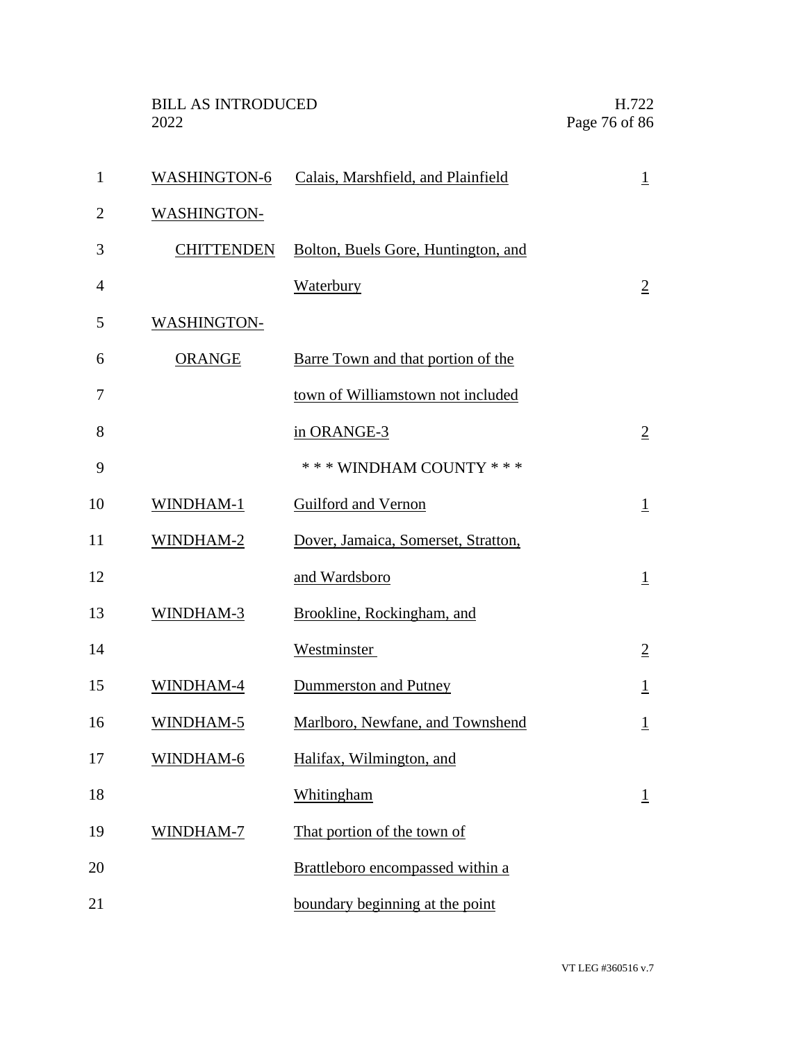| | | |
|---|---|---|
| WASHINGTON-6 | Calais, Marshfield, and Plainfield | 1 |
| WASHINGTON-CHITTENDEN | Bolton, Buels Gore, Huntington, and Waterbury | 2 |
| WASHINGTON-ORANGE | Barre Town and that portion of the town of Williamstown not included in ORANGE-3 | 2 |
| | * * * WINDHAM COUNTY * * * | |
| WINDHAM-1 | Guilford and Vernon | 1 |
| WINDHAM-2 | Dover, Jamaica, Somerset, Stratton, and Wardsboro | 1 |
| WINDHAM-3 | Brookline, Rockingham, and Westminster | 2 |
| WINDHAM-4 | Dummerston and Putney | 1 |
| WINDHAM-5 | Marlboro, Newfane, and Townshend | 1 |
| WINDHAM-6 | Halifax, Wilmington, and Whitingham | 1 |
| WINDHAM-7 | That portion of the town of Brattleboro encompassed within a boundary beginning at the point | |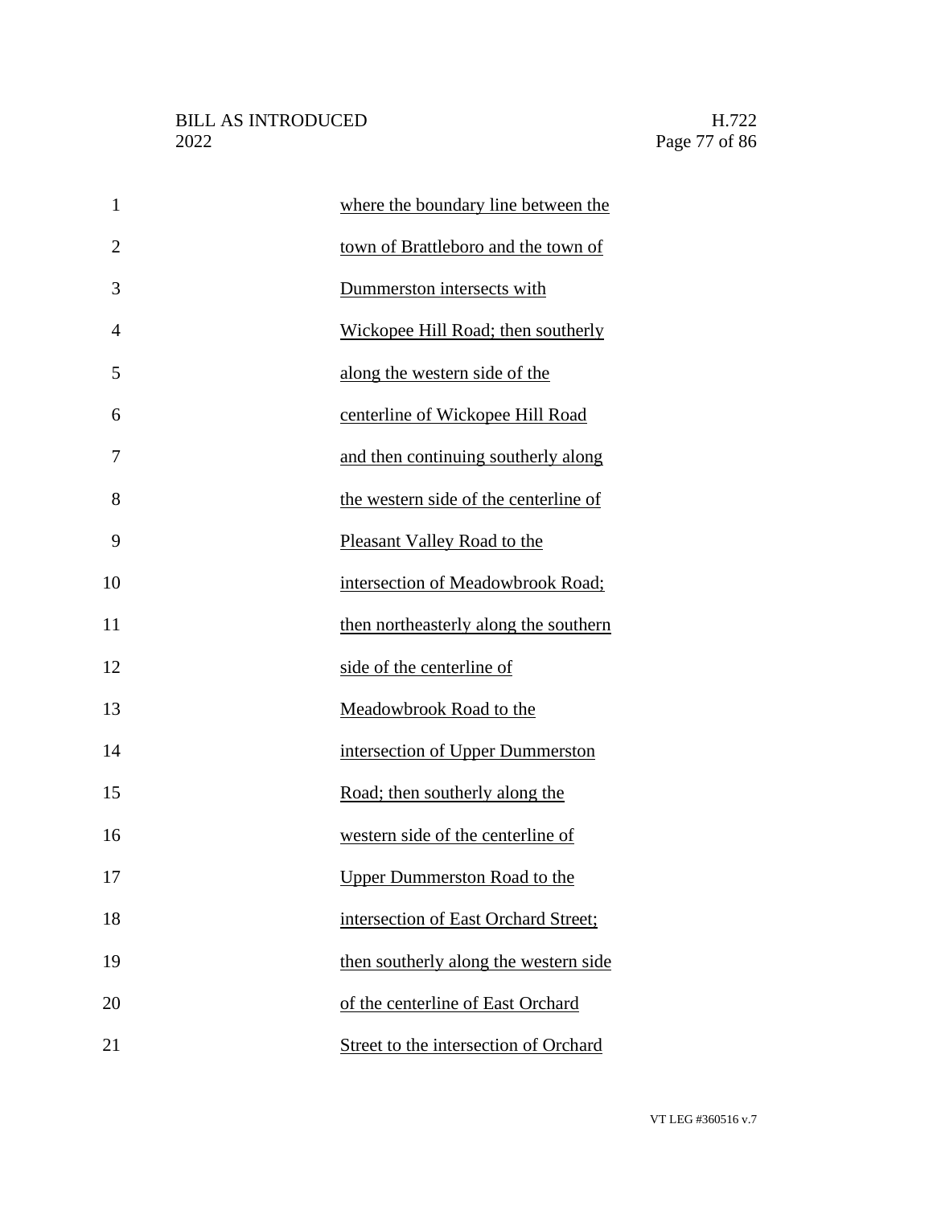where the boundary line between the town of Brattleboro and the town of Dummerston intersects with Wickopee Hill Road; then southerly along the western side of the centerline of Wickopee Hill Road and then continuing southerly along the western side of the centerline of Pleasant Valley Road to the intersection of Meadowbrook Road; then northeasterly along the southern side of the centerline of Meadowbrook Road to the intersection of Upper Dummerston Road; then southerly along the western side of the centerline of Upper Dummerston Road to the intersection of East Orchard Street; then southerly along the western side of the centerline of East Orchard Street to the intersection of Orchard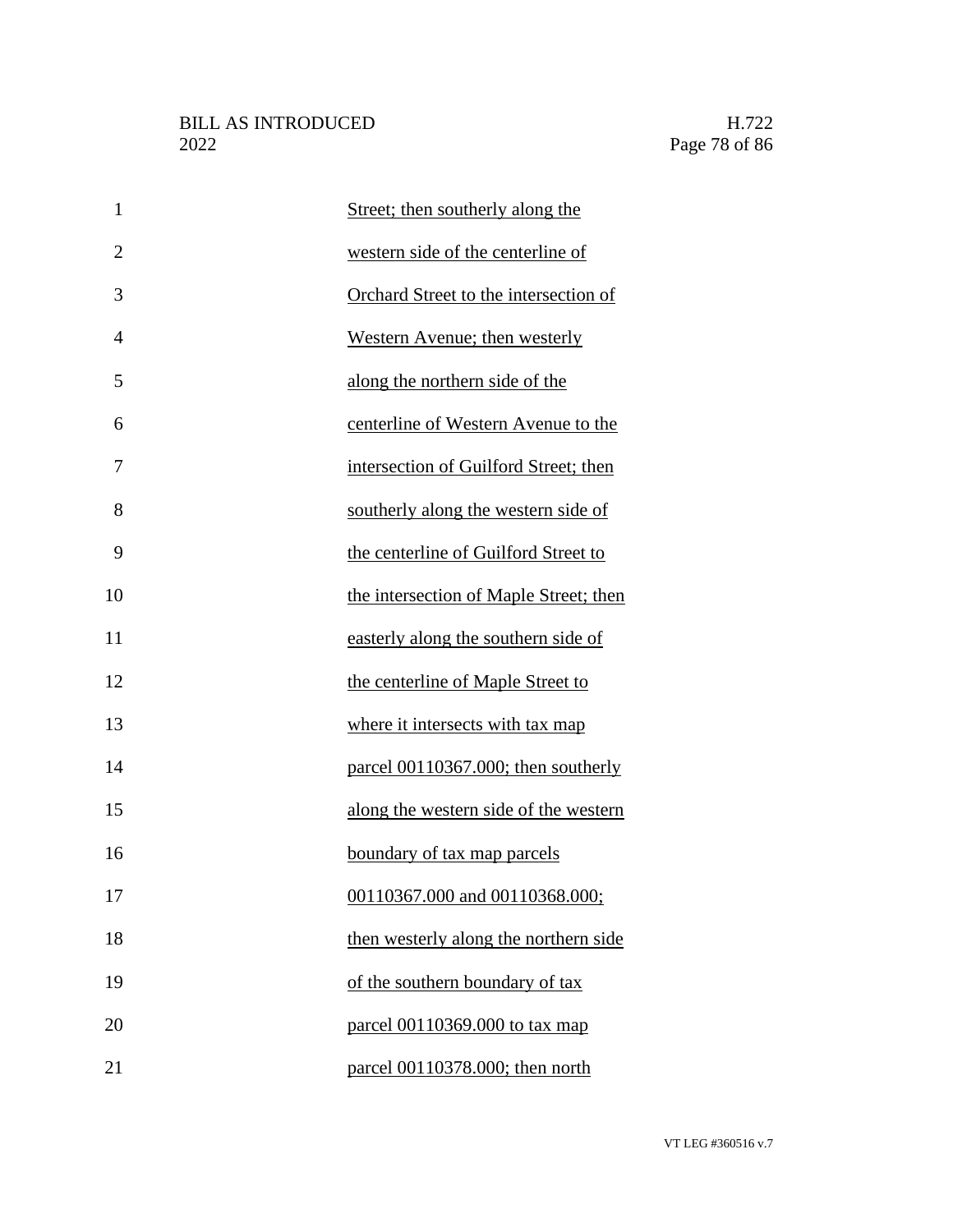Street; then southerly along the western side of the centerline of Orchard Street to the intersection of Western Avenue; then westerly along the northern side of the centerline of Western Avenue to the intersection of Guilford Street; then southerly along the western side of the centerline of Guilford Street to the intersection of Maple Street; then easterly along the southern side of the centerline of Maple Street to where it intersects with tax map parcel 00110367.000; then southerly along the western side of the western boundary of tax map parcels 00110367.000 and 00110368.000; then westerly along the northern side of the southern boundary of tax parcel 00110369.000 to tax map parcel 00110378.000; then north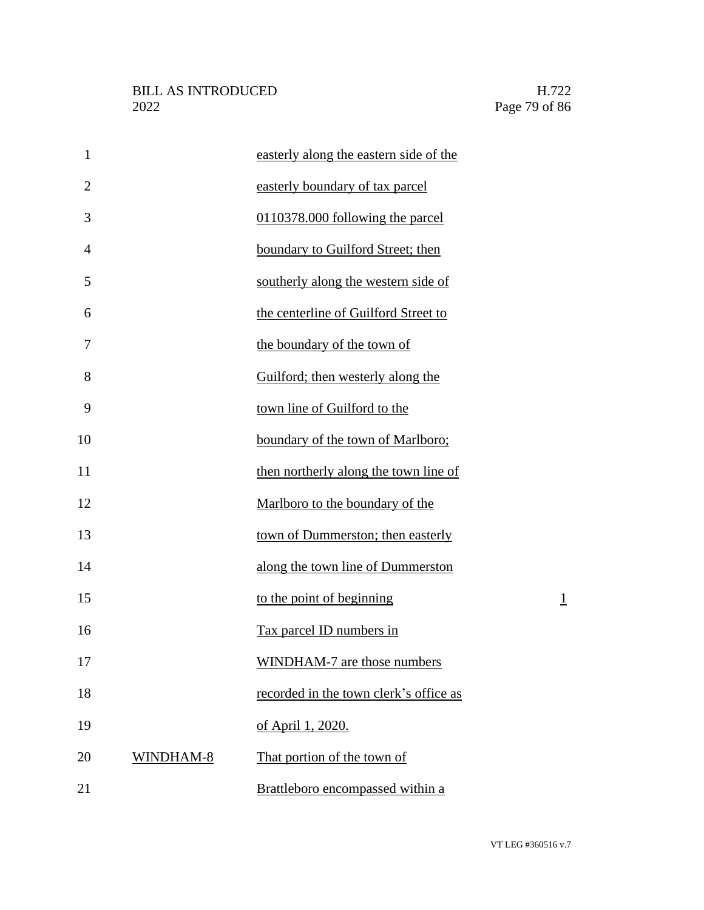| | | |
|---|---|---|
| | easterly along the eastern side of the easterly boundary of tax parcel 0110378.000 following the parcel boundary to Guilford Street; then southerly along the western side of the centerline of Guilford Street to the boundary of the town of Guilford; then westerly along the town line of Guilford to the boundary of the town of Marlboro; then northerly along the town line of Marlboro to the boundary of the town of Dummerston; then easterly along the town line of Dummerston to the point of beginning | 1 |
| | Tax parcel ID numbers in WINDHAM-7 are those numbers recorded in the town clerk's office as of April 1, 2020. | |
| WINDHAM-8 | That portion of the town of Brattleboro encompassed within a | |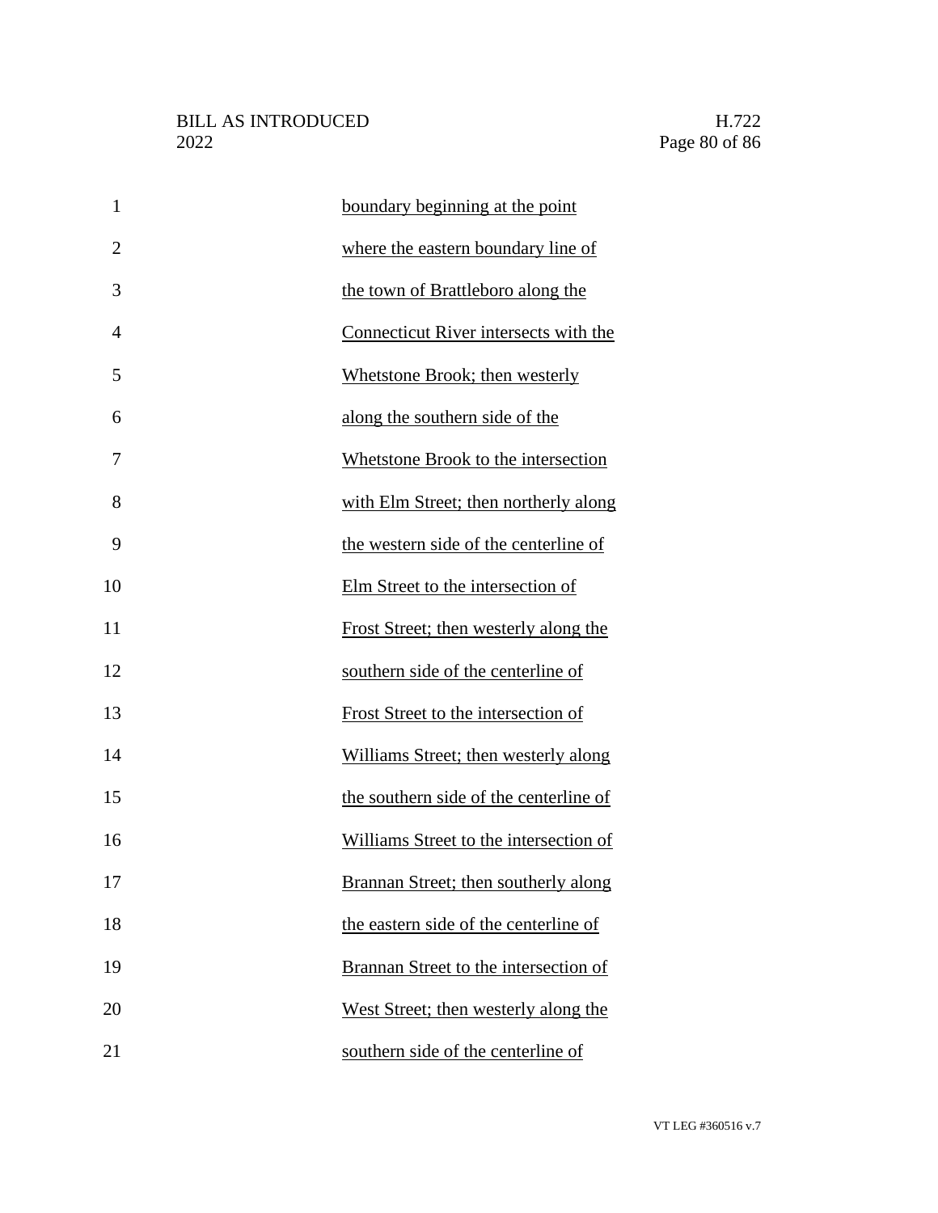boundary beginning at the point where the eastern boundary line of the town of Brattleboro along the Connecticut River intersects with the Whetstone Brook; then westerly along the southern side of the Whetstone Brook to the intersection with Elm Street; then northerly along the western side of the centerline of Elm Street to the intersection of Frost Street; then westerly along the southern side of the centerline of Frost Street to the intersection of Williams Street; then westerly along the southern side of the centerline of Williams Street to the intersection of Brannan Street; then southerly along the eastern side of the centerline of Brannan Street to the intersection of West Street; then westerly along the southern side of the centerline of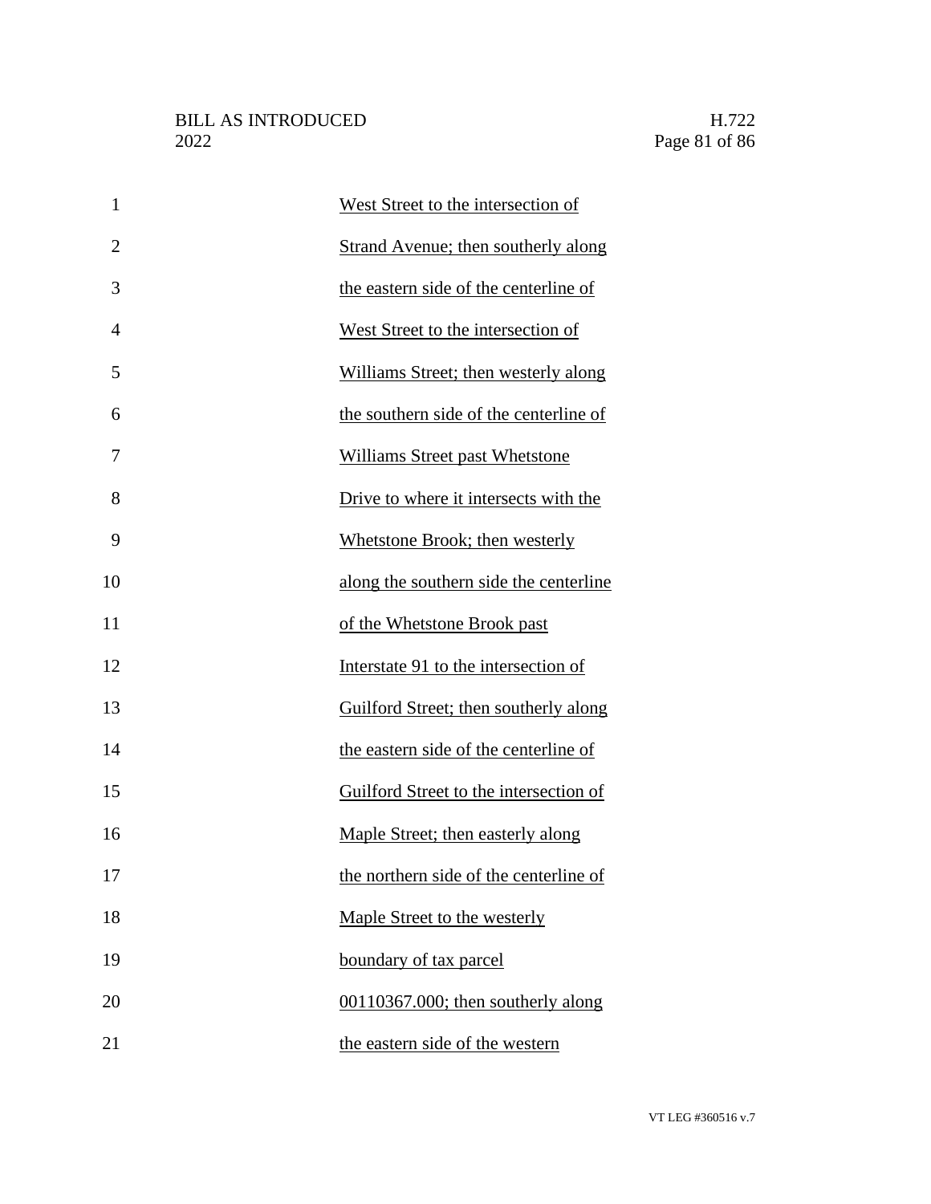West Street to the intersection of Strand Avenue; then southerly along the eastern side of the centerline of West Street to the intersection of Williams Street; then westerly along the southern side of the centerline of Williams Street past Whetstone Drive to where it intersects with the Whetstone Brook; then westerly along the southern side the centerline of the Whetstone Brook past Interstate 91 to the intersection of Guilford Street; then southerly along the eastern side of the centerline of Guilford Street to the intersection of Maple Street; then easterly along the northern side of the centerline of Maple Street to the westerly boundary of tax parcel 00110367.000; then southerly along the eastern side of the western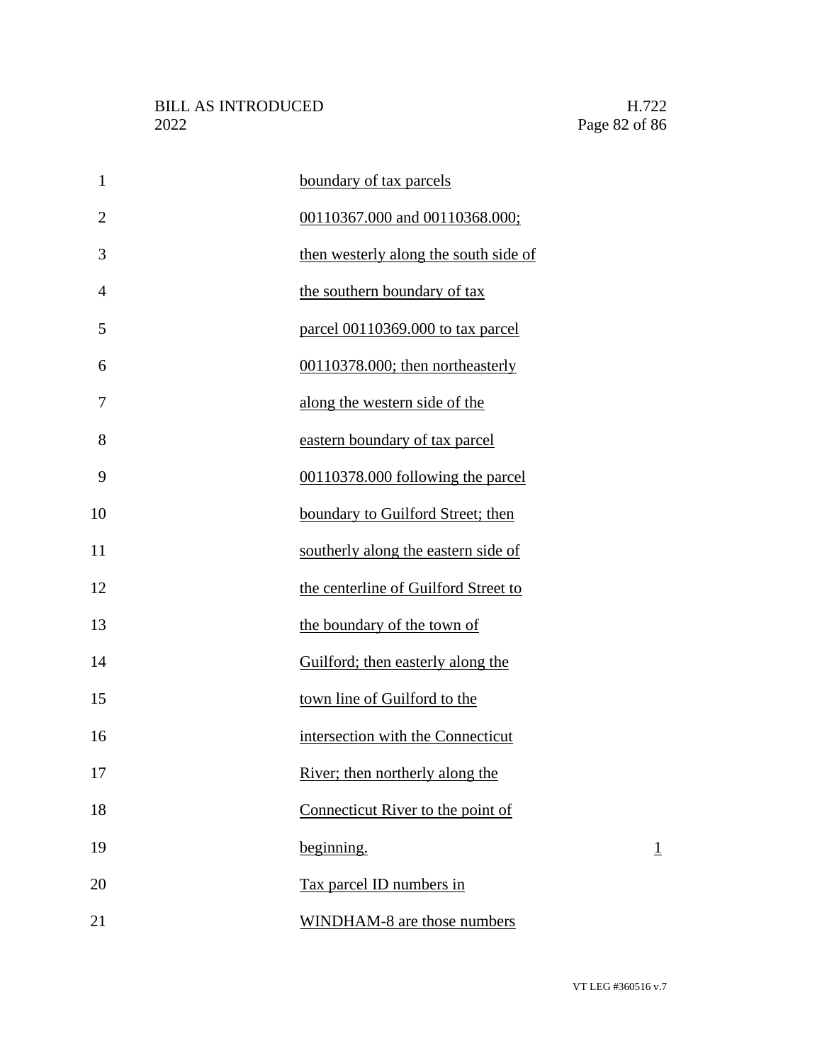boundary of tax parcels 00110367.000 and 00110368.000; then westerly along the south side of the southern boundary of tax parcel 00110369.000 to tax parcel 00110378.000; then northeasterly along the western side of the eastern boundary of tax parcel 00110378.000 following the parcel boundary to Guilford Street; then southerly along the eastern side of the centerline of Guilford Street to the boundary of the town of Guilford; then easterly along the town line of Guilford to the intersection with the Connecticut River; then northerly along the Connecticut River to the point of beginning. 1

Tax parcel ID numbers in WINDHAM-8 are those numbers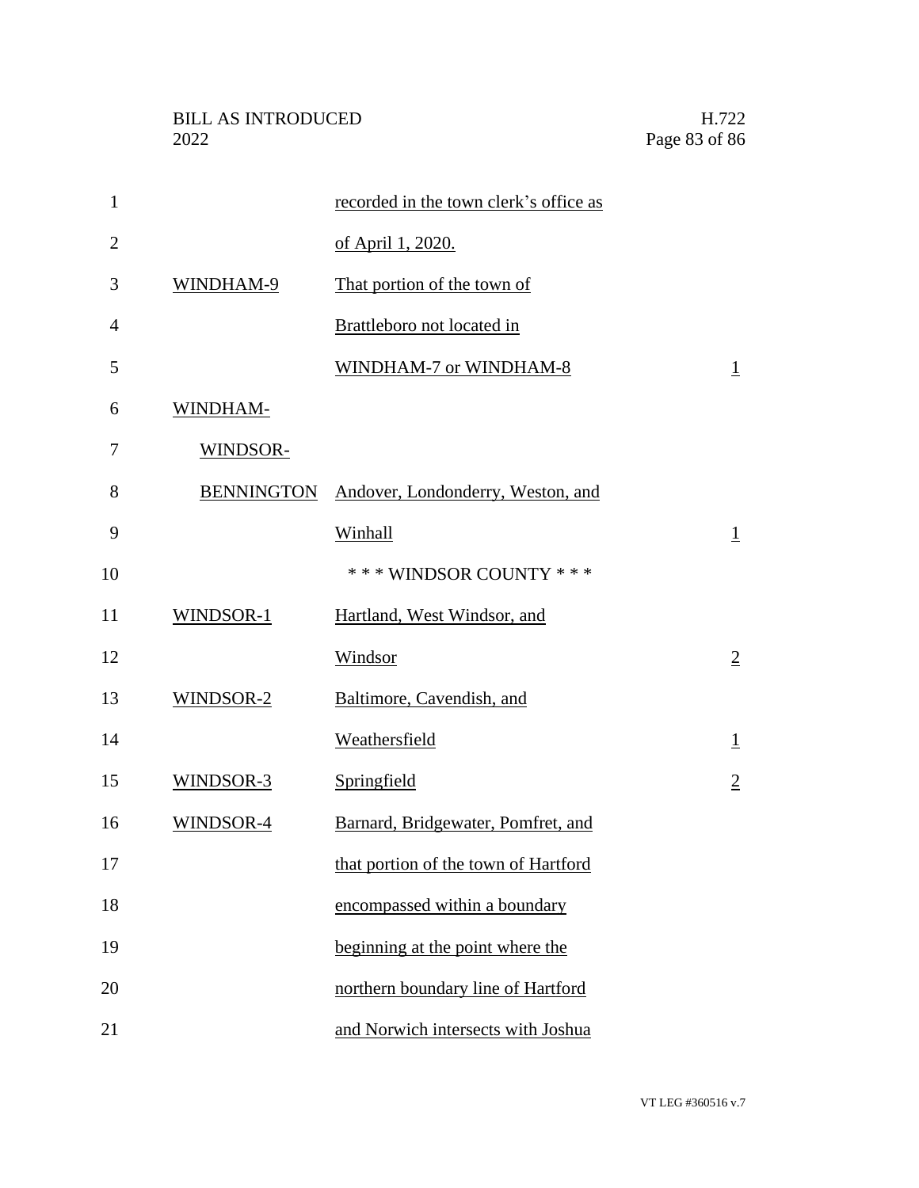| | | |
|---|---|---|
| | recorded in the town clerk's office as of April 1, 2020. | |
| WINDHAM-9 | That portion of the town of Brattleboro not located in WINDHAM-7 or WINDHAM-8 | 1 |
| WINDHAM-WINDSOR-BENNINGTON | Andover, Londonderry, Weston, and Winhall | 1 |
| | * * * WINDSOR COUNTY * * * | |
| WINDSOR-1 | Hartland, West Windsor, and Windsor | 2 |
| WINDSOR-2 | Baltimore, Cavendish, and Weathersfield | 1 |
| WINDSOR-3 | Springfield | 2 |
| WINDSOR-4 | Barnard, Bridgewater, Pomfret, and that portion of the town of Hartford encompassed within a boundary beginning at the point where the northern boundary line of Hartford and Norwich intersects with Joshua | |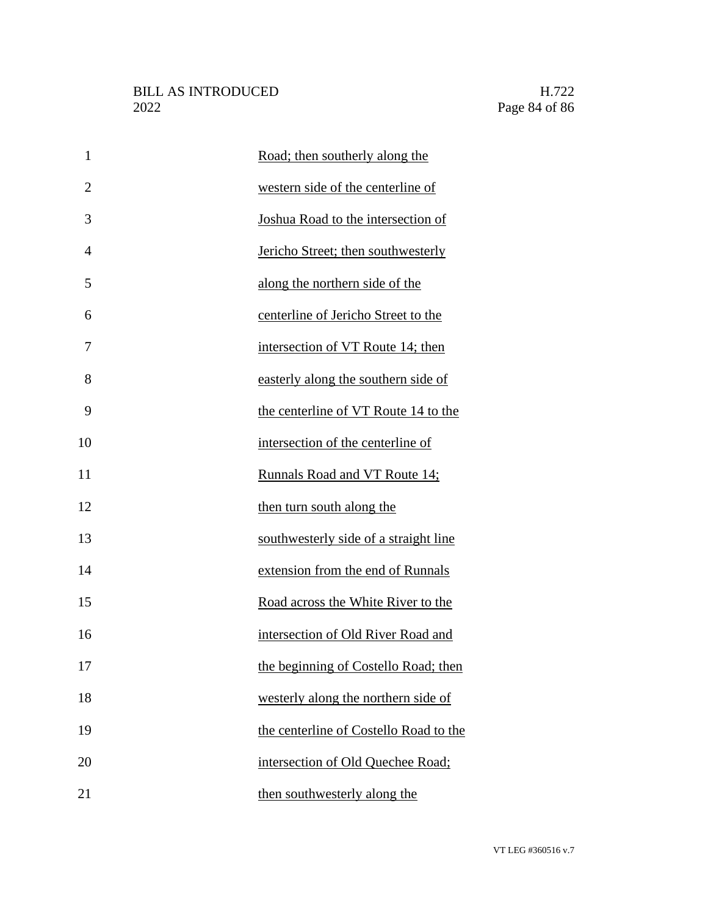Road; then southerly along the western side of the centerline of Joshua Road to the intersection of Jericho Street; then southwesterly along the northern side of the centerline of Jericho Street to the intersection of VT Route 14; then easterly along the southern side of the centerline of VT Route 14 to the intersection of the centerline of Runnals Road and VT Route 14; then turn south along the southwesterly side of a straight line extension from the end of Runnals Road across the White River to the intersection of Old River Road and the beginning of Costello Road; then westerly along the northern side of the centerline of Costello Road to the intersection of Old Quechee Road; then southwesterly along the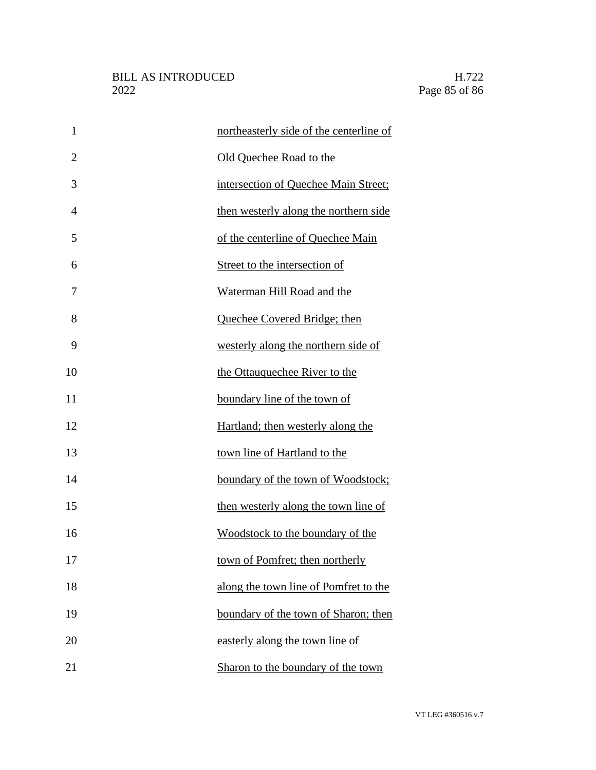northeasterly side of the centerline of Old Quechee Road to the intersection of Quechee Main Street; then westerly along the northern side of the centerline of Quechee Main Street to the intersection of Waterman Hill Road and the Quechee Covered Bridge; then westerly along the northern side of the Ottauquechee River to the boundary line of the town of Hartland; then westerly along the town line of Hartland to the boundary of the town of Woodstock; then westerly along the town line of Woodstock to the boundary of the town of Pomfret; then northerly along the town line of Pomfret to the boundary of the town of Sharon; then easterly along the town line of Sharon to the boundary of the town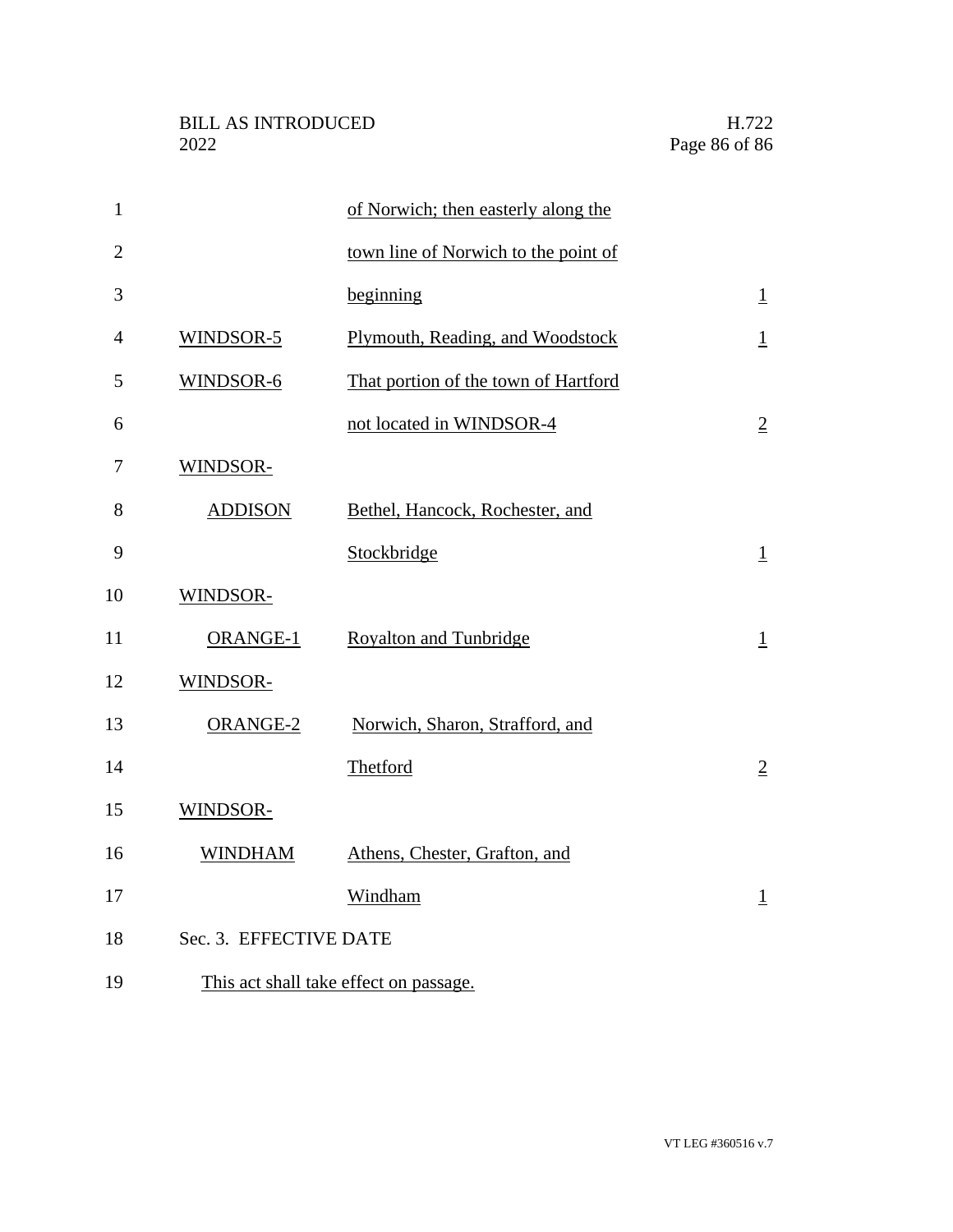| | | |
|---|---|---|
| | of Norwich; then easterly along the town line of Norwich to the point of beginning | 1 |
| WINDSOR-5 | Plymouth, Reading, and Woodstock | 1 |
| WINDSOR-6 | That portion of the town of Hartford not located in WINDSOR-4 | 2 |
| WINDSOR-ADDISON | Bethel, Hancock, Rochester, and Stockbridge | 1 |
| WINDSOR-ORANGE-1 | Royalton and Tunbridge | 1 |
| WINDSOR-ORANGE-2 | Norwich, Sharon, Strafford, and Thetford | 2 |
| WINDSOR-WINDHAM | Athens, Chester, Grafton, and Windham | 1 |

Sec. 3. EFFECTIVE DATE

This act shall take effect on passage.